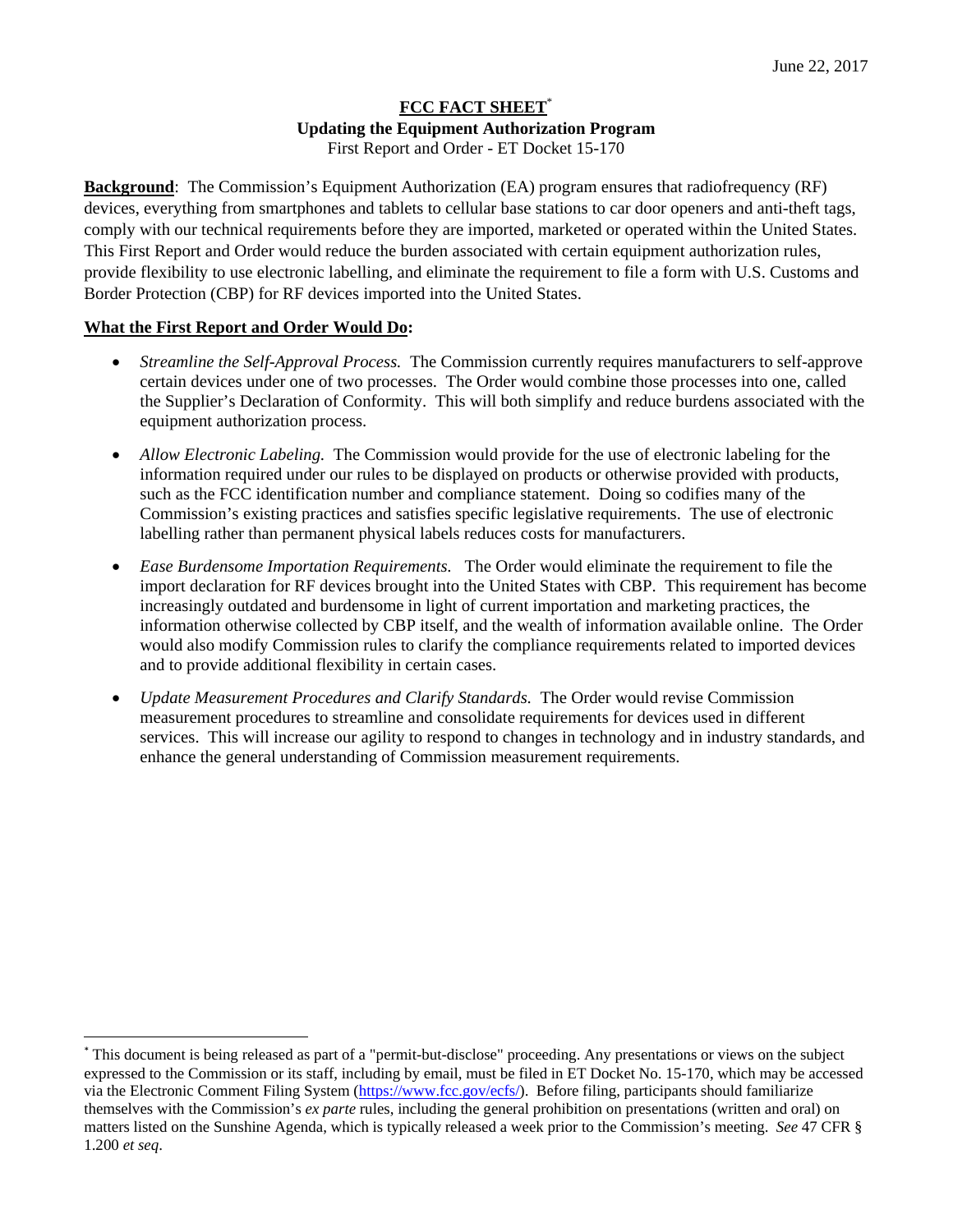June 22, 2017

# FCC FACT SHEET[*]

## Updating the Equipment Authorization Program

First Report and Order - ET Docket 15-170

**Background**: The Commission's Equipment Authorization (EA) program ensures that radiofrequency (RF) devices, everything from smartphones and tablets to cellular base stations to car door openers and anti-theft tags, comply with our technical requirements before they are imported, marketed or operated within the United States. This First Report and Order would reduce the burden associated with certain equipment authorization rules, provide flexibility to use electronic labelling, and eliminate the requirement to file a form with U.S. Customs and Border Protection (CBP) for RF devices imported into the United States.

**What the First Report and Order Would Do:**

- *Streamline the Self-Approval Process.* The Commission currently requires manufacturers to self-approve certain devices under one of two processes. The Order would combine those processes into one, called the Supplier's Declaration of Conformity. This will both simplify and reduce burdens associated with the equipment authorization process.
- *Allow Electronic Labeling.* The Commission would provide for the use of electronic labeling for the information required under our rules to be displayed on products or otherwise provided with products, such as the FCC identification number and compliance statement. Doing so codifies many of the Commission's existing practices and satisfies specific legislative requirements. The use of electronic labelling rather than permanent physical labels reduces costs for manufacturers.
- *Ease Burdensome Importation Requirements.* The Order would eliminate the requirement to file the import declaration for RF devices brought into the United States with CBP. This requirement has become increasingly outdated and burdensome in light of current importation and marketing practices, the information otherwise collected by CBP itself, and the wealth of information available online. The Order would also modify Commission rules to clarify the compliance requirements related to imported devices and to provide additional flexibility in certain cases.
- *Update Measurement Procedures and Clarify Standards.* The Order would revise Commission measurement procedures to streamline and consolidate requirements for devices used in different services. This will increase our agility to respond to changes in technology and in industry standards, and enhance the general understanding of Commission measurement requirements.

---

[*] This document is being released as part of a "permit-but-disclose" proceeding. Any presentations or views on the subject expressed to the Commission or its staff, including by email, must be filed in ET Docket No. 15-170, which may be accessed via the Electronic Comment Filing System (https://www.fcc.gov/ecfs/). Before filing, participants should familiarize themselves with the Commission's *ex parte* rules, including the general prohibition on presentations (written and oral) on matters listed on the Sunshine Agenda, which is typically released a week prior to the Commission's meeting. *See* 47 CFR § 1.200 *et seq*.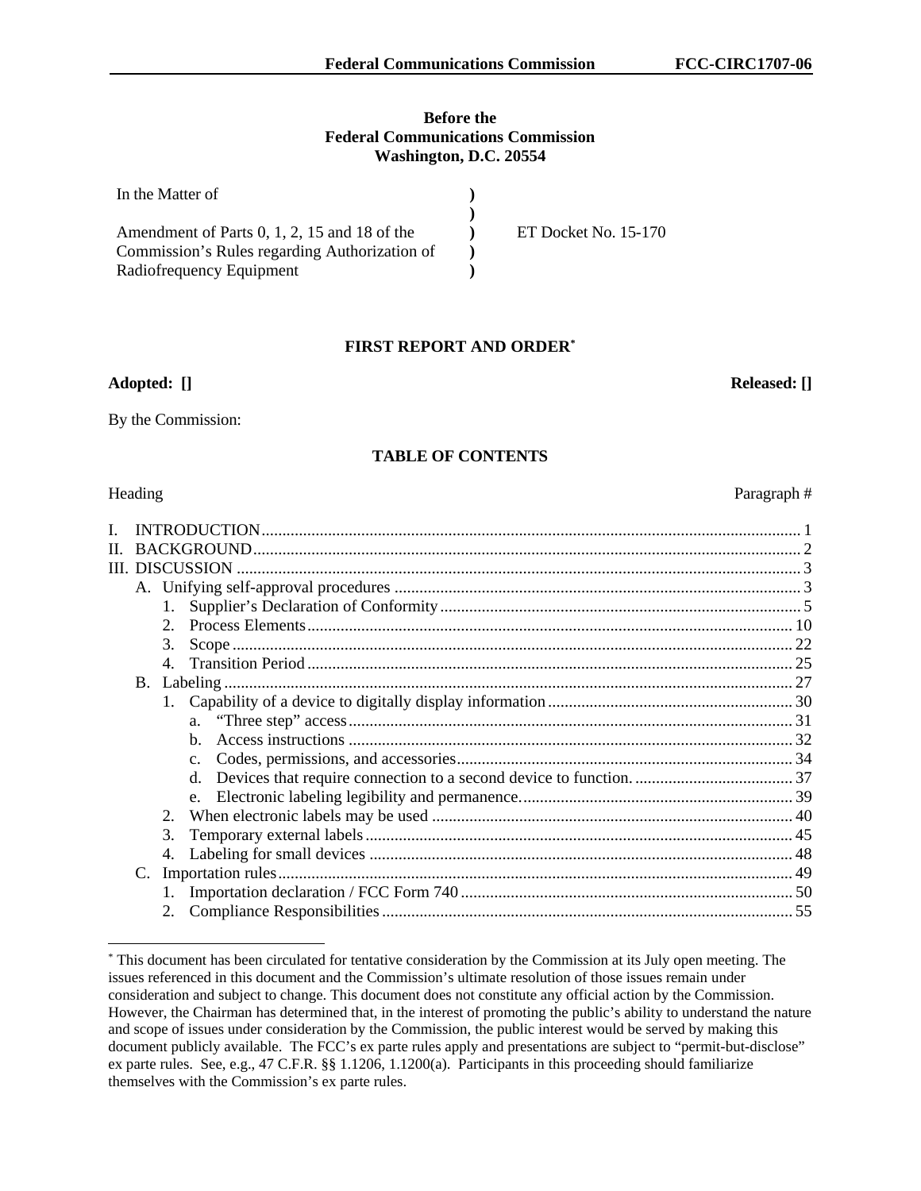**Before the**
**Federal Communications Commission**
**Washington, D.C. 20554**

| | | |
|---|---|---|
| In the Matter of | ) | |
| | ) | |
| Amendment of Parts 0, 1, 2, 15 and 18 of the Commission's Rules regarding Authorization of Radiofrequency Equipment | ) ) ) | ET Docket No. 15-170 |

## FIRST REPORT AND ORDER*

**Adopted: []** **Released: []**

By the Commission:

## TABLE OF CONTENTS

| Heading | Paragraph # |
|---|---|
| I. INTRODUCTION | 1 |
| II. BACKGROUND | 2 |
| III. DISCUSSION | 3 |
| A. Unifying self-approval procedures | 3 |
| 1. Supplier's Declaration of Conformity | 5 |
| 2. Process Elements | 10 |
| 3. Scope | 22 |
| 4. Transition Period | 25 |
| B. Labeling | 27 |
| 1. Capability of a device to digitally display information | 30 |
| a. "Three step" access | 31 |
| b. Access instructions | 32 |
| c. Codes, permissions, and accessories | 34 |
| d. Devices that require connection to a second device to function. | 37 |
| e. Electronic labeling legibility and permanence. | 39 |
| 2. When electronic labels may be used | 40 |
| 3. Temporary external labels | 45 |
| 4. Labeling for small devices | 48 |
| C. Importation rules | 49 |
| 1. Importation declaration / FCC Form 740 | 50 |
| 2. Compliance Responsibilities | 55 |

* This document has been circulated for tentative consideration by the Commission at its July open meeting. The issues referenced in this document and the Commission's ultimate resolution of those issues remain under consideration and subject to change. This document does not constitute any official action by the Commission. However, the Chairman has determined that, in the interest of promoting the public's ability to understand the nature and scope of issues under consideration by the Commission, the public interest would be served by making this document publicly available. The FCC's ex parte rules apply and presentations are subject to "permit-but-disclose" ex parte rules. See, e.g., 47 C.F.R. §§ 1.1206, 1.1200(a). Participants in this proceeding should familiarize themselves with the Commission's ex parte rules.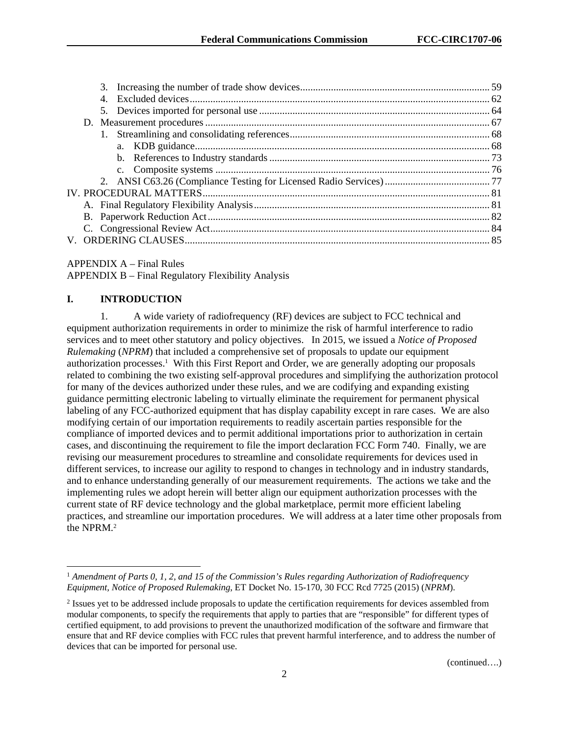3. Increasing the number of trade show devices ... 59
4. Excluded devices ... 62
5. Devices imported for personal use ... 64

D. Measurement procedures ... 67

1. Streamlining and consolidating references ... 68
   a. KDB guidance ... 68
   b. References to Industry standards ... 73
   c. Composite systems ... 76
2. ANSI C63.26 (Compliance Testing for Licensed Radio Services) ... 77

IV. PROCEDURAL MATTERS ... 81

A. Final Regulatory Flexibility Analysis ... 81
B. Paperwork Reduction Act ... 82
C. Congressional Review Act ... 84

V. ORDERING CLAUSES ... 85

APPENDIX A – Final Rules
APPENDIX B – Final Regulatory Flexibility Analysis

## I. INTRODUCTION

1. A wide variety of radiofrequency (RF) devices are subject to FCC technical and equipment authorization requirements in order to minimize the risk of harmful interference to radio services and to meet other statutory and policy objectives. In 2015, we issued a *Notice of Proposed Rulemaking* (*NPRM*) that included a comprehensive set of proposals to update our equipment authorization processes.[1] With this First Report and Order, we are generally adopting our proposals related to combining the two existing self-approval procedures and simplifying the authorization protocol for many of the devices authorized under these rules, and we are codifying and expanding existing guidance permitting electronic labeling to virtually eliminate the requirement for permanent physical labeling of any FCC-authorized equipment that has display capability except in rare cases. We are also modifying certain of our importation requirements to readily ascertain parties responsible for the compliance of imported devices and to permit additional importations prior to authorization in certain cases, and discontinuing the requirement to file the import declaration FCC Form 740. Finally, we are revising our measurement procedures to streamline and consolidate requirements for devices used in different services, to increase our agility to respond to changes in technology and in industry standards, and to enhance understanding generally of our measurement requirements. The actions we take and the implementing rules we adopt herein will better align our equipment authorization processes with the current state of RF device technology and the global marketplace, permit more efficient labeling practices, and streamline our importation procedures. We will address at a later time other proposals from the NPRM.[2]

---

[1] *Amendment of Parts 0, 1, 2, and 15 of the Commission's Rules regarding Authorization of Radiofrequency Equipment*, *Notice of Proposed Rulemaking*, ET Docket No. 15-170, 30 FCC Rcd 7725 (2015) (*NPRM*).

[2] Issues yet to be addressed include proposals to update the certification requirements for devices assembled from modular components, to specify the requirements that apply to parties that are "responsible" for different types of certified equipment, to add provisions to prevent the unauthorized modification of the software and firmware that ensure that and RF device complies with FCC rules that prevent harmful interference, and to address the number of devices that can be imported for personal use.

(continued….)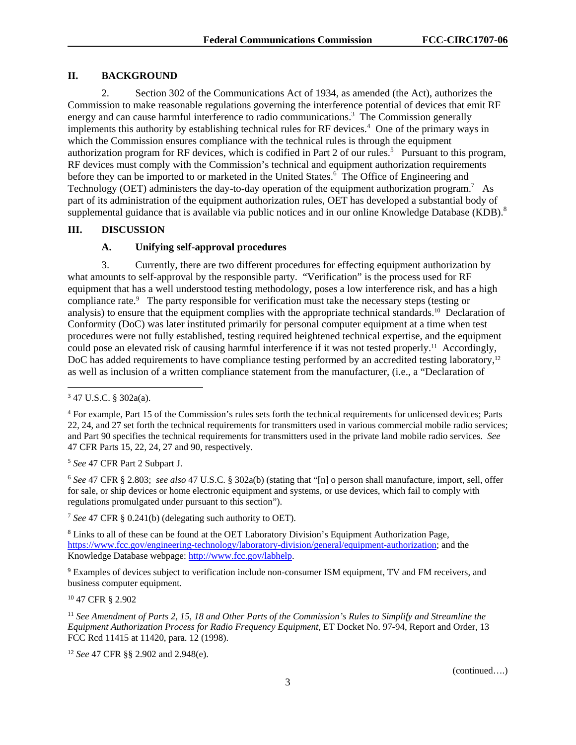## II. BACKGROUND

2. Section 302 of the Communications Act of 1934, as amended (the Act), authorizes the Commission to make reasonable regulations governing the interference potential of devices that emit RF energy and can cause harmful interference to radio communications.[3] The Commission generally implements this authority by establishing technical rules for RF devices.[4] One of the primary ways in which the Commission ensures compliance with the technical rules is through the equipment authorization program for RF devices, which is codified in Part 2 of our rules.[5] Pursuant to this program, RF devices must comply with the Commission's technical and equipment authorization requirements before they can be imported to or marketed in the United States.[6] The Office of Engineering and Technology (OET) administers the day-to-day operation of the equipment authorization program.[7] As part of its administration of the equipment authorization rules, OET has developed a substantial body of supplemental guidance that is available via public notices and in our online Knowledge Database (KDB).[8]

## III. DISCUSSION

### A. Unifying self-approval procedures

3. Currently, there are two different procedures for effecting equipment authorization by what amounts to self-approval by the responsible party. "Verification" is the process used for RF equipment that has a well understood testing methodology, poses a low interference risk, and has a high compliance rate.[9] The party responsible for verification must take the necessary steps (testing or analysis) to ensure that the equipment complies with the appropriate technical standards.[10] Declaration of Conformity (DoC) was later instituted primarily for personal computer equipment at a time when test procedures were not fully established, testing required heightened technical expertise, and the equipment could pose an elevated risk of causing harmful interference if it was not tested properly.[11] Accordingly, DoC has added requirements to have compliance testing performed by an accredited testing laboratory,[12] as well as inclusion of a written compliance statement from the manufacturer, (i.e., a "Declaration of

---

[3] 47 U.S.C. § 302a(a).

[4] For example, Part 15 of the Commission's rules sets forth the technical requirements for unlicensed devices; Parts 22, 24, and 27 set forth the technical requirements for transmitters used in various commercial mobile radio services; and Part 90 specifies the technical requirements for transmitters used in the private land mobile radio services. *See* 47 CFR Parts 15, 22, 24, 27 and 90, respectively.

[5] *See* 47 CFR Part 2 Subpart J.

[6] *See* 47 CFR § 2.803; *see also* 47 U.S.C. § 302a(b) (stating that "[n] o person shall manufacture, import, sell, offer for sale, or ship devices or home electronic equipment and systems, or use devices, which fail to comply with regulations promulgated under pursuant to this section").

[7] *See* 47 CFR § 0.241(b) (delegating such authority to OET).

[8] Links to all of these can be found at the OET Laboratory Division's Equipment Authorization Page, https://www.fcc.gov/engineering-technology/laboratory-division/general/equipment-authorization; and the Knowledge Database webpage: http://www.fcc.gov/labhelp.

[9] Examples of devices subject to verification include non-consumer ISM equipment, TV and FM receivers, and business computer equipment.

[10] 47 CFR § 2.902

[11] *See Amendment of Parts 2, 15, 18 and Other Parts of the Commission's Rules to Simplify and Streamline the Equipment Authorization Process for Radio Frequency Equipment*, ET Docket No. 97-94, Report and Order, 13 FCC Rcd 11415 at 11420, para. 12 (1998).

[12] *See* 47 CFR §§ 2.902 and 2.948(e).

(continued….)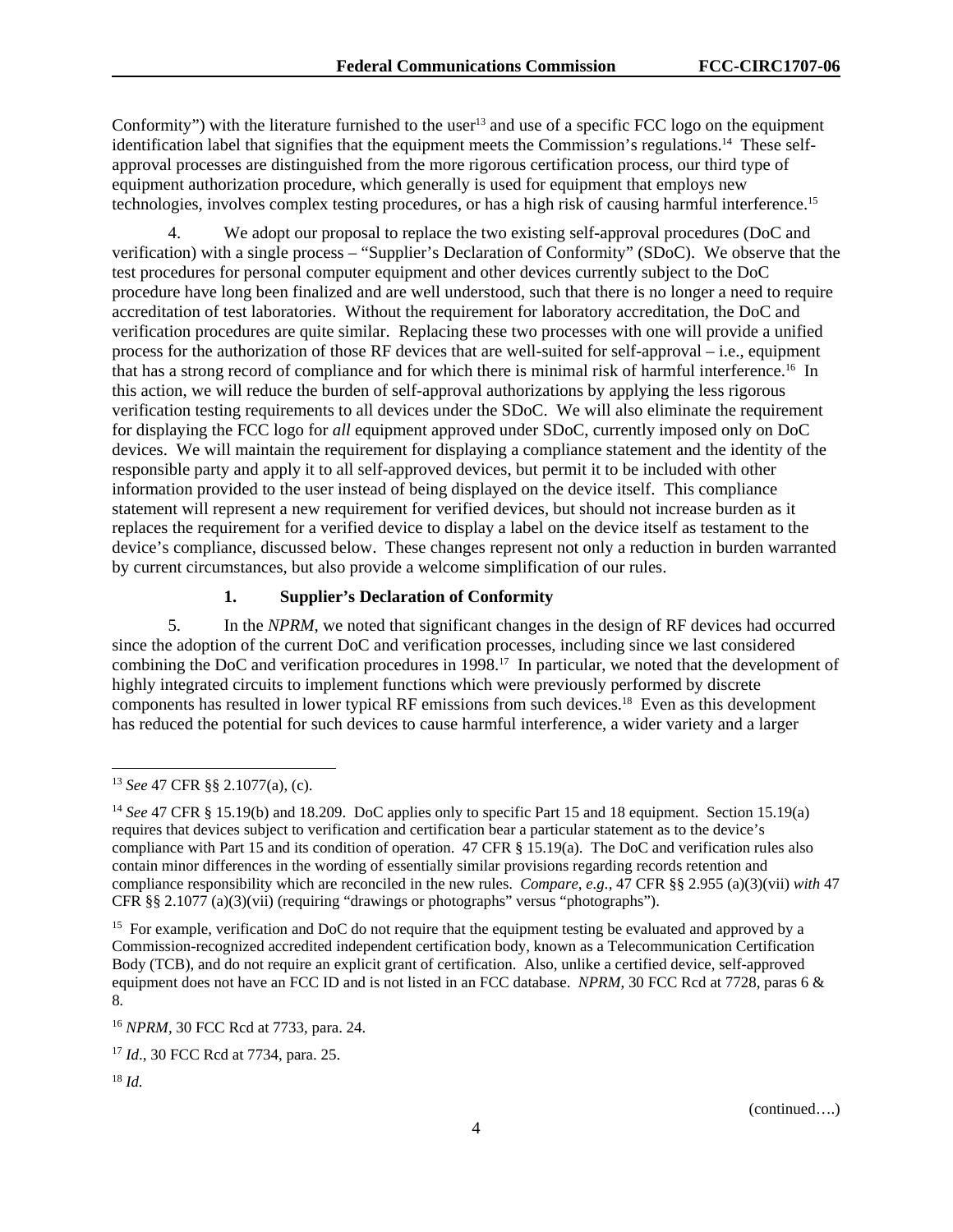Conformity") with the literature furnished to the user[13] and use of a specific FCC logo on the equipment identification label that signifies that the equipment meets the Commission's regulations.[14] These self-approval processes are distinguished from the more rigorous certification process, our third type of equipment authorization procedure, which generally is used for equipment that employs new technologies, involves complex testing procedures, or has a high risk of causing harmful interference.[15]

4. We adopt our proposal to replace the two existing self-approval procedures (DoC and verification) with a single process – "Supplier's Declaration of Conformity" (SDoC). We observe that the test procedures for personal computer equipment and other devices currently subject to the DoC procedure have long been finalized and are well understood, such that there is no longer a need to require accreditation of test laboratories. Without the requirement for laboratory accreditation, the DoC and verification procedures are quite similar. Replacing these two processes with one will provide a unified process for the authorization of those RF devices that are well-suited for self-approval – i.e., equipment that has a strong record of compliance and for which there is minimal risk of harmful interference.[16] In this action, we will reduce the burden of self-approval authorizations by applying the less rigorous verification testing requirements to all devices under the SDoC. We will also eliminate the requirement for displaying the FCC logo for *all* equipment approved under SDoC, currently imposed only on DoC devices. We will maintain the requirement for displaying a compliance statement and the identity of the responsible party and apply it to all self-approved devices, but permit it to be included with other information provided to the user instead of being displayed on the device itself. This compliance statement will represent a new requirement for verified devices, but should not increase burden as it replaces the requirement for a verified device to display a label on the device itself as testament to the device's compliance, discussed below. These changes represent not only a reduction in burden warranted by current circumstances, but also provide a welcome simplification of our rules.

### 1. Supplier's Declaration of Conformity

5. In the *NPRM*, we noted that significant changes in the design of RF devices had occurred since the adoption of the current DoC and verification processes, including since we last considered combining the DoC and verification procedures in 1998.[17] In particular, we noted that the development of highly integrated circuits to implement functions which were previously performed by discrete components has resulted in lower typical RF emissions from such devices.[18] Even as this development has reduced the potential for such devices to cause harmful interference, a wider variety and a larger

---

[13] *See* 47 CFR §§ 2.1077(a), (c).

[14] *See* 47 CFR § 15.19(b) and 18.209. DoC applies only to specific Part 15 and 18 equipment. Section 15.19(a) requires that devices subject to verification and certification bear a particular statement as to the device's compliance with Part 15 and its condition of operation. 47 CFR § 15.19(a). The DoC and verification rules also contain minor differences in the wording of essentially similar provisions regarding records retention and compliance responsibility which are reconciled in the new rules. *Compare, e.g.*, 47 CFR §§ 2.955 (a)(3)(vii) *with* 47 CFR §§ 2.1077 (a)(3)(vii) (requiring "drawings or photographs" versus "photographs").

[15] For example, verification and DoC do not require that the equipment testing be evaluated and approved by a Commission-recognized accredited independent certification body, known as a Telecommunication Certification Body (TCB), and do not require an explicit grant of certification. Also, unlike a certified device, self-approved equipment does not have an FCC ID and is not listed in an FCC database. *NPRM*, 30 FCC Rcd at 7728, paras 6 & 8.

[16] *NPRM*, 30 FCC Rcd at 7733, para. 24.

[17] *Id*., 30 FCC Rcd at 7734, para. 25.

[18] *Id.*

(continued….)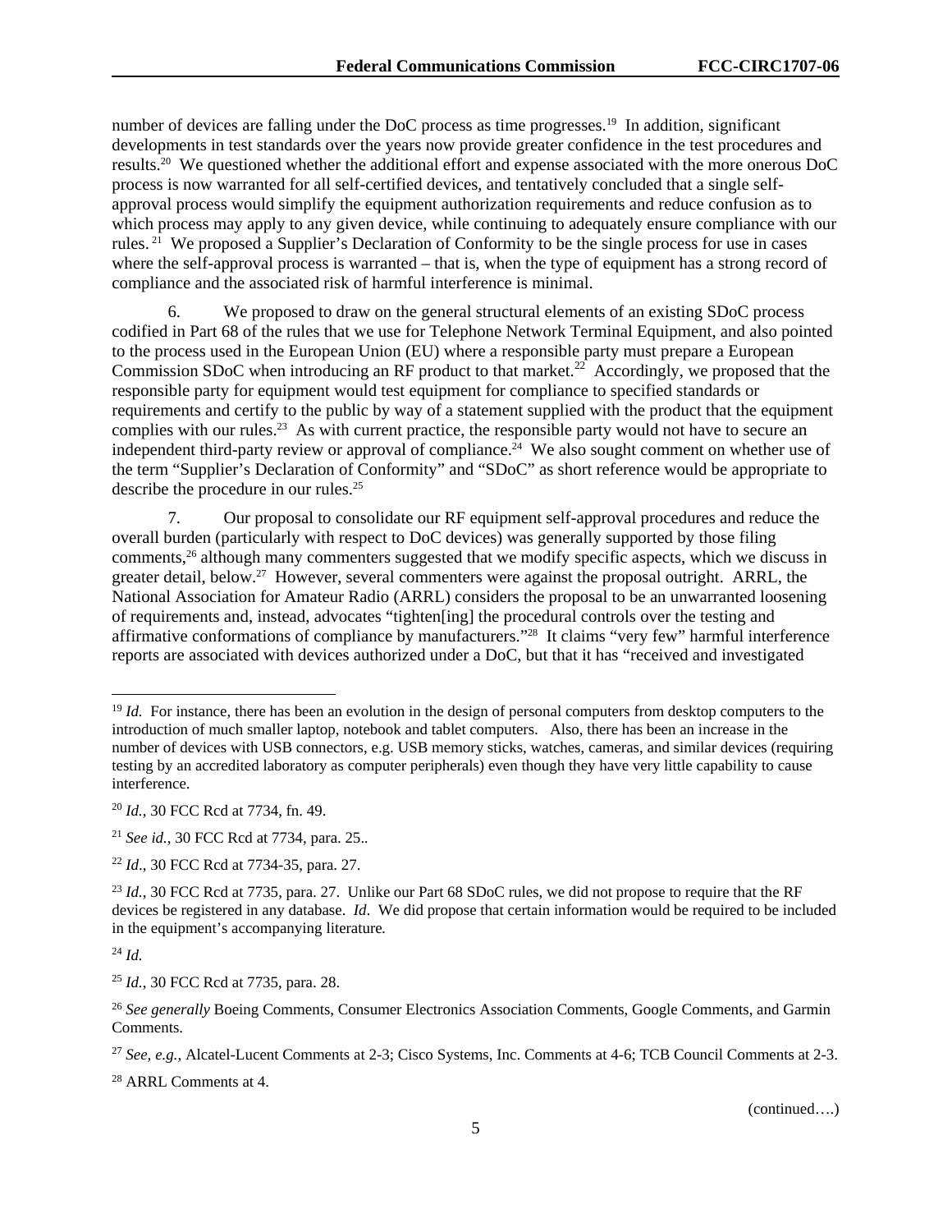number of devices are falling under the DoC process as time progresses.[19] In addition, significant developments in test standards over the years now provide greater confidence in the test procedures and results.[20] We questioned whether the additional effort and expense associated with the more onerous DoC process is now warranted for all self-certified devices, and tentatively concluded that a single self-approval process would simplify the equipment authorization requirements and reduce confusion as to which process may apply to any given device, while continuing to adequately ensure compliance with our rules.[21] We proposed a Supplier's Declaration of Conformity to be the single process for use in cases where the self-approval process is warranted – that is, when the type of equipment has a strong record of compliance and the associated risk of harmful interference is minimal.

6. We proposed to draw on the general structural elements of an existing SDoC process codified in Part 68 of the rules that we use for Telephone Network Terminal Equipment, and also pointed to the process used in the European Union (EU) where a responsible party must prepare a European Commission SDoC when introducing an RF product to that market.[22] Accordingly, we proposed that the responsible party for equipment would test equipment for compliance to specified standards or requirements and certify to the public by way of a statement supplied with the product that the equipment complies with our rules.[23] As with current practice, the responsible party would not have to secure an independent third-party review or approval of compliance.[24] We also sought comment on whether use of the term "Supplier's Declaration of Conformity" and "SDoC" as short reference would be appropriate to describe the procedure in our rules.[25]

7. Our proposal to consolidate our RF equipment self-approval procedures and reduce the overall burden (particularly with respect to DoC devices) was generally supported by those filing comments,[26] although many commenters suggested that we modify specific aspects, which we discuss in greater detail, below.[27] However, several commenters were against the proposal outright. ARRL, the National Association for Amateur Radio (ARRL) considers the proposal to be an unwarranted loosening of requirements and, instead, advocates "tighten[ing] the procedural controls over the testing and affirmative conformations of compliance by manufacturers."[28] It claims "very few" harmful interference reports are associated with devices authorized under a DoC, but that it has "received and investigated

---

[19] *Id.* For instance, there has been an evolution in the design of personal computers from desktop computers to the introduction of much smaller laptop, notebook and tablet computers. Also, there has been an increase in the number of devices with USB connectors, e.g. USB memory sticks, watches, cameras, and similar devices (requiring testing by an accredited laboratory as computer peripherals) even though they have very little capability to cause interference.

[20] *Id.*, 30 FCC Rcd at 7734, fn. 49.

[21] *See id.*, 30 FCC Rcd at 7734, para. 25..

[22] *Id*., 30 FCC Rcd at 7734-35, para. 27.

[23] *Id.*, 30 FCC Rcd at 7735, para. 27. Unlike our Part 68 SDoC rules, we did not propose to require that the RF devices be registered in any database. *Id*. We did propose that certain information would be required to be included in the equipment's accompanying literature*.*

[24] *Id.*

[25] *Id.*, 30 FCC Rcd at 7735, para. 28.

[26] *See generally* Boeing Comments, Consumer Electronics Association Comments, Google Comments, and Garmin Comments.

[27] *See, e.g.,* Alcatel-Lucent Comments at 2-3; Cisco Systems, Inc. Comments at 4-6; TCB Council Comments at 2-3.

[28] ARRL Comments at 4.

(continued….)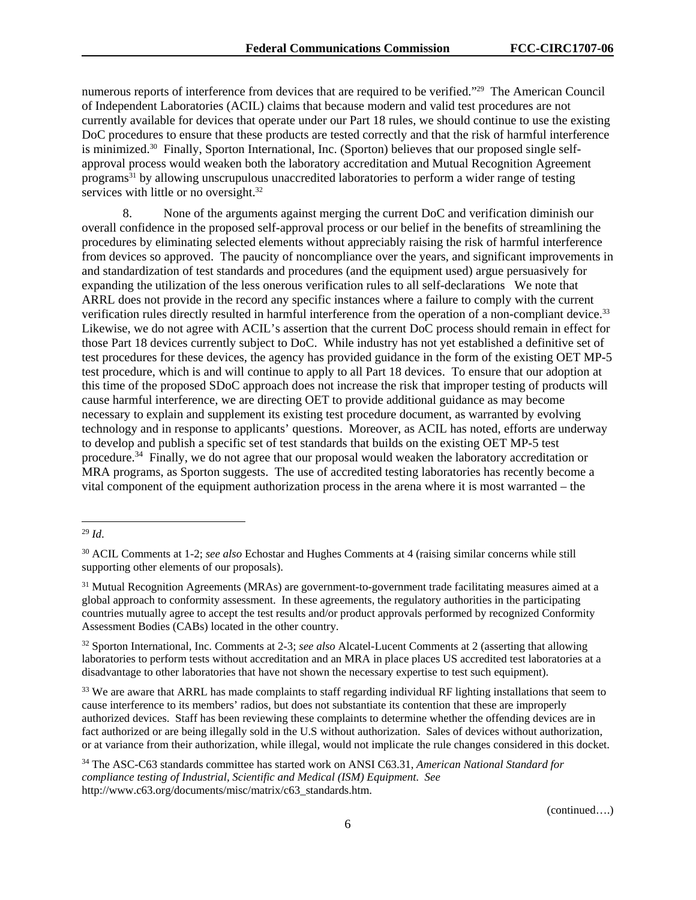numerous reports of interference from devices that are required to be verified."[29] The American Council of Independent Laboratories (ACIL) claims that because modern and valid test procedures are not currently available for devices that operate under our Part 18 rules, we should continue to use the existing DoC procedures to ensure that these products are tested correctly and that the risk of harmful interference is minimized.[30] Finally, Sporton International, Inc. (Sporton) believes that our proposed single self-approval process would weaken both the laboratory accreditation and Mutual Recognition Agreement programs[31] by allowing unscrupulous unaccredited laboratories to perform a wider range of testing services with little or no oversight.[32]

8. None of the arguments against merging the current DoC and verification diminish our overall confidence in the proposed self-approval process or our belief in the benefits of streamlining the procedures by eliminating selected elements without appreciably raising the risk of harmful interference from devices so approved. The paucity of noncompliance over the years, and significant improvements in and standardization of test standards and procedures (and the equipment used) argue persuasively for expanding the utilization of the less onerous verification rules to all self-declarations We note that ARRL does not provide in the record any specific instances where a failure to comply with the current verification rules directly resulted in harmful interference from the operation of a non-compliant device.[33] Likewise, we do not agree with ACIL's assertion that the current DoC process should remain in effect for those Part 18 devices currently subject to DoC. While industry has not yet established a definitive set of test procedures for these devices, the agency has provided guidance in the form of the existing OET MP-5 test procedure, which is and will continue to apply to all Part 18 devices. To ensure that our adoption at this time of the proposed SDoC approach does not increase the risk that improper testing of products will cause harmful interference, we are directing OET to provide additional guidance as may become necessary to explain and supplement its existing test procedure document, as warranted by evolving technology and in response to applicants' questions. Moreover, as ACIL has noted, efforts are underway to develop and publish a specific set of test standards that builds on the existing OET MP-5 test procedure.[34] Finally, we do not agree that our proposal would weaken the laboratory accreditation or MRA programs, as Sporton suggests. The use of accredited testing laboratories has recently become a vital component of the equipment authorization process in the arena where it is most warranted – the

---

[29] *Id*.

[30] ACIL Comments at 1-2; *see also* Echostar and Hughes Comments at 4 (raising similar concerns while still supporting other elements of our proposals).

[31] Mutual Recognition Agreements (MRAs) are government-to-government trade facilitating measures aimed at a global approach to conformity assessment. In these agreements, the regulatory authorities in the participating countries mutually agree to accept the test results and/or product approvals performed by recognized Conformity Assessment Bodies (CABs) located in the other country.

[32] Sporton International, Inc. Comments at 2-3; *see also* Alcatel-Lucent Comments at 2 (asserting that allowing laboratories to perform tests without accreditation and an MRA in place places US accredited test laboratories at a disadvantage to other laboratories that have not shown the necessary expertise to test such equipment).

[33] We are aware that ARRL has made complaints to staff regarding individual RF lighting installations that seem to cause interference to its members' radios, but does not substantiate its contention that these are improperly authorized devices. Staff has been reviewing these complaints to determine whether the offending devices are in fact authorized or are being illegally sold in the U.S without authorization. Sales of devices without authorization, or at variance from their authorization, while illegal, would not implicate the rule changes considered in this docket.

[34] The ASC-C63 standards committee has started work on ANSI C63.31, *American National Standard for compliance testing of Industrial, Scientific and Medical (ISM) Equipment*. *See* http://www.c63.org/documents/misc/matrix/c63_standards.htm.

(continued….)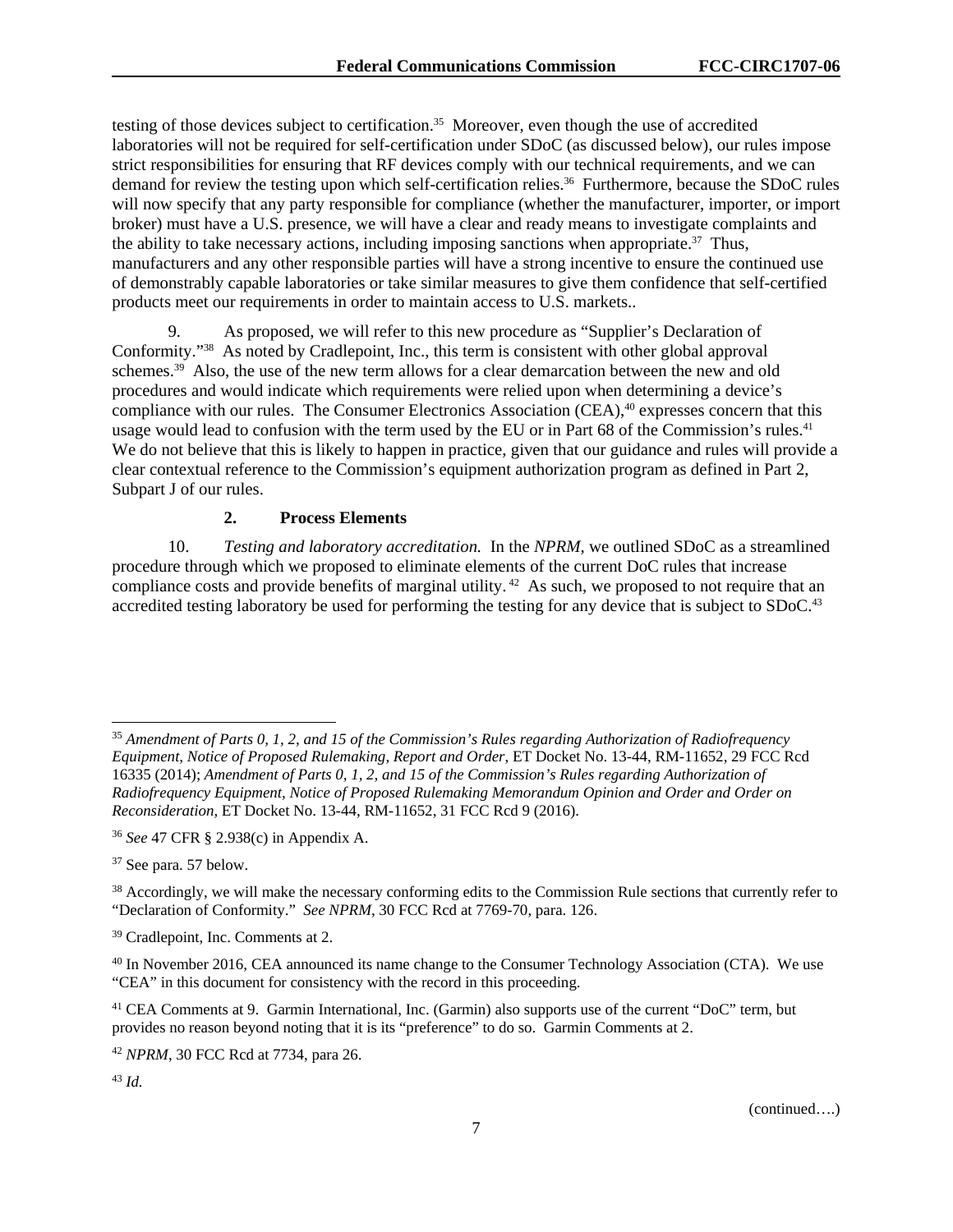testing of those devices subject to certification.[35] Moreover, even though the use of accredited laboratories will not be required for self-certification under SDoC (as discussed below), our rules impose strict responsibilities for ensuring that RF devices comply with our technical requirements, and we can demand for review the testing upon which self-certification relies.[36] Furthermore, because the SDoC rules will now specify that any party responsible for compliance (whether the manufacturer, importer, or import broker) must have a U.S. presence, we will have a clear and ready means to investigate complaints and the ability to take necessary actions, including imposing sanctions when appropriate.[37] Thus, manufacturers and any other responsible parties will have a strong incentive to ensure the continued use of demonstrably capable laboratories or take similar measures to give them confidence that self-certified products meet our requirements in order to maintain access to U.S. markets..

9. As proposed, we will refer to this new procedure as "Supplier's Declaration of Conformity."[38] As noted by Cradlepoint, Inc., this term is consistent with other global approval schemes.[39] Also, the use of the new term allows for a clear demarcation between the new and old procedures and would indicate which requirements were relied upon when determining a device's compliance with our rules. The Consumer Electronics Association (CEA),[40] expresses concern that this usage would lead to confusion with the term used by the EU or in Part 68 of the Commission's rules.[41] We do not believe that this is likely to happen in practice, given that our guidance and rules will provide a clear contextual reference to the Commission's equipment authorization program as defined in Part 2, Subpart J of our rules.

### 2. Process Elements

10. *Testing and laboratory accreditation.* In the *NPRM*, we outlined SDoC as a streamlined procedure through which we proposed to eliminate elements of the current DoC rules that increase compliance costs and provide benefits of marginal utility.[42] As such, we proposed to not require that an accredited testing laboratory be used for performing the testing for any device that is subject to SDoC.[43]

---

[35] *Amendment of Parts 0, 1, 2, and 15 of the Commission's Rules regarding Authorization of Radiofrequency Equipment, Notice of Proposed Rulemaking, Report and Order*, ET Docket No. 13-44, RM-11652, 29 FCC Rcd 16335 (2014); *Amendment of Parts 0, 1, 2, and 15 of the Commission's Rules regarding Authorization of Radiofrequency Equipment, Notice of Proposed Rulemaking Memorandum Opinion and Order and Order on Reconsideration*, ET Docket No. 13-44, RM-11652, 31 FCC Rcd 9 (2016).

[36] *See* 47 CFR § 2.938(c) in Appendix A.

[37] See para. 57 below.

[38] Accordingly, we will make the necessary conforming edits to the Commission Rule sections that currently refer to "Declaration of Conformity." *See NPRM*, 30 FCC Rcd at 7769-70, para. 126.

[39] Cradlepoint, Inc. Comments at 2.

[40] In November 2016, CEA announced its name change to the Consumer Technology Association (CTA). We use "CEA" in this document for consistency with the record in this proceeding.

[41] CEA Comments at 9. Garmin International, Inc. (Garmin) also supports use of the current "DoC" term, but provides no reason beyond noting that it is its "preference" to do so. Garmin Comments at 2.

[42] *NPRM*, 30 FCC Rcd at 7734, para 26.

[43] *Id.*

(continued….)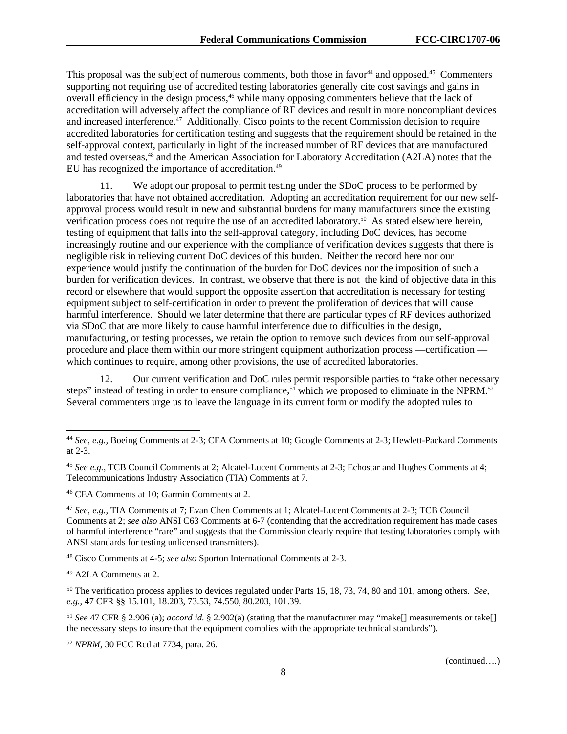This proposal was the subject of numerous comments, both those in favor[44] and opposed.[45] Commenters supporting not requiring use of accredited testing laboratories generally cite cost savings and gains in overall efficiency in the design process,[46] while many opposing commenters believe that the lack of accreditation will adversely affect the compliance of RF devices and result in more noncompliant devices and increased interference.[47] Additionally, Cisco points to the recent Commission decision to require accredited laboratories for certification testing and suggests that the requirement should be retained in the self-approval context, particularly in light of the increased number of RF devices that are manufactured and tested overseas,[48] and the American Association for Laboratory Accreditation (A2LA) notes that the EU has recognized the importance of accreditation.[49]

11. We adopt our proposal to permit testing under the SDoC process to be performed by laboratories that have not obtained accreditation. Adopting an accreditation requirement for our new self-approval process would result in new and substantial burdens for many manufacturers since the existing verification process does not require the use of an accredited laboratory.[50] As stated elsewhere herein, testing of equipment that falls into the self-approval category, including DoC devices, has become increasingly routine and our experience with the compliance of verification devices suggests that there is negligible risk in relieving current DoC devices of this burden. Neither the record here nor our experience would justify the continuation of the burden for DoC devices nor the imposition of such a burden for verification devices. In contrast, we observe that there is not the kind of objective data in this record or elsewhere that would support the opposite assertion that accreditation is necessary for testing equipment subject to self-certification in order to prevent the proliferation of devices that will cause harmful interference. Should we later determine that there are particular types of RF devices authorized via SDoC that are more likely to cause harmful interference due to difficulties in the design, manufacturing, or testing processes, we retain the option to remove such devices from our self-approval procedure and place them within our more stringent equipment authorization process —certification — which continues to require, among other provisions, the use of accredited laboratories.

12. Our current verification and DoC rules permit responsible parties to "take other necessary steps" instead of testing in order to ensure compliance,[51] which we proposed to eliminate in the NPRM.[52] Several commenters urge us to leave the language in its current form or modify the adopted rules to

---

[44] *See, e.g.,* Boeing Comments at 2-3; CEA Comments at 10; Google Comments at 2-3; Hewlett-Packard Comments at 2-3.

[45] *See e.g.,* TCB Council Comments at 2; Alcatel-Lucent Comments at 2-3; Echostar and Hughes Comments at 4; Telecommunications Industry Association (TIA) Comments at 7.

[46] CEA Comments at 10; Garmin Comments at 2.

[47] *See, e.g.,* TIA Comments at 7; Evan Chen Comments at 1; Alcatel-Lucent Comments at 2-3; TCB Council Comments at 2; *see also* ANSI C63 Comments at 6-7 (contending that the accreditation requirement has made cases of harmful interference "rare" and suggests that the Commission clearly require that testing laboratories comply with ANSI standards for testing unlicensed transmitters).

[48] Cisco Comments at 4-5; *see also* Sporton International Comments at 2-3.

[49] A2LA Comments at 2.

[50] The verification process applies to devices regulated under Parts 15, 18, 73, 74, 80 and 101, among others. *See, e.g.,* 47 CFR §§ 15.101, 18.203, 73.53, 74.550, 80.203, 101.39.

[51] *See* 47 CFR § 2.906 (a); *accord id.* § 2.902(a) (stating that the manufacturer may "make[] measurements or take[] the necessary steps to insure that the equipment complies with the appropriate technical standards").

[52] *NPRM*, 30 FCC Rcd at 7734, para. 26.

(continued….)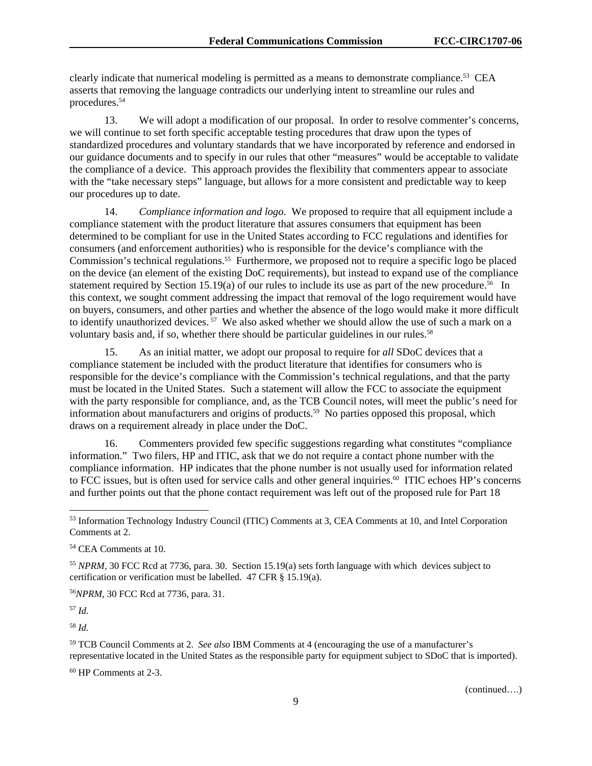clearly indicate that numerical modeling is permitted as a means to demonstrate compliance.[53] CEA asserts that removing the language contradicts our underlying intent to streamline our rules and procedures.[54]

13. We will adopt a modification of our proposal. In order to resolve commenter's concerns, we will continue to set forth specific acceptable testing procedures that draw upon the types of standardized procedures and voluntary standards that we have incorporated by reference and endorsed in our guidance documents and to specify in our rules that other "measures" would be acceptable to validate the compliance of a device. This approach provides the flexibility that commenters appear to associate with the "take necessary steps" language, but allows for a more consistent and predictable way to keep our procedures up to date.

14. *Compliance information and logo.* We proposed to require that all equipment include a compliance statement with the product literature that assures consumers that equipment has been determined to be compliant for use in the United States according to FCC regulations and identifies for consumers (and enforcement authorities) who is responsible for the device's compliance with the Commission's technical regulations.[55] Furthermore, we proposed not to require a specific logo be placed on the device (an element of the existing DoC requirements), but instead to expand use of the compliance statement required by Section 15.19(a) of our rules to include its use as part of the new procedure.[56] In this context, we sought comment addressing the impact that removal of the logo requirement would have on buyers, consumers, and other parties and whether the absence of the logo would make it more difficult to identify unauthorized devices.[57] We also asked whether we should allow the use of such a mark on a voluntary basis and, if so, whether there should be particular guidelines in our rules.[58]

15. As an initial matter, we adopt our proposal to require for *all* SDoC devices that a compliance statement be included with the product literature that identifies for consumers who is responsible for the device's compliance with the Commission's technical regulations, and that the party must be located in the United States. Such a statement will allow the FCC to associate the equipment with the party responsible for compliance, and, as the TCB Council notes, will meet the public's need for information about manufacturers and origins of products.[59] No parties opposed this proposal, which draws on a requirement already in place under the DoC.

16. Commenters provided few specific suggestions regarding what constitutes "compliance information." Two filers, HP and ITIC, ask that we do not require a contact phone number with the compliance information. HP indicates that the phone number is not usually used for information related to FCC issues, but is often used for service calls and other general inquiries.[60] ITIC echoes HP's concerns and further points out that the phone contact requirement was left out of the proposed rule for Part 18

---

[53] Information Technology Industry Council (ITIC) Comments at 3, CEA Comments at 10, and Intel Corporation Comments at 2.

[54] CEA Comments at 10.

[55] *NPRM*, 30 FCC Rcd at 7736, para. 30. Section 15.19(a) sets forth language with which devices subject to certification or verification must be labelled. 47 CFR § 15.19(a).

[56] *NPRM*, 30 FCC Rcd at 7736, para. 31.

[57] *Id.*

[58] *Id.*

[59] TCB Council Comments at 2. *See also* IBM Comments at 4 (encouraging the use of a manufacturer's representative located in the United States as the responsible party for equipment subject to SDoC that is imported).

[60] HP Comments at 2-3.

(continued….)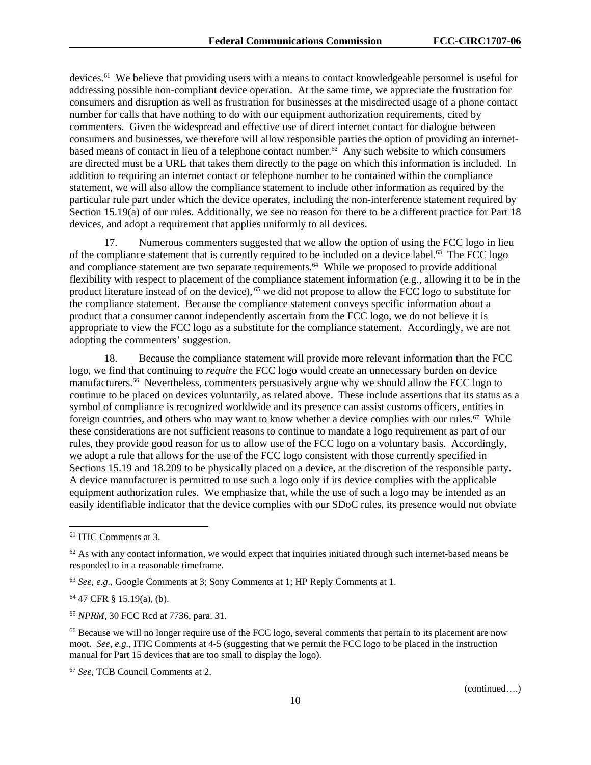devices.[61] We believe that providing users with a means to contact knowledgeable personnel is useful for addressing possible non-compliant device operation. At the same time, we appreciate the frustration for consumers and disruption as well as frustration for businesses at the misdirected usage of a phone contact number for calls that have nothing to do with our equipment authorization requirements, cited by commenters. Given the widespread and effective use of direct internet contact for dialogue between consumers and businesses, we therefore will allow responsible parties the option of providing an internet-based means of contact in lieu of a telephone contact number.[62] Any such website to which consumers are directed must be a URL that takes them directly to the page on which this information is included. In addition to requiring an internet contact or telephone number to be contained within the compliance statement, we will also allow the compliance statement to include other information as required by the particular rule part under which the device operates, including the non-interference statement required by Section 15.19(a) of our rules. Additionally, we see no reason for there to be a different practice for Part 18 devices, and adopt a requirement that applies uniformly to all devices.

17. Numerous commenters suggested that we allow the option of using the FCC logo in lieu of the compliance statement that is currently required to be included on a device label.[63] The FCC logo and compliance statement are two separate requirements.[64] While we proposed to provide additional flexibility with respect to placement of the compliance statement information (e.g., allowing it to be in the product literature instead of on the device), [65] we did not propose to allow the FCC logo to substitute for the compliance statement. Because the compliance statement conveys specific information about a product that a consumer cannot independently ascertain from the FCC logo, we do not believe it is appropriate to view the FCC logo as a substitute for the compliance statement. Accordingly, we are not adopting the commenters' suggestion.

18. Because the compliance statement will provide more relevant information than the FCC logo, we find that continuing to *require* the FCC logo would create an unnecessary burden on device manufacturers.[66] Nevertheless, commenters persuasively argue why we should allow the FCC logo to continue to be placed on devices voluntarily, as related above. These include assertions that its status as a symbol of compliance is recognized worldwide and its presence can assist customs officers, entities in foreign countries, and others who may want to know whether a device complies with our rules.[67] While these considerations are not sufficient reasons to continue to mandate a logo requirement as part of our rules, they provide good reason for us to allow use of the FCC logo on a voluntary basis. Accordingly, we adopt a rule that allows for the use of the FCC logo consistent with those currently specified in Sections 15.19 and 18.209 to be physically placed on a device, at the discretion of the responsible party. A device manufacturer is permitted to use such a logo only if its device complies with the applicable equipment authorization rules. We emphasize that, while the use of such a logo may be intended as an easily identifiable indicator that the device complies with our SDoC rules, its presence would not obviate

---

[61] ITIC Comments at 3.

[62] As with any contact information, we would expect that inquiries initiated through such internet-based means be responded to in a reasonable timeframe.

[63] *See, e.g.,* Google Comments at 3; Sony Comments at 1; HP Reply Comments at 1.

[64] 47 CFR § 15.19(a), (b).

[65] *NPRM*, 30 FCC Rcd at 7736, para. 31.

[66] Because we will no longer require use of the FCC logo, several comments that pertain to its placement are now moot. *See, e.g.,* ITIC Comments at 4-5 (suggesting that we permit the FCC logo to be placed in the instruction manual for Part 15 devices that are too small to display the logo).

[67] *See,* TCB Council Comments at 2.

(continued….)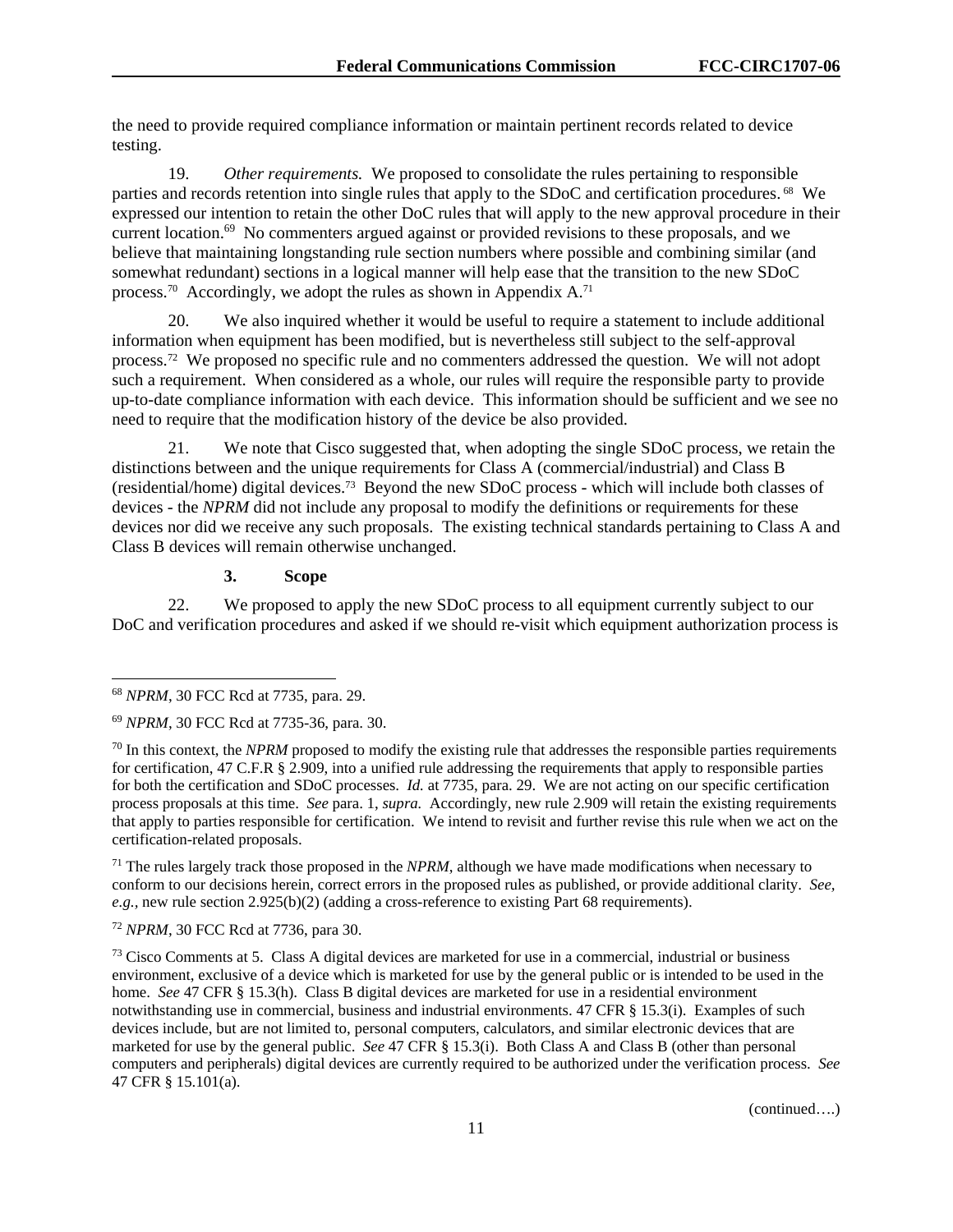the need to provide required compliance information or maintain pertinent records related to device testing.

19. *Other requirements.* We proposed to consolidate the rules pertaining to responsible parties and records retention into single rules that apply to the SDoC and certification procedures.[68] We expressed our intention to retain the other DoC rules that will apply to the new approval procedure in their current location.[69] No commenters argued against or provided revisions to these proposals, and we believe that maintaining longstanding rule section numbers where possible and combining similar (and somewhat redundant) sections in a logical manner will help ease that the transition to the new SDoC process.[70] Accordingly, we adopt the rules as shown in Appendix A.[71]

20. We also inquired whether it would be useful to require a statement to include additional information when equipment has been modified, but is nevertheless still subject to the self-approval process.[72] We proposed no specific rule and no commenters addressed the question. We will not adopt such a requirement. When considered as a whole, our rules will require the responsible party to provide up-to-date compliance information with each device. This information should be sufficient and we see no need to require that the modification history of the device be also provided.

21. We note that Cisco suggested that, when adopting the single SDoC process, we retain the distinctions between and the unique requirements for Class A (commercial/industrial) and Class B (residential/home) digital devices.[73] Beyond the new SDoC process - which will include both classes of devices - the *NPRM* did not include any proposal to modify the definitions or requirements for these devices nor did we receive any such proposals. The existing technical standards pertaining to Class A and Class B devices will remain otherwise unchanged.

### 3. Scope

22. We proposed to apply the new SDoC process to all equipment currently subject to our DoC and verification procedures and asked if we should re-visit which equipment authorization process is

---

[68] *NPRM*, 30 FCC Rcd at 7735, para. 29.

[69] *NPRM*, 30 FCC Rcd at 7735-36, para. 30.

[70] In this context, the *NPRM* proposed to modify the existing rule that addresses the responsible parties requirements for certification, 47 C.F.R § 2.909, into a unified rule addressing the requirements that apply to responsible parties for both the certification and SDoC processes. *Id.* at 7735, para. 29. We are not acting on our specific certification process proposals at this time. *See* para. 1, *supra.* Accordingly, new rule 2.909 will retain the existing requirements that apply to parties responsible for certification. We intend to revisit and further revise this rule when we act on the certification-related proposals.

[71] The rules largely track those proposed in the *NPRM*, although we have made modifications when necessary to conform to our decisions herein, correct errors in the proposed rules as published, or provide additional clarity. *See, e.g.,* new rule section 2.925(b)(2) (adding a cross-reference to existing Part 68 requirements).

[72] *NPRM*, 30 FCC Rcd at 7736, para 30.

[73] Cisco Comments at 5. Class A digital devices are marketed for use in a commercial, industrial or business environment, exclusive of a device which is marketed for use by the general public or is intended to be used in the home. *See* 47 CFR § 15.3(h). Class B digital devices are marketed for use in a residential environment notwithstanding use in commercial, business and industrial environments. 47 CFR § 15.3(i). Examples of such devices include, but are not limited to, personal computers, calculators, and similar electronic devices that are marketed for use by the general public. *See* 47 CFR § 15.3(i). Both Class A and Class B (other than personal computers and peripherals) digital devices are currently required to be authorized under the verification process. *See* 47 CFR § 15.101(a).

(continued….)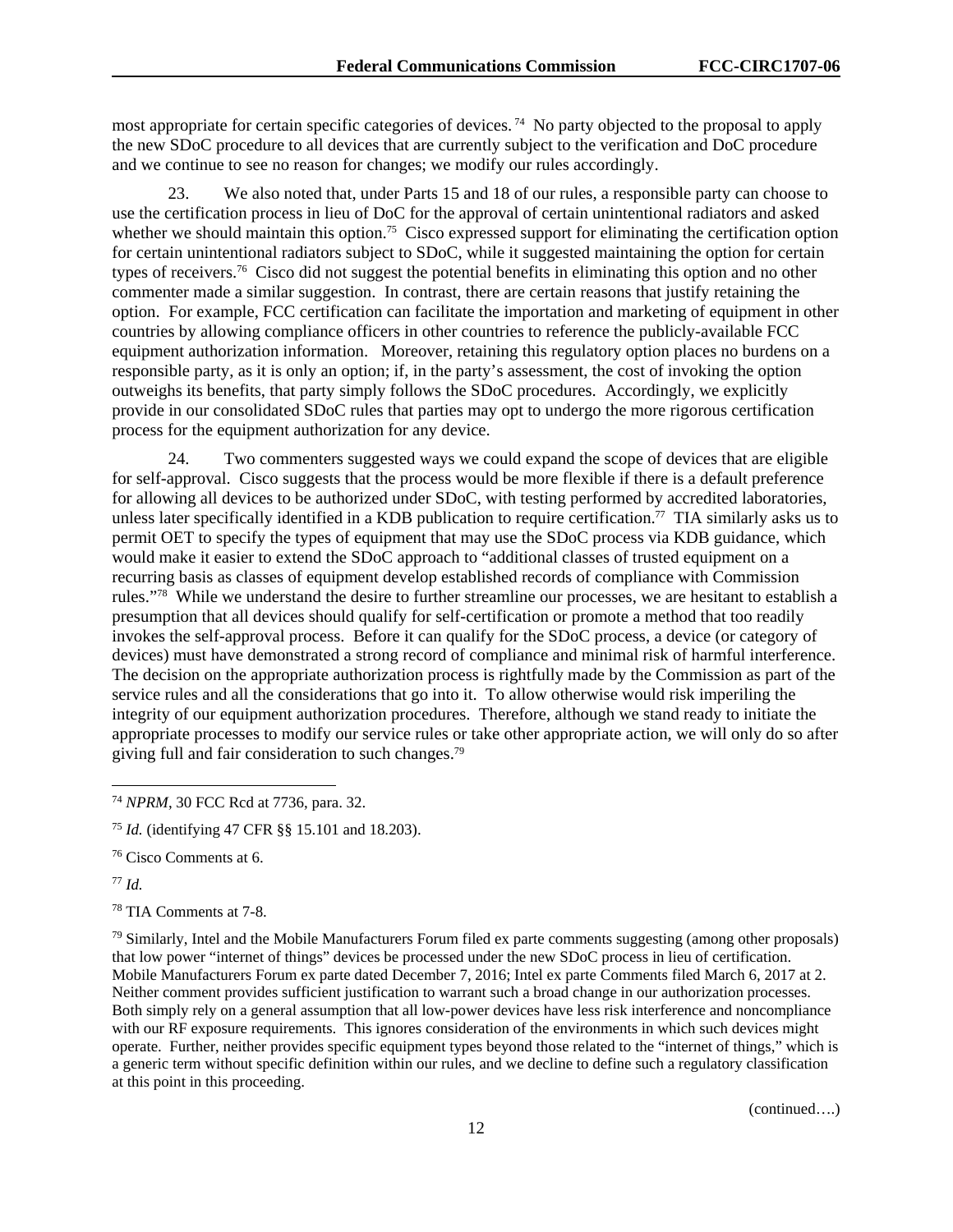most appropriate for certain specific categories of devices.[74] No party objected to the proposal to apply the new SDoC procedure to all devices that are currently subject to the verification and DoC procedure and we continue to see no reason for changes; we modify our rules accordingly.

23. We also noted that, under Parts 15 and 18 of our rules, a responsible party can choose to use the certification process in lieu of DoC for the approval of certain unintentional radiators and asked whether we should maintain this option.[75] Cisco expressed support for eliminating the certification option for certain unintentional radiators subject to SDoC, while it suggested maintaining the option for certain types of receivers.[76] Cisco did not suggest the potential benefits in eliminating this option and no other commenter made a similar suggestion. In contrast, there are certain reasons that justify retaining the option. For example, FCC certification can facilitate the importation and marketing of equipment in other countries by allowing compliance officers in other countries to reference the publicly-available FCC equipment authorization information. Moreover, retaining this regulatory option places no burdens on a responsible party, as it is only an option; if, in the party's assessment, the cost of invoking the option outweighs its benefits, that party simply follows the SDoC procedures. Accordingly, we explicitly provide in our consolidated SDoC rules that parties may opt to undergo the more rigorous certification process for the equipment authorization for any device.

24. Two commenters suggested ways we could expand the scope of devices that are eligible for self-approval. Cisco suggests that the process would be more flexible if there is a default preference for allowing all devices to be authorized under SDoC, with testing performed by accredited laboratories, unless later specifically identified in a KDB publication to require certification.[77] TIA similarly asks us to permit OET to specify the types of equipment that may use the SDoC process via KDB guidance, which would make it easier to extend the SDoC approach to "additional classes of trusted equipment on a recurring basis as classes of equipment develop established records of compliance with Commission rules."[78] While we understand the desire to further streamline our processes, we are hesitant to establish a presumption that all devices should qualify for self-certification or promote a method that too readily invokes the self-approval process. Before it can qualify for the SDoC process, a device (or category of devices) must have demonstrated a strong record of compliance and minimal risk of harmful interference. The decision on the appropriate authorization process is rightfully made by the Commission as part of the service rules and all the considerations that go into it. To allow otherwise would risk imperiling the integrity of our equipment authorization procedures. Therefore, although we stand ready to initiate the appropriate processes to modify our service rules or take other appropriate action, we will only do so after giving full and fair consideration to such changes.[79]

---

[74] *NPRM*, 30 FCC Rcd at 7736, para. 32.

[75] *Id.* (identifying 47 CFR §§ 15.101 and 18.203).

[76] Cisco Comments at 6.

[77] *Id.*

[78] TIA Comments at 7-8.

[79] Similarly, Intel and the Mobile Manufacturers Forum filed ex parte comments suggesting (among other proposals) that low power "internet of things" devices be processed under the new SDoC process in lieu of certification. Mobile Manufacturers Forum ex parte dated December 7, 2016; Intel ex parte Comments filed March 6, 2017 at 2. Neither comment provides sufficient justification to warrant such a broad change in our authorization processes. Both simply rely on a general assumption that all low-power devices have less risk interference and noncompliance with our RF exposure requirements. This ignores consideration of the environments in which such devices might operate. Further, neither provides specific equipment types beyond those related to the "internet of things," which is a generic term without specific definition within our rules, and we decline to define such a regulatory classification at this point in this proceeding.

(continued….)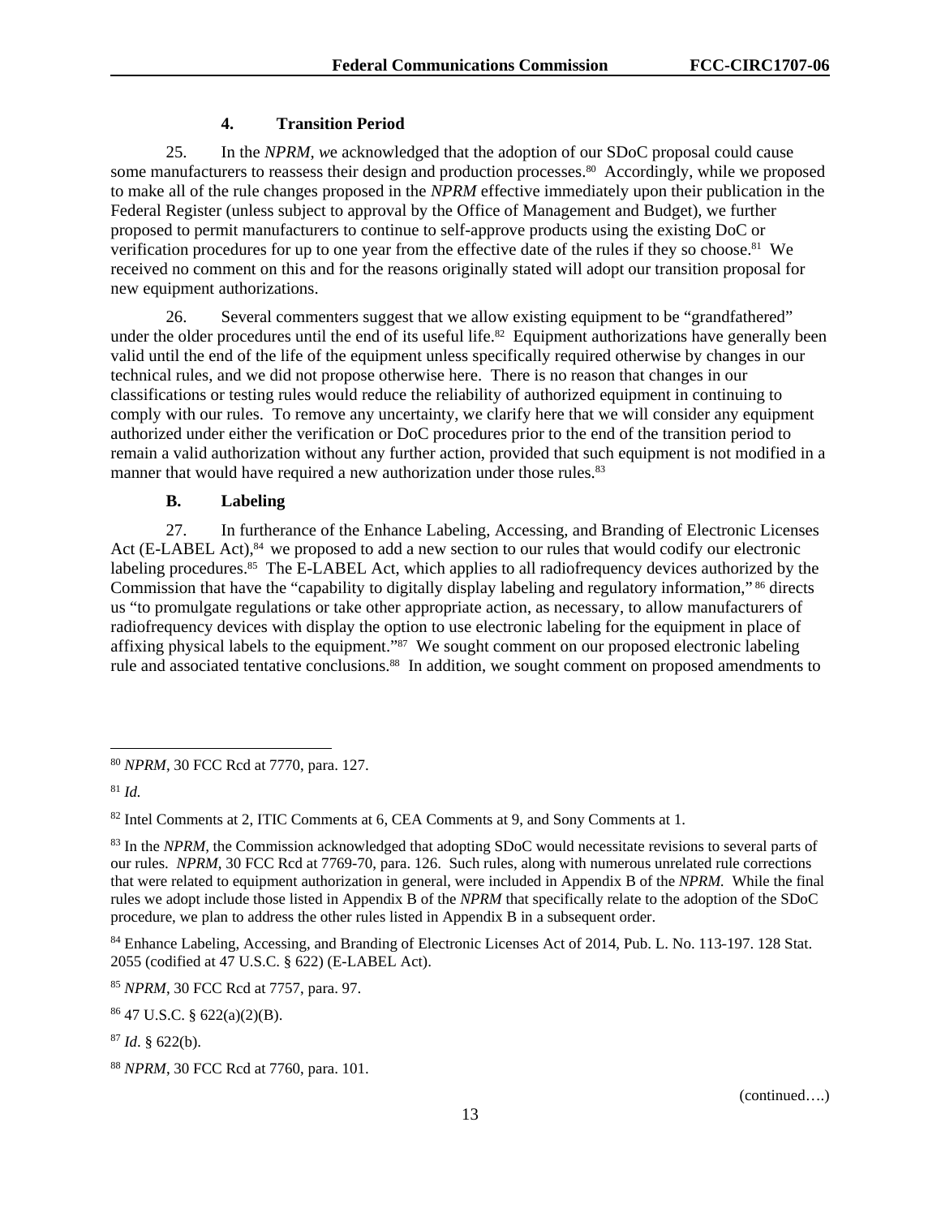#### 4. Transition Period

25. In the *NPRM, w*e acknowledged that the adoption of our SDoC proposal could cause some manufacturers to reassess their design and production processes.[80] Accordingly, while we proposed to make all of the rule changes proposed in the *NPRM* effective immediately upon their publication in the Federal Register (unless subject to approval by the Office of Management and Budget), we further proposed to permit manufacturers to continue to self-approve products using the existing DoC or verification procedures for up to one year from the effective date of the rules if they so choose.[81] We received no comment on this and for the reasons originally stated will adopt our transition proposal for new equipment authorizations.

26. Several commenters suggest that we allow existing equipment to be "grandfathered" under the older procedures until the end of its useful life.[82] Equipment authorizations have generally been valid until the end of the life of the equipment unless specifically required otherwise by changes in our technical rules, and we did not propose otherwise here. There is no reason that changes in our classifications or testing rules would reduce the reliability of authorized equipment in continuing to comply with our rules. To remove any uncertainty, we clarify here that we will consider any equipment authorized under either the verification or DoC procedures prior to the end of the transition period to remain a valid authorization without any further action, provided that such equipment is not modified in a manner that would have required a new authorization under those rules.[83]

### B. Labeling

27. In furtherance of the Enhance Labeling, Accessing, and Branding of Electronic Licenses Act (E-LABEL Act),[84] we proposed to add a new section to our rules that would codify our electronic labeling procedures.[85] The E-LABEL Act, which applies to all radiofrequency devices authorized by the Commission that have the "capability to digitally display labeling and regulatory information,"[86] directs us "to promulgate regulations or take other appropriate action, as necessary, to allow manufacturers of radiofrequency devices with display the option to use electronic labeling for the equipment in place of affixing physical labels to the equipment."[87] We sought comment on our proposed electronic labeling rule and associated tentative conclusions.[88] In addition, we sought comment on proposed amendments to

---

[80] *NPRM*, 30 FCC Rcd at 7770, para. 127.

[81] *Id.*

[82] Intel Comments at 2, ITIC Comments at 6, CEA Comments at 9, and Sony Comments at 1.

[83] In the *NPRM*, the Commission acknowledged that adopting SDoC would necessitate revisions to several parts of our rules. *NPRM*, 30 FCC Rcd at 7769-70, para. 126. Such rules, along with numerous unrelated rule corrections that were related to equipment authorization in general, were included in Appendix B of the *NPRM.* While the final rules we adopt include those listed in Appendix B of the *NPRM* that specifically relate to the adoption of the SDoC procedure, we plan to address the other rules listed in Appendix B in a subsequent order.

[84] Enhance Labeling, Accessing, and Branding of Electronic Licenses Act of 2014, Pub. L. No. 113-197. 128 Stat. 2055 (codified at 47 U.S.C. § 622) (E-LABEL Act).

[85] *NPRM*, 30 FCC Rcd at 7757, para. 97.

[86] 47 U.S.C. § 622(a)(2)(B).

[87] *Id*. § 622(b).

[88] *NPRM*, 30 FCC Rcd at 7760, para. 101.

(continued….)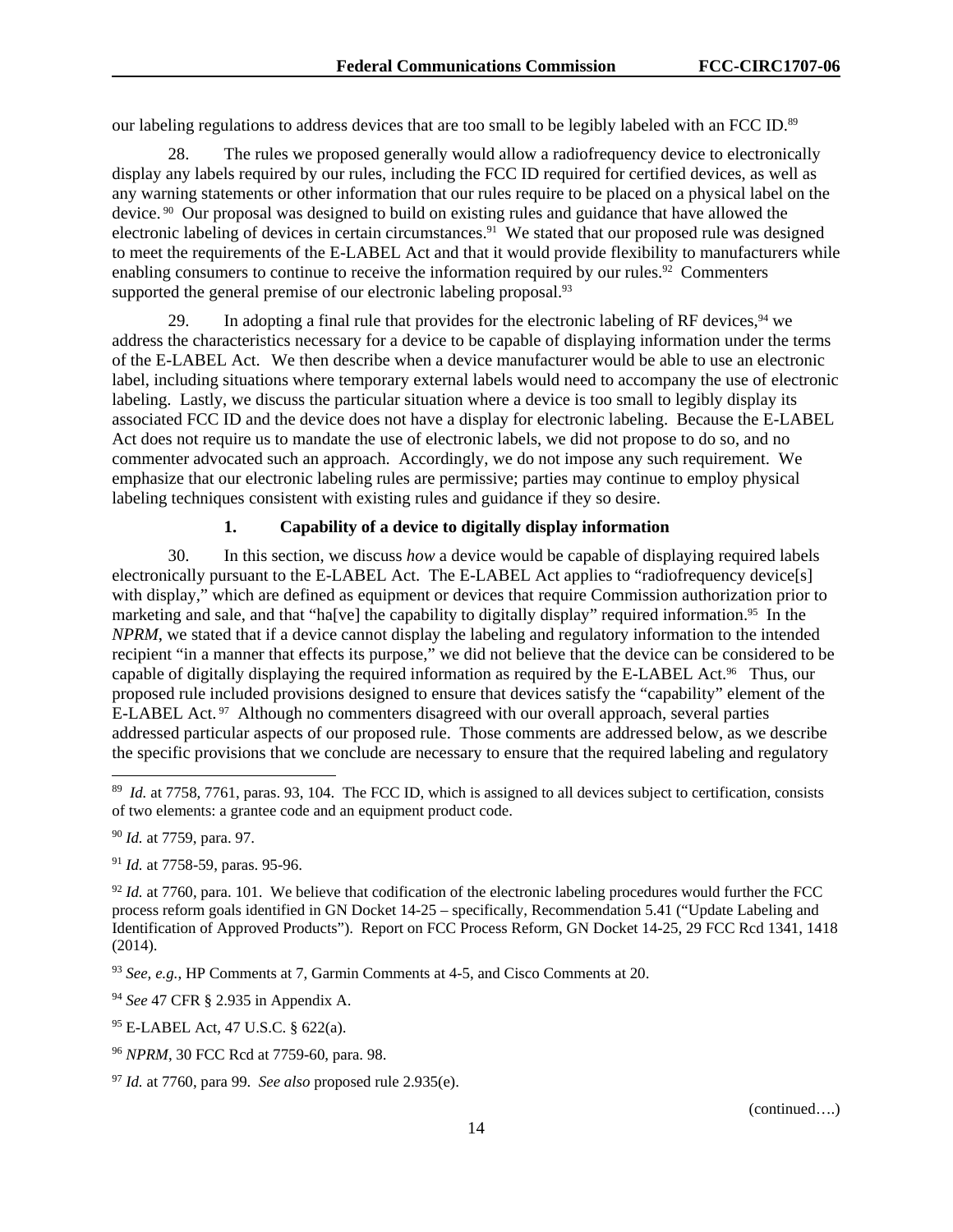our labeling regulations to address devices that are too small to be legibly labeled with an FCC ID.[89]

28. The rules we proposed generally would allow a radiofrequency device to electronically display any labels required by our rules, including the FCC ID required for certified devices, as well as any warning statements or other information that our rules require to be placed on a physical label on the device.[90] Our proposal was designed to build on existing rules and guidance that have allowed the electronic labeling of devices in certain circumstances.[91] We stated that our proposed rule was designed to meet the requirements of the E-LABEL Act and that it would provide flexibility to manufacturers while enabling consumers to continue to receive the information required by our rules.[92] Commenters supported the general premise of our electronic labeling proposal.[93]

29. In adopting a final rule that provides for the electronic labeling of RF devices,[94] we address the characteristics necessary for a device to be capable of displaying information under the terms of the E-LABEL Act. We then describe when a device manufacturer would be able to use an electronic label, including situations where temporary external labels would need to accompany the use of electronic labeling. Lastly, we discuss the particular situation where a device is too small to legibly display its associated FCC ID and the device does not have a display for electronic labeling. Because the E-LABEL Act does not require us to mandate the use of electronic labels, we did not propose to do so, and no commenter advocated such an approach. Accordingly, we do not impose any such requirement. We emphasize that our electronic labeling rules are permissive; parties may continue to employ physical labeling techniques consistent with existing rules and guidance if they so desire.

### 1. Capability of a device to digitally display information

30. In this section, we discuss *how* a device would be capable of displaying required labels electronically pursuant to the E-LABEL Act. The E-LABEL Act applies to "radiofrequency device[s] with display," which are defined as equipment or devices that require Commission authorization prior to marketing and sale, and that "ha[ve] the capability to digitally display" required information.[95] In the *NPRM*, we stated that if a device cannot display the labeling and regulatory information to the intended recipient "in a manner that effects its purpose," we did not believe that the device can be considered to be capable of digitally displaying the required information as required by the E-LABEL Act.[96] Thus, our proposed rule included provisions designed to ensure that devices satisfy the "capability" element of the E-LABEL Act.[97] Although no commenters disagreed with our overall approach, several parties addressed particular aspects of our proposed rule. Those comments are addressed below, as we describe the specific provisions that we conclude are necessary to ensure that the required labeling and regulatory

---

[89] *Id.* at 7758, 7761, paras. 93, 104. The FCC ID, which is assigned to all devices subject to certification, consists of two elements: a grantee code and an equipment product code.

[90] *Id.* at 7759, para. 97.

[91] *Id.* at 7758-59, paras. 95-96.

[92] *Id.* at 7760, para. 101. We believe that codification of the electronic labeling procedures would further the FCC process reform goals identified in GN Docket 14-25 – specifically, Recommendation 5.41 ("Update Labeling and Identification of Approved Products"). Report on FCC Process Reform, GN Docket 14-25, 29 FCC Rcd 1341, 1418 (2014).

[93] *See, e.g.*, HP Comments at 7, Garmin Comments at 4-5, and Cisco Comments at 20.

[94] *See* 47 CFR § 2.935 in Appendix A.

[95] E-LABEL Act, 47 U.S.C. § 622(a).

[96] *NPRM*, 30 FCC Rcd at 7759-60, para. 98.

[97] *Id.* at 7760, para 99. *See also* proposed rule 2.935(e).

(continued….)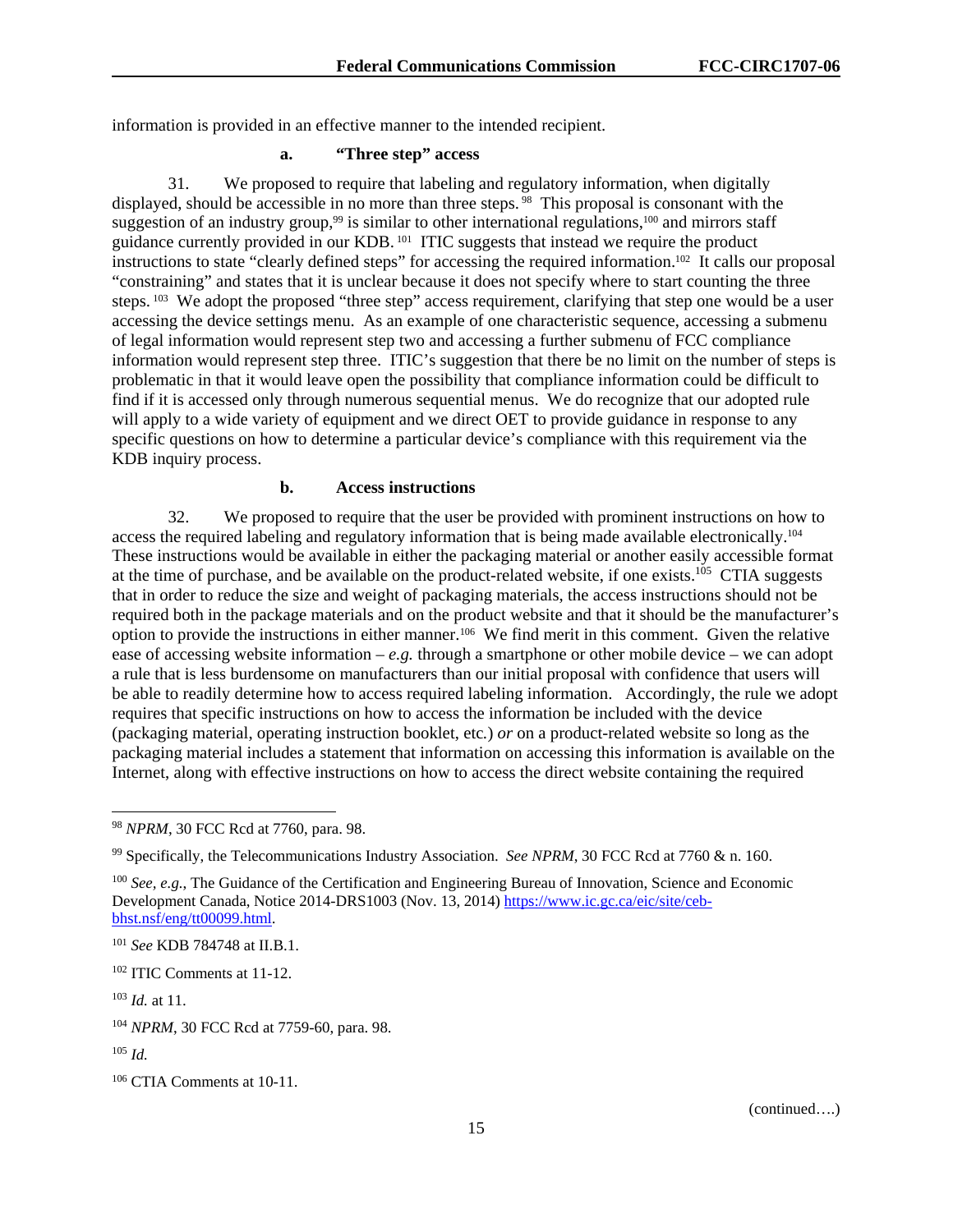information is provided in an effective manner to the intended recipient.

#### a. "Three step" access

31. We proposed to require that labeling and regulatory information, when digitally displayed, should be accessible in no more than three steps.[98] This proposal is consonant with the suggestion of an industry group,[99] is similar to other international regulations,[100] and mirrors staff guidance currently provided in our KDB.[101] ITIC suggests that instead we require the product instructions to state "clearly defined steps" for accessing the required information.[102] It calls our proposal "constraining" and states that it is unclear because it does not specify where to start counting the three steps.[103] We adopt the proposed "three step" access requirement, clarifying that step one would be a user accessing the device settings menu. As an example of one characteristic sequence, accessing a submenu of legal information would represent step two and accessing a further submenu of FCC compliance information would represent step three. ITIC's suggestion that there be no limit on the number of steps is problematic in that it would leave open the possibility that compliance information could be difficult to find if it is accessed only through numerous sequential menus. We do recognize that our adopted rule will apply to a wide variety of equipment and we direct OET to provide guidance in response to any specific questions on how to determine a particular device's compliance with this requirement via the KDB inquiry process.

#### b. Access instructions

32. We proposed to require that the user be provided with prominent instructions on how to access the required labeling and regulatory information that is being made available electronically.[104] These instructions would be available in either the packaging material or another easily accessible format at the time of purchase, and be available on the product-related website, if one exists.[105] CTIA suggests that in order to reduce the size and weight of packaging materials, the access instructions should not be required both in the package materials and on the product website and that it should be the manufacturer's option to provide the instructions in either manner.[106] We find merit in this comment. Given the relative ease of accessing website information – *e.g.* through a smartphone or other mobile device – we can adopt a rule that is less burdensome on manufacturers than our initial proposal with confidence that users will be able to readily determine how to access required labeling information. Accordingly, the rule we adopt requires that specific instructions on how to access the information be included with the device (packaging material, operating instruction booklet, etc.) *or* on a product-related website so long as the packaging material includes a statement that information on accessing this information is available on the Internet, along with effective instructions on how to access the direct website containing the required

---

[98] *NPRM*, 30 FCC Rcd at 7760, para. 98.

[99] Specifically, the Telecommunications Industry Association. *See NPRM*, 30 FCC Rcd at 7760 & n. 160.

[100] *See, e.g.*, The Guidance of the Certification and Engineering Bureau of Innovation, Science and Economic Development Canada, Notice 2014-DRS1003 (Nov. 13, 2014) https://www.ic.gc.ca/eic/site/ceb-bhst.nsf/eng/tt00099.html.

[101] *See* KDB 784748 at II.B.1.

[102] ITIC Comments at 11-12.

[103] *Id.* at 11.

[104] *NPRM*, 30 FCC Rcd at 7759-60, para. 98.

[105] *Id.*

[106] CTIA Comments at 10-11.

(continued….)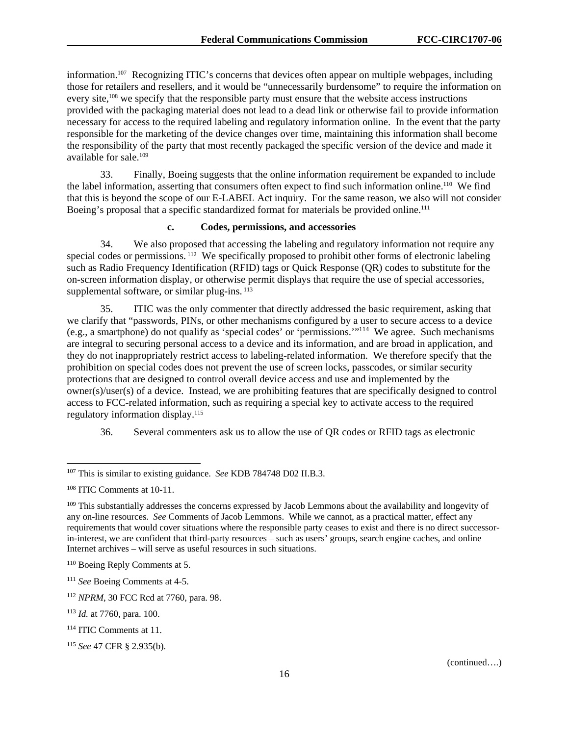information.[107] Recognizing ITIC's concerns that devices often appear on multiple webpages, including those for retailers and resellers, and it would be "unnecessarily burdensome" to require the information on every site,[108] we specify that the responsible party must ensure that the website access instructions provided with the packaging material does not lead to a dead link or otherwise fail to provide information necessary for access to the required labeling and regulatory information online. In the event that the party responsible for the marketing of the device changes over time, maintaining this information shall become the responsibility of the party that most recently packaged the specific version of the device and made it available for sale.[109]

33. Finally, Boeing suggests that the online information requirement be expanded to include the label information, asserting that consumers often expect to find such information online.[110] We find that this is beyond the scope of our E-LABEL Act inquiry. For the same reason, we also will not consider Boeing's proposal that a specific standardized format for materials be provided online.[111]

#### c. Codes, permissions, and accessories

34. We also proposed that accessing the labeling and regulatory information not require any special codes or permissions.[112] We specifically proposed to prohibit other forms of electronic labeling such as Radio Frequency Identification (RFID) tags or Quick Response (QR) codes to substitute for the on-screen information display, or otherwise permit displays that require the use of special accessories, supplemental software, or similar plug-ins.[113]

35. ITIC was the only commenter that directly addressed the basic requirement, asking that we clarify that "passwords, PINs, or other mechanisms configured by a user to secure access to a device (e.g., a smartphone) do not qualify as 'special codes' or 'permissions.'"[114] We agree. Such mechanisms are integral to securing personal access to a device and its information, and are broad in application, and they do not inappropriately restrict access to labeling-related information. We therefore specify that the prohibition on special codes does not prevent the use of screen locks, passcodes, or similar security protections that are designed to control overall device access and use and implemented by the owner(s)/user(s) of a device. Instead, we are prohibiting features that are specifically designed to control access to FCC-related information, such as requiring a special key to activate access to the required regulatory information display.[115]

36. Several commenters ask us to allow the use of QR codes or RFID tags as electronic

---

[107] This is similar to existing guidance. *See* KDB 784748 D02 II.B.3.

[108] ITIC Comments at 10-11.

[109] This substantially addresses the concerns expressed by Jacob Lemmons about the availability and longevity of any on-line resources. *See* Comments of Jacob Lemmons. While we cannot, as a practical matter, effect any requirements that would cover situations where the responsible party ceases to exist and there is no direct successor-in-interest, we are confident that third-party resources – such as users' groups, search engine caches, and online Internet archives – will serve as useful resources in such situations.

[110] Boeing Reply Comments at 5.

[111] *See* Boeing Comments at 4-5.

[112] *NPRM*, 30 FCC Rcd at 7760, para. 98.

[113] *Id.* at 7760, para. 100.

[114] ITIC Comments at 11.

[115] *See* 47 CFR § 2.935(b).

(continued….)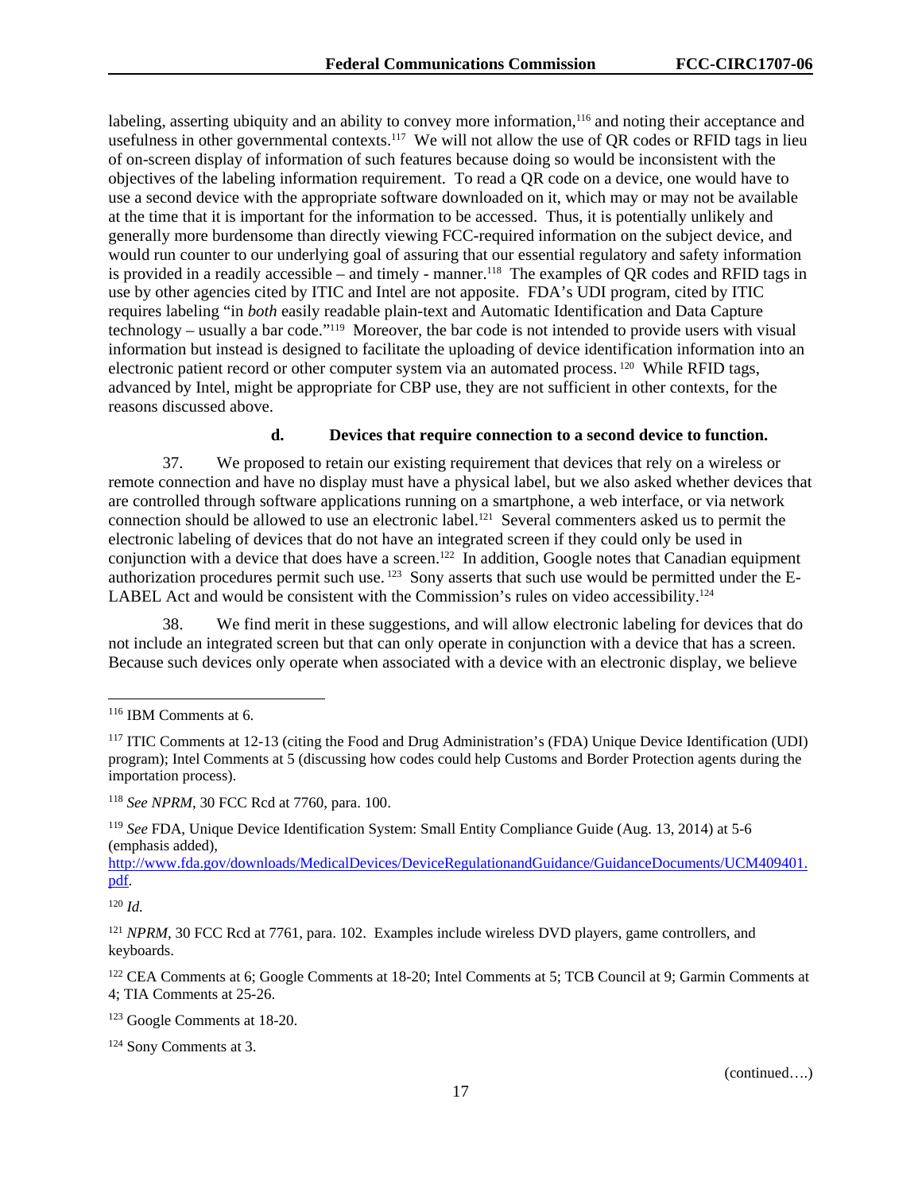labeling, asserting ubiquity and an ability to convey more information,[116] and noting their acceptance and usefulness in other governmental contexts.[117] We will not allow the use of QR codes or RFID tags in lieu of on-screen display of information of such features because doing so would be inconsistent with the objectives of the labeling information requirement. To read a QR code on a device, one would have to use a second device with the appropriate software downloaded on it, which may or may not be available at the time that it is important for the information to be accessed. Thus, it is potentially unlikely and generally more burdensome than directly viewing FCC-required information on the subject device, and would run counter to our underlying goal of assuring that our essential regulatory and safety information is provided in a readily accessible – and timely - manner.[118] The examples of QR codes and RFID tags in use by other agencies cited by ITIC and Intel are not apposite. FDA's UDI program, cited by ITIC requires labeling "in *both* easily readable plain-text and Automatic Identification and Data Capture technology – usually a bar code."[119] Moreover, the bar code is not intended to provide users with visual information but instead is designed to facilitate the uploading of device identification information into an electronic patient record or other computer system via an automated process.[120] While RFID tags, advanced by Intel, might be appropriate for CBP use, they are not sufficient in other contexts, for the reasons discussed above.

#### d. Devices that require connection to a second device to function.

37. We proposed to retain our existing requirement that devices that rely on a wireless or remote connection and have no display must have a physical label, but we also asked whether devices that are controlled through software applications running on a smartphone, a web interface, or via network connection should be allowed to use an electronic label.[121] Several commenters asked us to permit the electronic labeling of devices that do not have an integrated screen if they could only be used in conjunction with a device that does have a screen.[122] In addition, Google notes that Canadian equipment authorization procedures permit such use.[123] Sony asserts that such use would be permitted under the E-LABEL Act and would be consistent with the Commission's rules on video accessibility.[124]

38. We find merit in these suggestions, and will allow electronic labeling for devices that do not include an integrated screen but that can only operate in conjunction with a device that has a screen. Because such devices only operate when associated with a device with an electronic display, we believe

---

[116] IBM Comments at 6.

[117] ITIC Comments at 12-13 (citing the Food and Drug Administration's (FDA) Unique Device Identification (UDI) program); Intel Comments at 5 (discussing how codes could help Customs and Border Protection agents during the importation process).

[118] *See NPRM*, 30 FCC Rcd at 7760, para. 100.

[119] *See* FDA, Unique Device Identification System: Small Entity Compliance Guide (Aug. 13, 2014) at 5-6 (emphasis added), http://www.fda.gov/downloads/MedicalDevices/DeviceRegulationandGuidance/GuidanceDocuments/UCM409401.pdf.

[120] *Id.*

[121] *NPRM*, 30 FCC Rcd at 7761, para. 102. Examples include wireless DVD players, game controllers, and keyboards.

[122] CEA Comments at 6; Google Comments at 18-20; Intel Comments at 5; TCB Council at 9; Garmin Comments at 4; TIA Comments at 25-26.

[123] Google Comments at 18-20.

[124] Sony Comments at 3.

(continued….)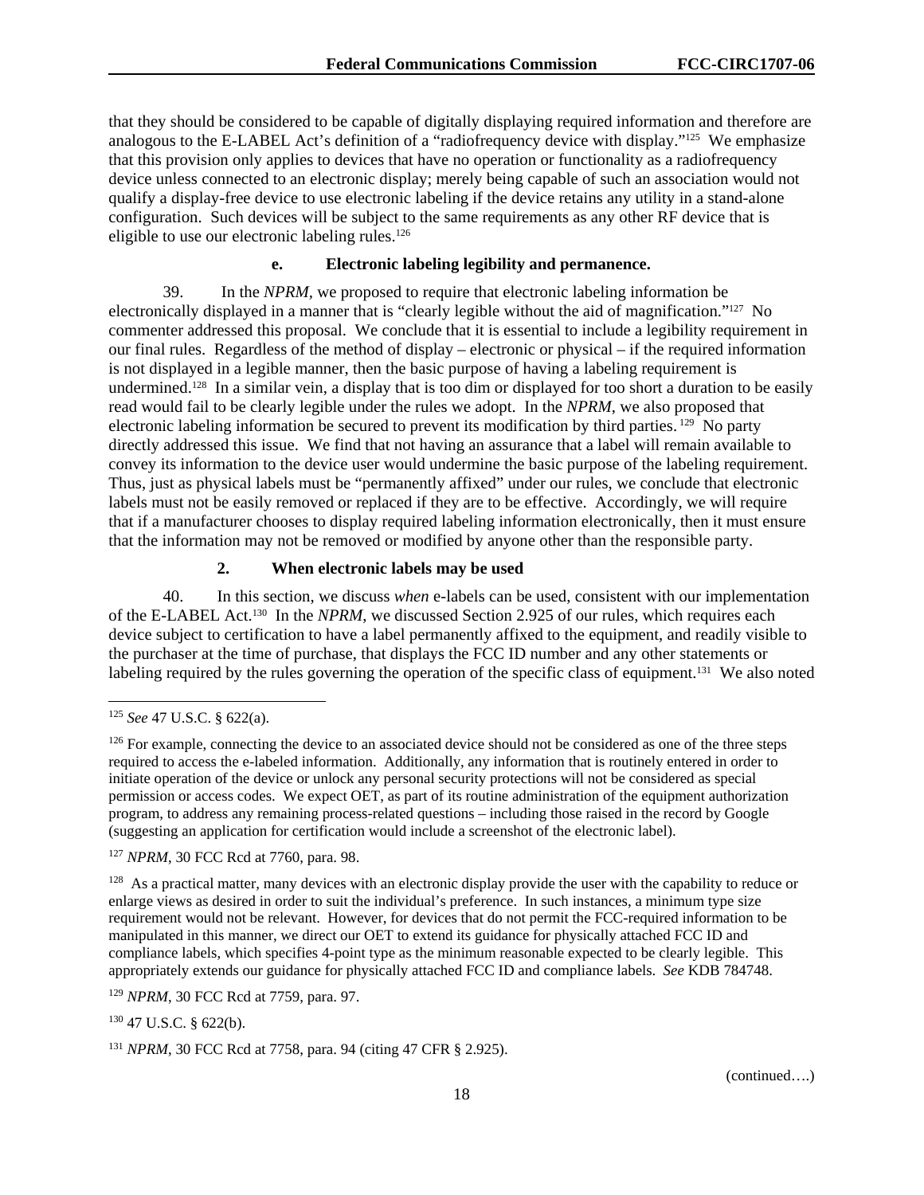that they should be considered to be capable of digitally displaying required information and therefore are analogous to the E-LABEL Act's definition of a "radiofrequency device with display."[125] We emphasize that this provision only applies to devices that have no operation or functionality as a radiofrequency device unless connected to an electronic display; merely being capable of such an association would not qualify a display-free device to use electronic labeling if the device retains any utility in a stand-alone configuration. Such devices will be subject to the same requirements as any other RF device that is eligible to use our electronic labeling rules.[126]

#### e. Electronic labeling legibility and permanence.

39. In the *NPRM,* we proposed to require that electronic labeling information be electronically displayed in a manner that is "clearly legible without the aid of magnification."[127] No commenter addressed this proposal. We conclude that it is essential to include a legibility requirement in our final rules. Regardless of the method of display – electronic or physical – if the required information is not displayed in a legible manner, then the basic purpose of having a labeling requirement is undermined.[128] In a similar vein, a display that is too dim or displayed for too short a duration to be easily read would fail to be clearly legible under the rules we adopt. In the *NPRM*, we also proposed that electronic labeling information be secured to prevent its modification by third parties.[129] No party directly addressed this issue. We find that not having an assurance that a label will remain available to convey its information to the device user would undermine the basic purpose of the labeling requirement. Thus, just as physical labels must be "permanently affixed" under our rules, we conclude that electronic labels must not be easily removed or replaced if they are to be effective. Accordingly, we will require that if a manufacturer chooses to display required labeling information electronically, then it must ensure that the information may not be removed or modified by anyone other than the responsible party.

### 2. When electronic labels may be used

40. In this section, we discuss *when* e-labels can be used, consistent with our implementation of the E-LABEL Act.[130] In the *NPRM*, we discussed Section 2.925 of our rules, which requires each device subject to certification to have a label permanently affixed to the equipment, and readily visible to the purchaser at the time of purchase, that displays the FCC ID number and any other statements or labeling required by the rules governing the operation of the specific class of equipment.[131] We also noted

---

[125] *See* 47 U.S.C. § 622(a).

[126] For example, connecting the device to an associated device should not be considered as one of the three steps required to access the e-labeled information. Additionally, any information that is routinely entered in order to initiate operation of the device or unlock any personal security protections will not be considered as special permission or access codes. We expect OET, as part of its routine administration of the equipment authorization program, to address any remaining process-related questions – including those raised in the record by Google (suggesting an application for certification would include a screenshot of the electronic label).

[127] *NPRM*, 30 FCC Rcd at 7760, para. 98.

[128] As a practical matter, many devices with an electronic display provide the user with the capability to reduce or enlarge views as desired in order to suit the individual's preference. In such instances, a minimum type size requirement would not be relevant. However, for devices that do not permit the FCC-required information to be manipulated in this manner, we direct our OET to extend its guidance for physically attached FCC ID and compliance labels, which specifies 4-point type as the minimum reasonable expected to be clearly legible. This appropriately extends our guidance for physically attached FCC ID and compliance labels. *See* KDB 784748.

[129] *NPRM*, 30 FCC Rcd at 7759, para. 97.

[130] 47 U.S.C. § 622(b).

[131] *NPRM*, 30 FCC Rcd at 7758, para. 94 (citing 47 CFR § 2.925).

(continued….)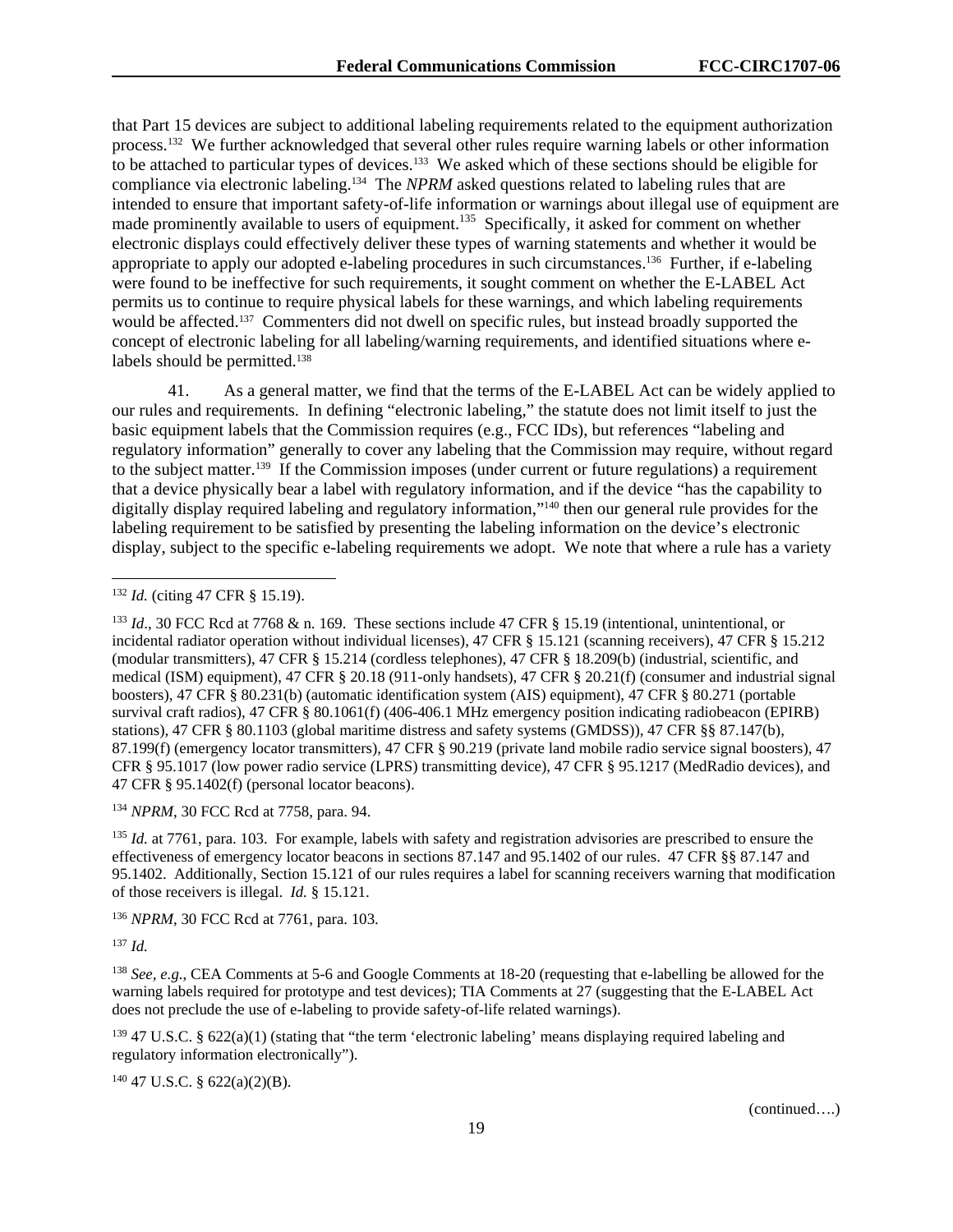that Part 15 devices are subject to additional labeling requirements related to the equipment authorization process.[132] We further acknowledged that several other rules require warning labels or other information to be attached to particular types of devices.[133] We asked which of these sections should be eligible for compliance via electronic labeling.[134] The *NPRM* asked questions related to labeling rules that are intended to ensure that important safety-of-life information or warnings about illegal use of equipment are made prominently available to users of equipment.[135] Specifically, it asked for comment on whether electronic displays could effectively deliver these types of warning statements and whether it would be appropriate to apply our adopted e-labeling procedures in such circumstances.[136] Further, if e-labeling were found to be ineffective for such requirements, it sought comment on whether the E-LABEL Act permits us to continue to require physical labels for these warnings, and which labeling requirements would be affected.[137] Commenters did not dwell on specific rules, but instead broadly supported the concept of electronic labeling for all labeling/warning requirements, and identified situations where e-labels should be permitted.[138]

41. As a general matter, we find that the terms of the E-LABEL Act can be widely applied to our rules and requirements. In defining "electronic labeling," the statute does not limit itself to just the basic equipment labels that the Commission requires (e.g., FCC IDs), but references "labeling and regulatory information" generally to cover any labeling that the Commission may require, without regard to the subject matter.[139] If the Commission imposes (under current or future regulations) a requirement that a device physically bear a label with regulatory information, and if the device "has the capability to digitally display required labeling and regulatory information,"[140] then our general rule provides for the labeling requirement to be satisfied by presenting the labeling information on the device's electronic display, subject to the specific e-labeling requirements we adopt. We note that where a rule has a variety

---

[132] *Id.* (citing 47 CFR § 15.19).

[133] *Id*., 30 FCC Rcd at 7768 & n. 169. These sections include 47 CFR § 15.19 (intentional, unintentional, or incidental radiator operation without individual licenses), 47 CFR § 15.121 (scanning receivers), 47 CFR § 15.212 (modular transmitters), 47 CFR § 15.214 (cordless telephones), 47 CFR § 18.209(b) (industrial, scientific, and medical (ISM) equipment), 47 CFR § 20.18 (911-only handsets), 47 CFR § 20.21(f) (consumer and industrial signal boosters), 47 CFR § 80.231(b) (automatic identification system (AIS) equipment), 47 CFR § 80.271 (portable survival craft radios), 47 CFR § 80.1061(f) (406-406.1 MHz emergency position indicating radiobeacon (EPIRB) stations), 47 CFR § 80.1103 (global maritime distress and safety systems (GMDSS)), 47 CFR §§ 87.147(b), 87.199(f) (emergency locator transmitters), 47 CFR § 90.219 (private land mobile radio service signal boosters), 47 CFR § 95.1017 (low power radio service (LPRS) transmitting device), 47 CFR § 95.1217 (MedRadio devices), and 47 CFR § 95.1402(f) (personal locator beacons).

[134] *NPRM*, 30 FCC Rcd at 7758, para. 94.

[135] *Id.* at 7761, para. 103. For example, labels with safety and registration advisories are prescribed to ensure the effectiveness of emergency locator beacons in sections 87.147 and 95.1402 of our rules. 47 CFR §§ 87.147 and 95.1402. Additionally, Section 15.121 of our rules requires a label for scanning receivers warning that modification of those receivers is illegal. *Id.* § 15.121.

[136] *NPRM*, 30 FCC Rcd at 7761, para. 103.

[137] *Id.*

[138] *See, e.g.*, CEA Comments at 5-6 and Google Comments at 18-20 (requesting that e-labelling be allowed for the warning labels required for prototype and test devices); TIA Comments at 27 (suggesting that the E-LABEL Act does not preclude the use of e-labeling to provide safety-of-life related warnings).

[139] 47 U.S.C. § 622(a)(1) (stating that "the term 'electronic labeling' means displaying required labeling and regulatory information electronically").

[140] 47 U.S.C. § 622(a)(2)(B).

(continued….)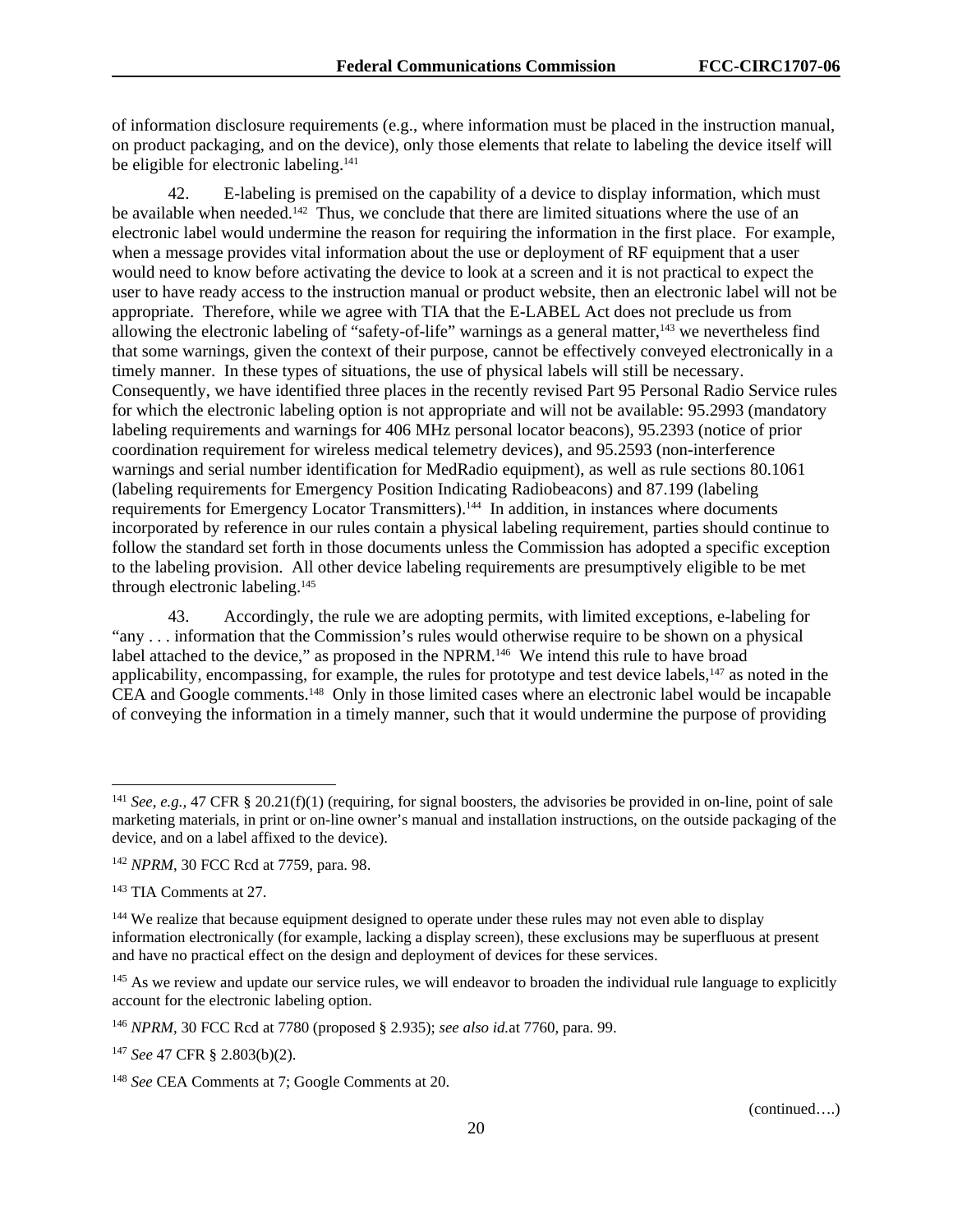of information disclosure requirements (e.g., where information must be placed in the instruction manual, on product packaging, and on the device), only those elements that relate to labeling the device itself will be eligible for electronic labeling.[141]

42. E-labeling is premised on the capability of a device to display information, which must be available when needed.[142] Thus, we conclude that there are limited situations where the use of an electronic label would undermine the reason for requiring the information in the first place. For example, when a message provides vital information about the use or deployment of RF equipment that a user would need to know before activating the device to look at a screen and it is not practical to expect the user to have ready access to the instruction manual or product website, then an electronic label will not be appropriate. Therefore, while we agree with TIA that the E-LABEL Act does not preclude us from allowing the electronic labeling of "safety-of-life" warnings as a general matter,[143] we nevertheless find that some warnings, given the context of their purpose, cannot be effectively conveyed electronically in a timely manner. In these types of situations, the use of physical labels will still be necessary. Consequently, we have identified three places in the recently revised Part 95 Personal Radio Service rules for which the electronic labeling option is not appropriate and will not be available: 95.2993 (mandatory labeling requirements and warnings for 406 MHz personal locator beacons), 95.2393 (notice of prior coordination requirement for wireless medical telemetry devices), and 95.2593 (non-interference warnings and serial number identification for MedRadio equipment), as well as rule sections 80.1061 (labeling requirements for Emergency Position Indicating Radiobeacons) and 87.199 (labeling requirements for Emergency Locator Transmitters).[144] In addition, in instances where documents incorporated by reference in our rules contain a physical labeling requirement, parties should continue to follow the standard set forth in those documents unless the Commission has adopted a specific exception to the labeling provision. All other device labeling requirements are presumptively eligible to be met through electronic labeling.[145]

43. Accordingly, the rule we are adopting permits, with limited exceptions, e-labeling for "any . . . information that the Commission's rules would otherwise require to be shown on a physical label attached to the device," as proposed in the NPRM.[146] We intend this rule to have broad applicability, encompassing, for example, the rules for prototype and test device labels,[147] as noted in the CEA and Google comments.[148] Only in those limited cases where an electronic label would be incapable of conveying the information in a timely manner, such that it would undermine the purpose of providing

---

[141] *See, e.g.,* 47 CFR § 20.21(f)(1) (requiring, for signal boosters, the advisories be provided in on-line, point of sale marketing materials, in print or on-line owner's manual and installation instructions, on the outside packaging of the device, and on a label affixed to the device).

[142] *NPRM*, 30 FCC Rcd at 7759, para. 98.

[143] TIA Comments at 27.

[144] We realize that because equipment designed to operate under these rules may not even able to display information electronically (for example, lacking a display screen), these exclusions may be superfluous at present and have no practical effect on the design and deployment of devices for these services.

[145] As we review and update our service rules, we will endeavor to broaden the individual rule language to explicitly account for the electronic labeling option.

[146] *NPRM*, 30 FCC Rcd at 7780 (proposed § 2.935); *see also id.*at 7760, para. 99.

[147] *See* 47 CFR § 2.803(b)(2).

[148] *See* CEA Comments at 7; Google Comments at 20.

(continued….)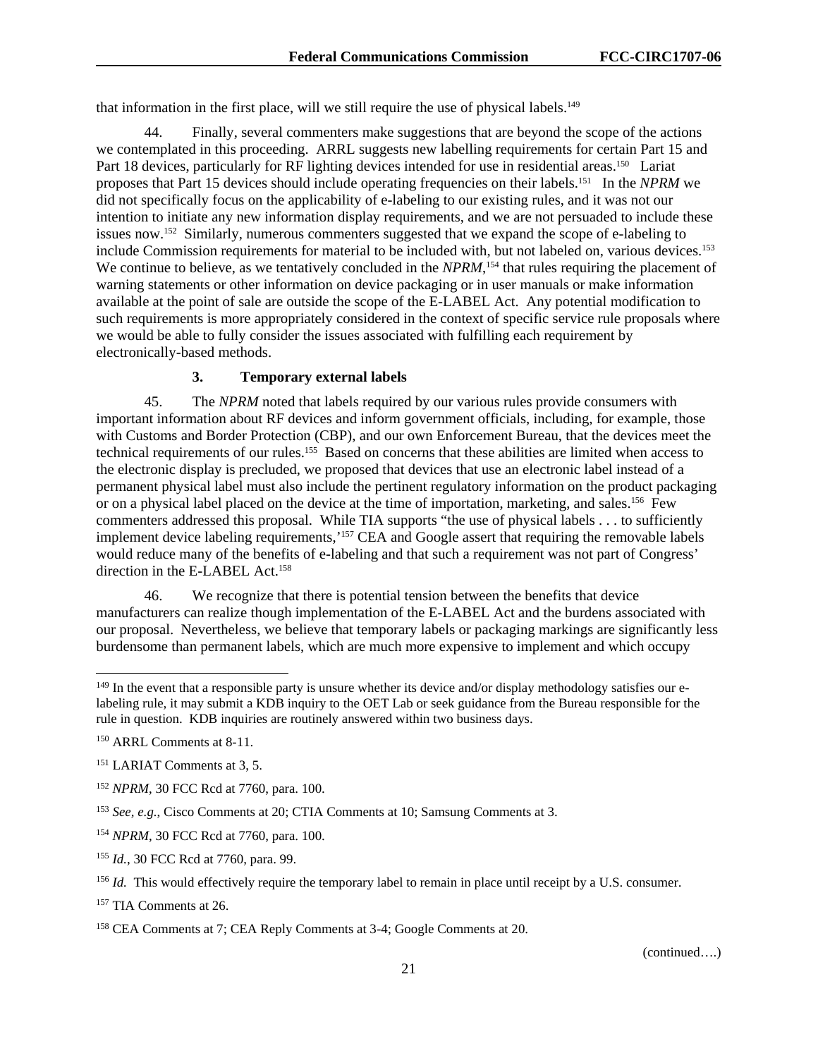that information in the first place, will we still require the use of physical labels.[149]

44. Finally, several commenters make suggestions that are beyond the scope of the actions we contemplated in this proceeding. ARRL suggests new labelling requirements for certain Part 15 and Part 18 devices, particularly for RF lighting devices intended for use in residential areas.[150] Lariat proposes that Part 15 devices should include operating frequencies on their labels.[151] In the *NPRM* we did not specifically focus on the applicability of e-labeling to our existing rules, and it was not our intention to initiate any new information display requirements, and we are not persuaded to include these issues now.[152] Similarly, numerous commenters suggested that we expand the scope of e-labeling to include Commission requirements for material to be included with, but not labeled on, various devices.[153] We continue to believe, as we tentatively concluded in the *NPRM*,[154] that rules requiring the placement of warning statements or other information on device packaging or in user manuals or make information available at the point of sale are outside the scope of the E-LABEL Act. Any potential modification to such requirements is more appropriately considered in the context of specific service rule proposals where we would be able to fully consider the issues associated with fulfilling each requirement by electronically-based methods.

### 3. Temporary external labels

45. The *NPRM* noted that labels required by our various rules provide consumers with important information about RF devices and inform government officials, including, for example, those with Customs and Border Protection (CBP), and our own Enforcement Bureau, that the devices meet the technical requirements of our rules.[155] Based on concerns that these abilities are limited when access to the electronic display is precluded, we proposed that devices that use an electronic label instead of a permanent physical label must also include the pertinent regulatory information on the product packaging or on a physical label placed on the device at the time of importation, marketing, and sales.[156] Few commenters addressed this proposal. While TIA supports "the use of physical labels . . . to sufficiently implement device labeling requirements,'[157] CEA and Google assert that requiring the removable labels would reduce many of the benefits of e-labeling and that such a requirement was not part of Congress' direction in the E-LABEL Act.[158]

46. We recognize that there is potential tension between the benefits that device manufacturers can realize though implementation of the E-LABEL Act and the burdens associated with our proposal. Nevertheless, we believe that temporary labels or packaging markings are significantly less burdensome than permanent labels, which are much more expensive to implement and which occupy

---

[149] In the event that a responsible party is unsure whether its device and/or display methodology satisfies our e-labeling rule, it may submit a KDB inquiry to the OET Lab or seek guidance from the Bureau responsible for the rule in question. KDB inquiries are routinely answered within two business days.

[150] ARRL Comments at 8-11.

[151] LARIAT Comments at 3, 5.

[152] *NPRM*, 30 FCC Rcd at 7760, para. 100.

[153] *See, e.g.*, Cisco Comments at 20; CTIA Comments at 10; Samsung Comments at 3.

[154] *NPRM*, 30 FCC Rcd at 7760, para. 100.

[155] *Id.*, 30 FCC Rcd at 7760, para. 99.

[156] *Id.* This would effectively require the temporary label to remain in place until receipt by a U.S. consumer.

[157] TIA Comments at 26.

[158] CEA Comments at 7; CEA Reply Comments at 3-4; Google Comments at 20.

(continued….)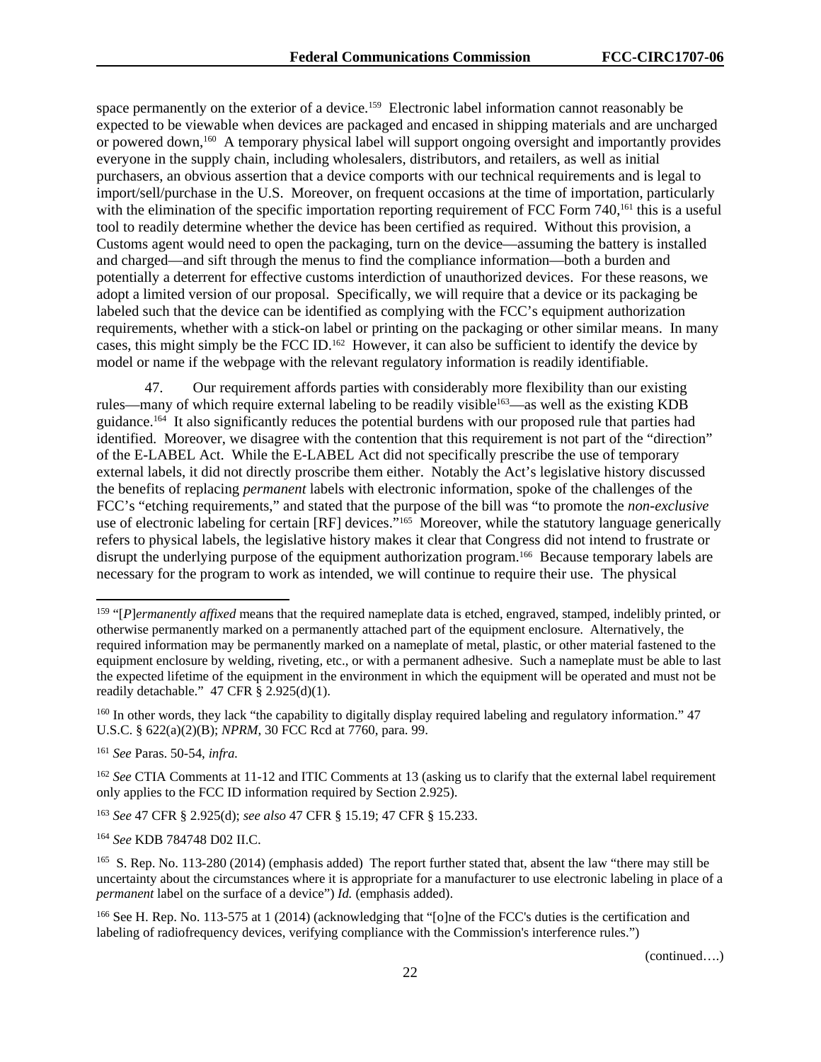space permanently on the exterior of a device.[159] Electronic label information cannot reasonably be expected to be viewable when devices are packaged and encased in shipping materials and are uncharged or powered down,[160] A temporary physical label will support ongoing oversight and importantly provides everyone in the supply chain, including wholesalers, distributors, and retailers, as well as initial purchasers, an obvious assertion that a device comports with our technical requirements and is legal to import/sell/purchase in the U.S. Moreover, on frequent occasions at the time of importation, particularly with the elimination of the specific importation reporting requirement of FCC Form 740,[161] this is a useful tool to readily determine whether the device has been certified as required. Without this provision, a Customs agent would need to open the packaging, turn on the device—assuming the battery is installed and charged—and sift through the menus to find the compliance information—both a burden and potentially a deterrent for effective customs interdiction of unauthorized devices. For these reasons, we adopt a limited version of our proposal. Specifically, we will require that a device or its packaging be labeled such that the device can be identified as complying with the FCC's equipment authorization requirements, whether with a stick-on label or printing on the packaging or other similar means. In many cases, this might simply be the FCC ID.[162] However, it can also be sufficient to identify the device by model or name if the webpage with the relevant regulatory information is readily identifiable.

47. Our requirement affords parties with considerably more flexibility than our existing rules—many of which require external labeling to be readily visible[163]—as well as the existing KDB guidance.[164] It also significantly reduces the potential burdens with our proposed rule that parties had identified. Moreover, we disagree with the contention that this requirement is not part of the "direction" of the E-LABEL Act. While the E-LABEL Act did not specifically prescribe the use of temporary external labels, it did not directly proscribe them either. Notably the Act's legislative history discussed the benefits of replacing *permanent* labels with electronic information, spoke of the challenges of the FCC's "etching requirements," and stated that the purpose of the bill was "to promote the *non-exclusive* use of electronic labeling for certain [RF] devices."[165] Moreover, while the statutory language generically refers to physical labels, the legislative history makes it clear that Congress did not intend to frustrate or disrupt the underlying purpose of the equipment authorization program.[166] Because temporary labels are necessary for the program to work as intended, we will continue to require their use. The physical

---

[159] "[*P*]*ermanently affixed* means that the required nameplate data is etched, engraved, stamped, indelibly printed, or otherwise permanently marked on a permanently attached part of the equipment enclosure. Alternatively, the required information may be permanently marked on a nameplate of metal, plastic, or other material fastened to the equipment enclosure by welding, riveting, etc., or with a permanent adhesive. Such a nameplate must be able to last the expected lifetime of the equipment in the environment in which the equipment will be operated and must not be readily detachable." 47 CFR § 2.925(d)(1).

[160] In other words, they lack "the capability to digitally display required labeling and regulatory information." 47 U.S.C. § 622(a)(2)(B); *NPRM*, 30 FCC Rcd at 7760, para. 99.

[161] *See* Paras. 50-54, *infra.*

[162] *See* CTIA Comments at 11-12 and ITIC Comments at 13 (asking us to clarify that the external label requirement only applies to the FCC ID information required by Section 2.925).

[163] *See* 47 CFR § 2.925(d); *see also* 47 CFR § 15.19; 47 CFR § 15.233.

[164] *See* KDB 784748 D02 II.C.

[165] S. Rep. No. 113-280 (2014) (emphasis added) The report further stated that, absent the law "there may still be uncertainty about the circumstances where it is appropriate for a manufacturer to use electronic labeling in place of a *permanent* label on the surface of a device") *Id.* (emphasis added).

[166] See H. Rep. No. 113-575 at 1 (2014) (acknowledging that "[o]ne of the FCC's duties is the certification and labeling of radiofrequency devices, verifying compliance with the Commission's interference rules.")

(continued….)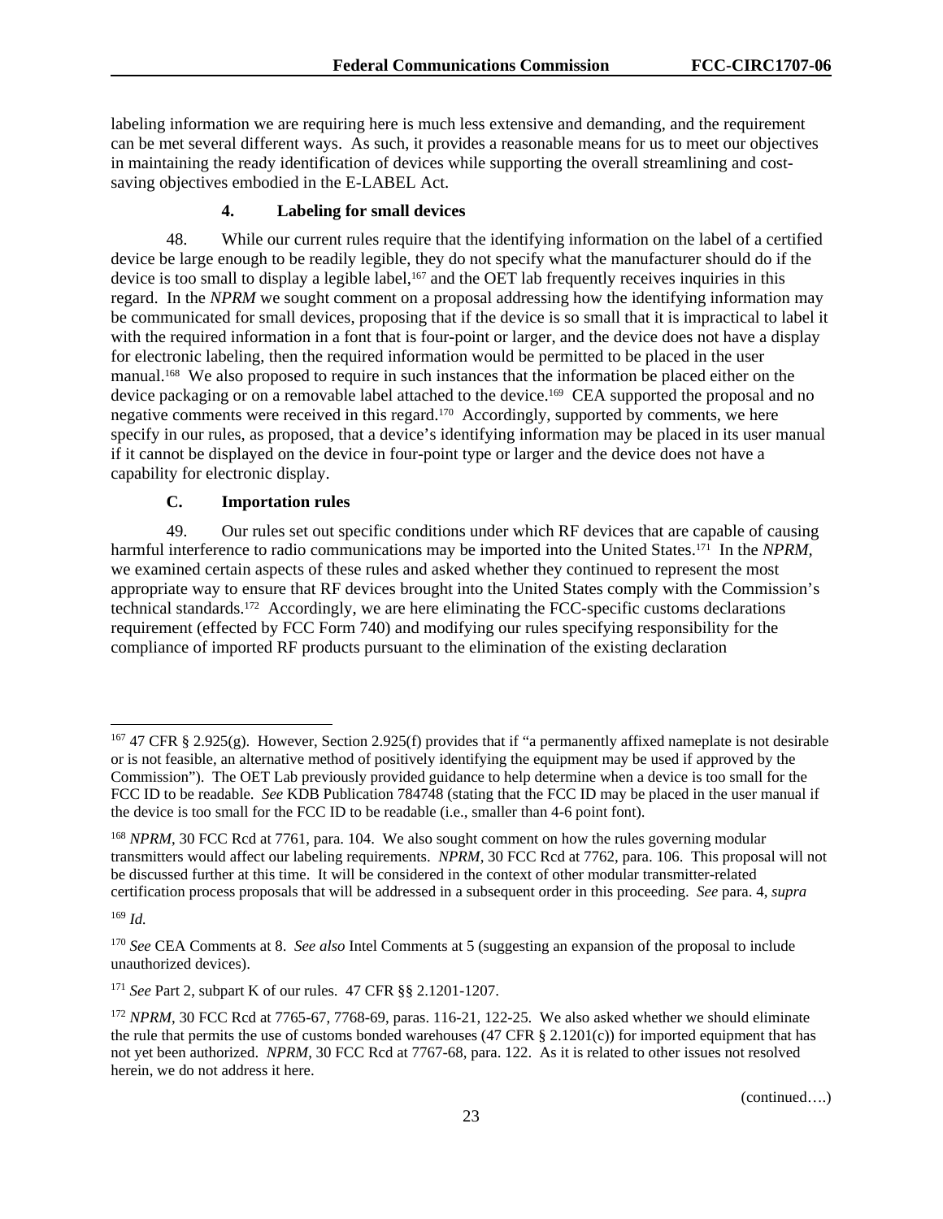labeling information we are requiring here is much less extensive and demanding, and the requirement can be met several different ways. As such, it provides a reasonable means for us to meet our objectives in maintaining the ready identification of devices while supporting the overall streamlining and cost-saving objectives embodied in the E-LABEL Act.

#### 4. Labeling for small devices

48. While our current rules require that the identifying information on the label of a certified device be large enough to be readily legible, they do not specify what the manufacturer should do if the device is too small to display a legible label,[167] and the OET lab frequently receives inquiries in this regard. In the *NPRM* we sought comment on a proposal addressing how the identifying information may be communicated for small devices, proposing that if the device is so small that it is impractical to label it with the required information in a font that is four-point or larger, and the device does not have a display for electronic labeling, then the required information would be permitted to be placed in the user manual.[168] We also proposed to require in such instances that the information be placed either on the device packaging or on a removable label attached to the device.[169] CEA supported the proposal and no negative comments were received in this regard.[170] Accordingly, supported by comments, we here specify in our rules, as proposed, that a device's identifying information may be placed in its user manual if it cannot be displayed on the device in four-point type or larger and the device does not have a capability for electronic display.

### C. Importation rules

49. Our rules set out specific conditions under which RF devices that are capable of causing harmful interference to radio communications may be imported into the United States.[171] In the *NPRM*, we examined certain aspects of these rules and asked whether they continued to represent the most appropriate way to ensure that RF devices brought into the United States comply with the Commission's technical standards.[172] Accordingly, we are here eliminating the FCC-specific customs declarations requirement (effected by FCC Form 740) and modifying our rules specifying responsibility for the compliance of imported RF products pursuant to the elimination of the existing declaration

---

[167] 47 CFR § 2.925(g). However, Section 2.925(f) provides that if "a permanently affixed nameplate is not desirable or is not feasible, an alternative method of positively identifying the equipment may be used if approved by the Commission"). The OET Lab previously provided guidance to help determine when a device is too small for the FCC ID to be readable. *See* KDB Publication 784748 (stating that the FCC ID may be placed in the user manual if the device is too small for the FCC ID to be readable (i.e., smaller than 4-6 point font).

[168] *NPRM*, 30 FCC Rcd at 7761, para. 104. We also sought comment on how the rules governing modular transmitters would affect our labeling requirements. *NPRM*, 30 FCC Rcd at 7762, para. 106. This proposal will not be discussed further at this time. It will be considered in the context of other modular transmitter-related certification process proposals that will be addressed in a subsequent order in this proceeding. *See* para. 4, *supra*

[169] *Id.*

[170] *See* CEA Comments at 8. *See also* Intel Comments at 5 (suggesting an expansion of the proposal to include unauthorized devices).

[171] *See* Part 2, subpart K of our rules. 47 CFR §§ 2.1201-1207.

[172] *NPRM*, 30 FCC Rcd at 7765-67, 7768-69, paras. 116-21, 122-25. We also asked whether we should eliminate the rule that permits the use of customs bonded warehouses (47 CFR § 2.1201(c)) for imported equipment that has not yet been authorized. *NPRM*, 30 FCC Rcd at 7767-68, para. 122. As it is related to other issues not resolved herein, we do not address it here.

(continued….)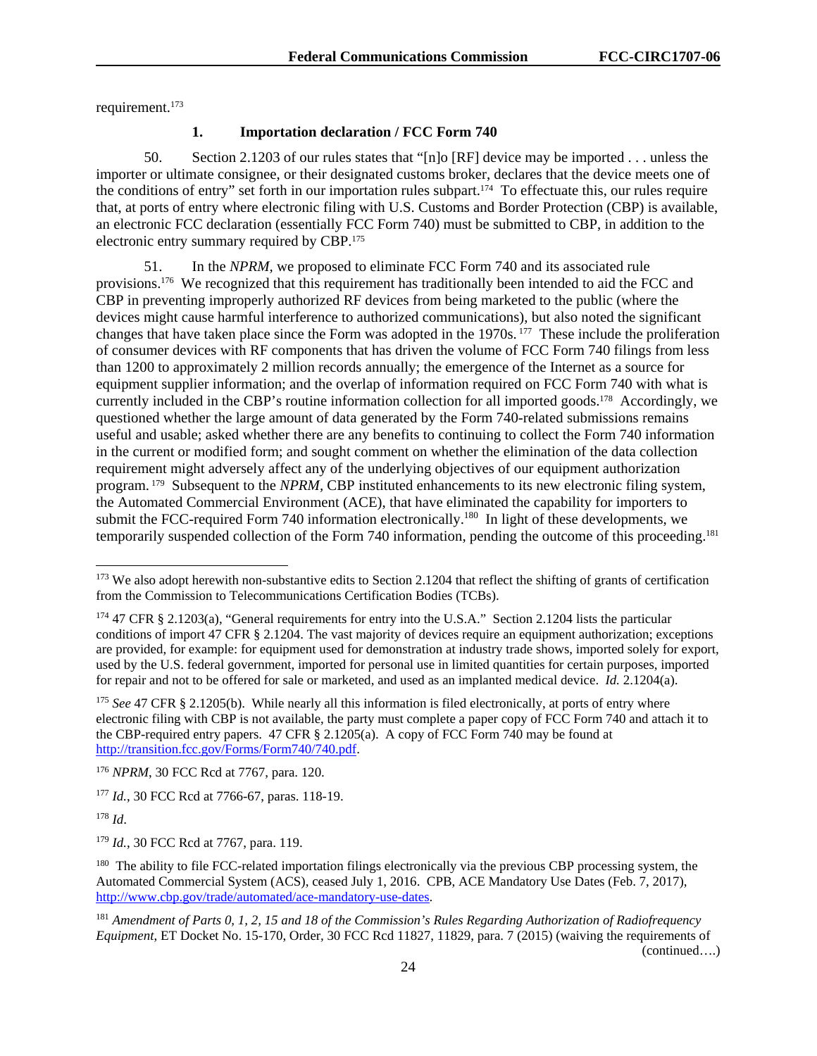requirement.[173]

### 1. Importation declaration / FCC Form 740

50. Section 2.1203 of our rules states that "[n]o [RF] device may be imported . . . unless the importer or ultimate consignee, or their designated customs broker, declares that the device meets one of the conditions of entry" set forth in our importation rules subpart.[174] To effectuate this, our rules require that, at ports of entry where electronic filing with U.S. Customs and Border Protection (CBP) is available, an electronic FCC declaration (essentially FCC Form 740) must be submitted to CBP, in addition to the electronic entry summary required by CBP.[175]

51. In the *NPRM*, we proposed to eliminate FCC Form 740 and its associated rule provisions.[176] We recognized that this requirement has traditionally been intended to aid the FCC and CBP in preventing improperly authorized RF devices from being marketed to the public (where the devices might cause harmful interference to authorized communications), but also noted the significant changes that have taken place since the Form was adopted in the 1970s.[177] These include the proliferation of consumer devices with RF components that has driven the volume of FCC Form 740 filings from less than 1200 to approximately 2 million records annually; the emergence of the Internet as a source for equipment supplier information; and the overlap of information required on FCC Form 740 with what is currently included in the CBP's routine information collection for all imported goods.[178] Accordingly, we questioned whether the large amount of data generated by the Form 740-related submissions remains useful and usable; asked whether there are any benefits to continuing to collect the Form 740 information in the current or modified form; and sought comment on whether the elimination of the data collection requirement might adversely affect any of the underlying objectives of our equipment authorization program.[179] Subsequent to the *NPRM*, CBP instituted enhancements to its new electronic filing system, the Automated Commercial Environment (ACE), that have eliminated the capability for importers to submit the FCC-required Form 740 information electronically.[180] In light of these developments, we temporarily suspended collection of the Form 740 information, pending the outcome of this proceeding.[181]

---

[173] We also adopt herewith non-substantive edits to Section 2.1204 that reflect the shifting of grants of certification from the Commission to Telecommunications Certification Bodies (TCBs).

[174] 47 CFR § 2.1203(a), "General requirements for entry into the U.S.A." Section 2.1204 lists the particular conditions of import 47 CFR § 2.1204. The vast majority of devices require an equipment authorization; exceptions are provided, for example: for equipment used for demonstration at industry trade shows, imported solely for export, used by the U.S. federal government, imported for personal use in limited quantities for certain purposes, imported for repair and not to be offered for sale or marketed, and used as an implanted medical device. *Id.* 2.1204(a).

[175] *See* 47 CFR § 2.1205(b). While nearly all this information is filed electronically, at ports of entry where electronic filing with CBP is not available, the party must complete a paper copy of FCC Form 740 and attach it to the CBP-required entry papers. 47 CFR § 2.1205(a). A copy of FCC Form 740 may be found at http://transition.fcc.gov/Forms/Form740/740.pdf.

[176] *NPRM*, 30 FCC Rcd at 7767, para. 120.

[177] *Id.*, 30 FCC Rcd at 7766-67, paras. 118-19.

[178] *Id*.

[179] *Id.*, 30 FCC Rcd at 7767, para. 119.

[180] The ability to file FCC-related importation filings electronically via the previous CBP processing system, the Automated Commercial System (ACS), ceased July 1, 2016. CPB, ACE Mandatory Use Dates (Feb. 7, 2017), http://www.cbp.gov/trade/automated/ace-mandatory-use-dates.

[181] *Amendment of Parts 0, 1, 2, 15 and 18 of the Commission's Rules Regarding Authorization of Radiofrequency Equipment*, ET Docket No. 15-170, Order, 30 FCC Rcd 11827, 11829, para. 7 (2015) (waiving the requirements of (continued….)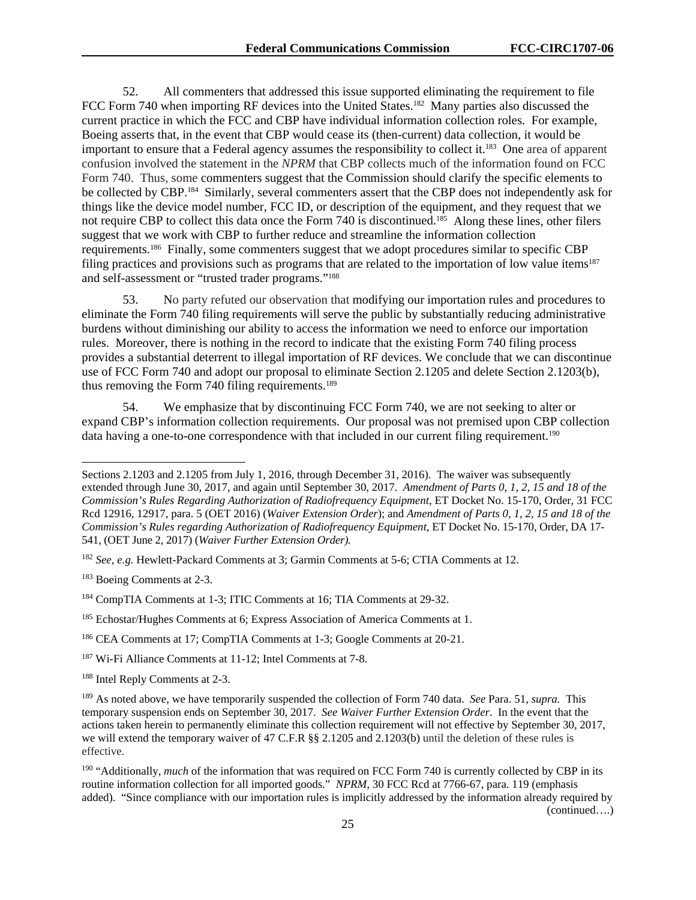52. All commenters that addressed this issue supported eliminating the requirement to file FCC Form 740 when importing RF devices into the United States.[182] Many parties also discussed the current practice in which the FCC and CBP have individual information collection roles. For example, Boeing asserts that, in the event that CBP would cease its (then-current) data collection, it would be important to ensure that a Federal agency assumes the responsibility to collect it.[183] One area of apparent confusion involved the statement in the *NPRM* that CBP collects much of the information found on FCC Form 740. Thus, some commenters suggest that the Commission should clarify the specific elements to be collected by CBP.[184] Similarly, several commenters assert that the CBP does not independently ask for things like the device model number, FCC ID, or description of the equipment, and they request that we not require CBP to collect this data once the Form 740 is discontinued.[185] Along these lines, other filers suggest that we work with CBP to further reduce and streamline the information collection requirements.[186] Finally, some commenters suggest that we adopt procedures similar to specific CBP filing practices and provisions such as programs that are related to the importation of low value items[187] and self-assessment or "trusted trader programs."[188]

53. No party refuted our observation that modifying our importation rules and procedures to eliminate the Form 740 filing requirements will serve the public by substantially reducing administrative burdens without diminishing our ability to access the information we need to enforce our importation rules. Moreover, there is nothing in the record to indicate that the existing Form 740 filing process provides a substantial deterrent to illegal importation of RF devices. We conclude that we can discontinue use of FCC Form 740 and adopt our proposal to eliminate Section 2.1205 and delete Section 2.1203(b), thus removing the Form 740 filing requirements.[189]

54. We emphasize that by discontinuing FCC Form 740, we are not seeking to alter or expand CBP's information collection requirements. Our proposal was not premised upon CBP collection data having a one-to-one correspondence with that included in our current filing requirement.[190]

---

Sections 2.1203 and 2.1205 from July 1, 2016, through December 31, 2016). The waiver was subsequently extended through June 30, 2017, and again until September 30, 2017. *Amendment of Parts 0, 1, 2, 15 and 18 of the Commission's Rules Regarding Authorization of Radiofrequency Equipment*, ET Docket No. 15-170, Order, 31 FCC Rcd 12916, 12917, para. 5 (OET 2016) (*Waiver Extension Order*); and *Amendment of Parts 0, 1, 2, 15 and 18 of the Commission's Rules regarding Authorization of Radiofrequency Equipment*, ET Docket No. 15-170, Order, DA 17-541, (OET June 2, 2017) (*Waiver Further Extension Order).*

[182] *See, e.g.* Hewlett-Packard Comments at 3; Garmin Comments at 5-6; CTIA Comments at 12.

[183] Boeing Comments at 2-3.

[184] CompTIA Comments at 1-3; ITIC Comments at 16; TIA Comments at 29-32.

[185] Echostar/Hughes Comments at 6; Express Association of America Comments at 1.

[186] CEA Comments at 17; CompTIA Comments at 1-3; Google Comments at 20-21.

[187] Wi-Fi Alliance Comments at 11-12; Intel Comments at 7-8.

[188] Intel Reply Comments at 2-3.

[189] As noted above, we have temporarily suspended the collection of Form 740 data. *See* Para. 51, *supra.* This temporary suspension ends on September 30, 2017. *See Waiver Further Extension Order*. In the event that the actions taken herein to permanently eliminate this collection requirement will not effective by September 30, 2017, we will extend the temporary waiver of 47 C.F.R §§ 2.1205 and 2.1203(b) until the deletion of these rules is effective.

[190] "Additionally, *much* of the information that was required on FCC Form 740 is currently collected by CBP in its routine information collection for all imported goods." *NPRM*, 30 FCC Rcd at 7766-67, para. 119 (emphasis added). "Since compliance with our importation rules is implicitly addressed by the information already required by

(continued….)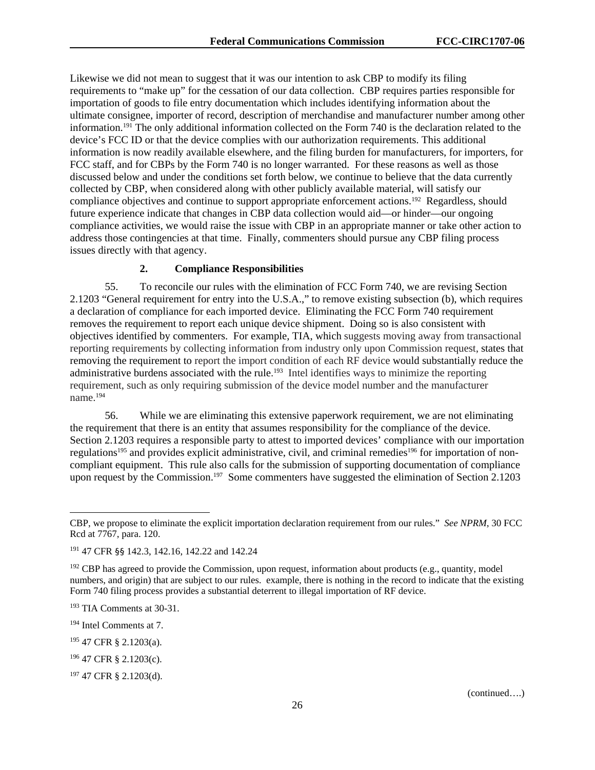Likewise we did not mean to suggest that it was our intention to ask CBP to modify its filing requirements to "make up" for the cessation of our data collection. CBP requires parties responsible for importation of goods to file entry documentation which includes identifying information about the ultimate consignee, importer of record, description of merchandise and manufacturer number among other information.[191] The only additional information collected on the Form 740 is the declaration related to the device's FCC ID or that the device complies with our authorization requirements. This additional information is now readily available elsewhere, and the filing burden for manufacturers, for importers, for FCC staff, and for CBPs by the Form 740 is no longer warranted. For these reasons as well as those discussed below and under the conditions set forth below, we continue to believe that the data currently collected by CBP, when considered along with other publicly available material, will satisfy our compliance objectives and continue to support appropriate enforcement actions.[192] Regardless, should future experience indicate that changes in CBP data collection would aid—or hinder—our ongoing compliance activities, we would raise the issue with CBP in an appropriate manner or take other action to address those contingencies at that time. Finally, commenters should pursue any CBP filing process issues directly with that agency.

### 2. Compliance Responsibilities

55. To reconcile our rules with the elimination of FCC Form 740, we are revising Section 2.1203 "General requirement for entry into the U.S.A.," to remove existing subsection (b), which requires a declaration of compliance for each imported device. Eliminating the FCC Form 740 requirement removes the requirement to report each unique device shipment. Doing so is also consistent with objectives identified by commenters. For example, TIA, which suggests moving away from transactional reporting requirements by collecting information from industry only upon Commission request, states that removing the requirement to report the import condition of each RF device would substantially reduce the administrative burdens associated with the rule.[193] Intel identifies ways to minimize the reporting requirement, such as only requiring submission of the device model number and the manufacturer name.[194]

56. While we are eliminating this extensive paperwork requirement, we are not eliminating the requirement that there is an entity that assumes responsibility for the compliance of the device. Section 2.1203 requires a responsible party to attest to imported devices' compliance with our importation regulations[195] and provides explicit administrative, civil, and criminal remedies[196] for importation of non-compliant equipment. This rule also calls for the submission of supporting documentation of compliance upon request by the Commission.[197] Some commenters have suggested the elimination of Section 2.1203

---

CBP, we propose to eliminate the explicit importation declaration requirement from our rules." *See NPRM*, 30 FCC Rcd at 7767, para. 120.

[191] 47 CFR §§ 142.3, 142.16, 142.22 and 142.24

[192] CBP has agreed to provide the Commission, upon request, information about products (e.g., quantity, model numbers, and origin) that are subject to our rules. example, there is nothing in the record to indicate that the existing Form 740 filing process provides a substantial deterrent to illegal importation of RF device.

[193] TIA Comments at 30-31.

[194] Intel Comments at 7.

[195] 47 CFR § 2.1203(a).

[196] 47 CFR § 2.1203(c).

[197] 47 CFR § 2.1203(d).

(continued….)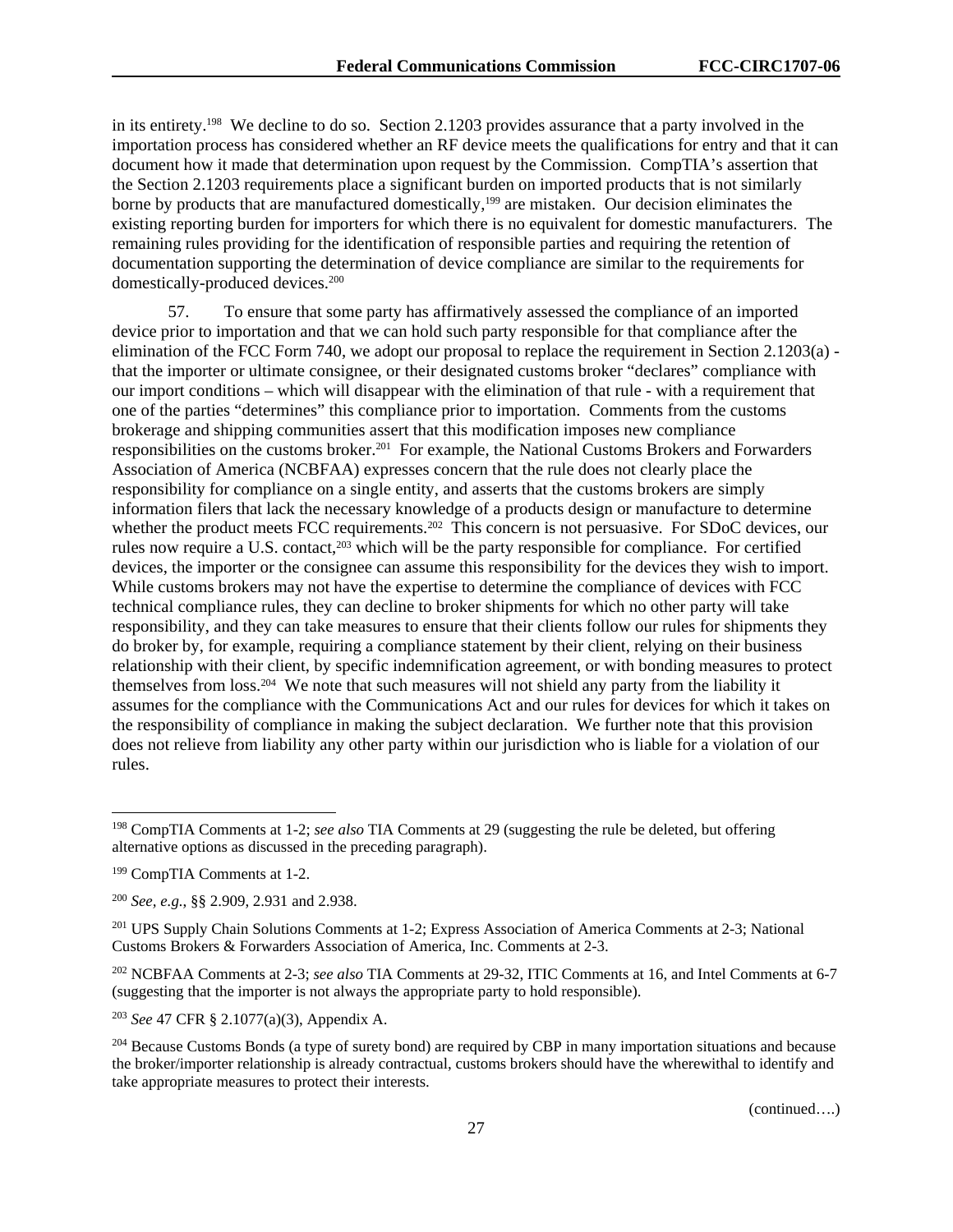in its entirety.[198] We decline to do so. Section 2.1203 provides assurance that a party involved in the importation process has considered whether an RF device meets the qualifications for entry and that it can document how it made that determination upon request by the Commission. CompTIA's assertion that the Section 2.1203 requirements place a significant burden on imported products that is not similarly borne by products that are manufactured domestically,[199] are mistaken. Our decision eliminates the existing reporting burden for importers for which there is no equivalent for domestic manufacturers. The remaining rules providing for the identification of responsible parties and requiring the retention of documentation supporting the determination of device compliance are similar to the requirements for domestically-produced devices.[200]

57. To ensure that some party has affirmatively assessed the compliance of an imported device prior to importation and that we can hold such party responsible for that compliance after the elimination of the FCC Form 740, we adopt our proposal to replace the requirement in Section 2.1203(a) - that the importer or ultimate consignee, or their designated customs broker "declares" compliance with our import conditions – which will disappear with the elimination of that rule - with a requirement that one of the parties "determines" this compliance prior to importation. Comments from the customs brokerage and shipping communities assert that this modification imposes new compliance responsibilities on the customs broker.[201] For example, the National Customs Brokers and Forwarders Association of America (NCBFAA) expresses concern that the rule does not clearly place the responsibility for compliance on a single entity, and asserts that the customs brokers are simply information filers that lack the necessary knowledge of a products design or manufacture to determine whether the product meets FCC requirements.[202] This concern is not persuasive. For SDoC devices, our rules now require a U.S. contact,[203] which will be the party responsible for compliance. For certified devices, the importer or the consignee can assume this responsibility for the devices they wish to import. While customs brokers may not have the expertise to determine the compliance of devices with FCC technical compliance rules, they can decline to broker shipments for which no other party will take responsibility, and they can take measures to ensure that their clients follow our rules for shipments they do broker by, for example, requiring a compliance statement by their client, relying on their business relationship with their client, by specific indemnification agreement, or with bonding measures to protect themselves from loss.[204] We note that such measures will not shield any party from the liability it assumes for the compliance with the Communications Act and our rules for devices for which it takes on the responsibility of compliance in making the subject declaration. We further note that this provision does not relieve from liability any other party within our jurisdiction who is liable for a violation of our rules.

---

[198] CompTIA Comments at 1-2; *see also* TIA Comments at 29 (suggesting the rule be deleted, but offering alternative options as discussed in the preceding paragraph).

[199] CompTIA Comments at 1-2.

[200] *See, e.g.*, §§ 2.909, 2.931 and 2.938.

[201] UPS Supply Chain Solutions Comments at 1-2; Express Association of America Comments at 2-3; National Customs Brokers & Forwarders Association of America, Inc. Comments at 2-3.

[202] NCBFAA Comments at 2-3; *see also* TIA Comments at 29-32, ITIC Comments at 16, and Intel Comments at 6-7 (suggesting that the importer is not always the appropriate party to hold responsible).

[203] *See* 47 CFR § 2.1077(a)(3), Appendix A.

[204] Because Customs Bonds (a type of surety bond) are required by CBP in many importation situations and because the broker/importer relationship is already contractual, customs brokers should have the wherewithal to identify and take appropriate measures to protect their interests.

(continued….)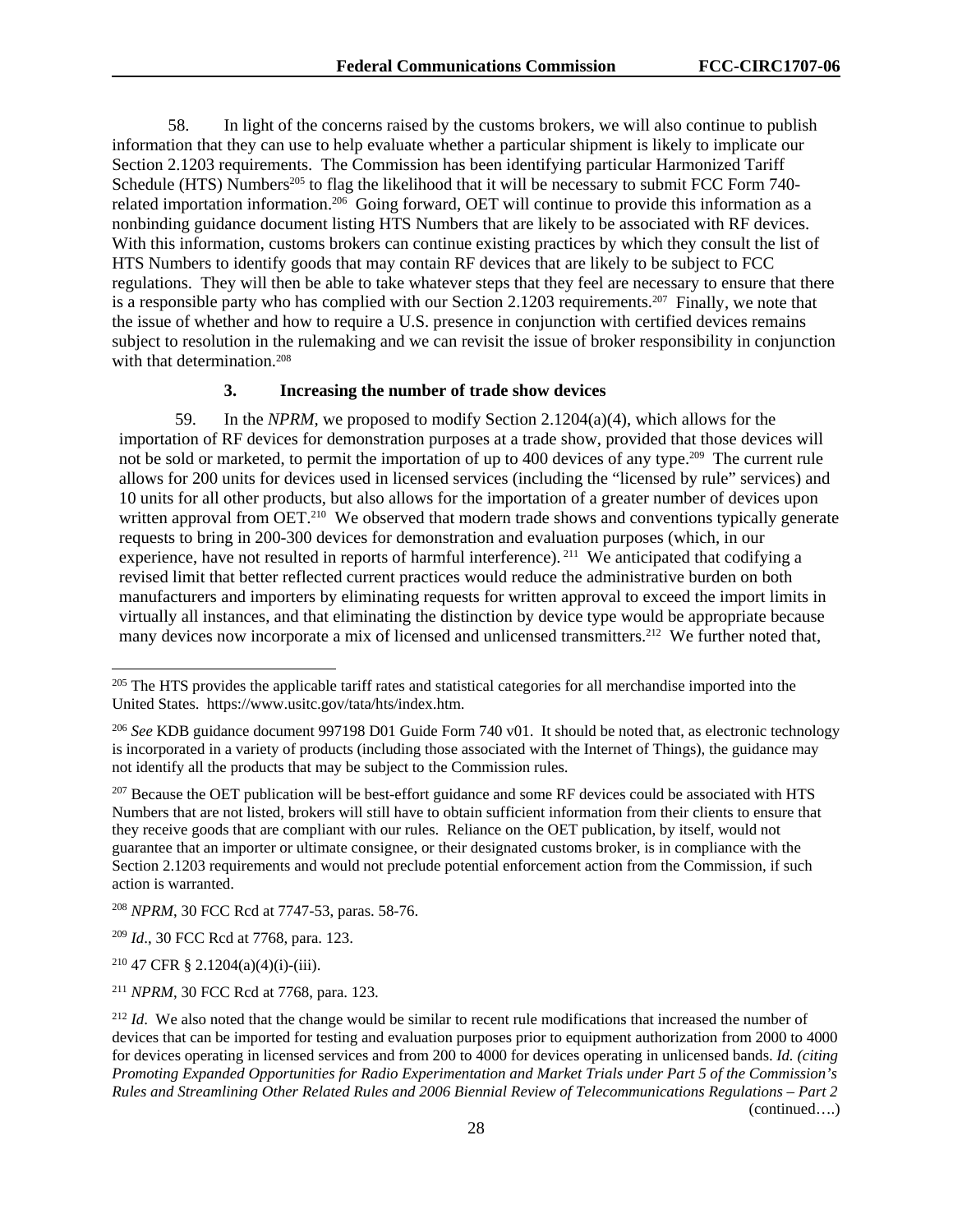58. In light of the concerns raised by the customs brokers, we will also continue to publish information that they can use to help evaluate whether a particular shipment is likely to implicate our Section 2.1203 requirements. The Commission has been identifying particular Harmonized Tariff Schedule (HTS) Numbers[205] to flag the likelihood that it will be necessary to submit FCC Form 740-related importation information.[206] Going forward, OET will continue to provide this information as a nonbinding guidance document listing HTS Numbers that are likely to be associated with RF devices. With this information, customs brokers can continue existing practices by which they consult the list of HTS Numbers to identify goods that may contain RF devices that are likely to be subject to FCC regulations. They will then be able to take whatever steps that they feel are necessary to ensure that there is a responsible party who has complied with our Section 2.1203 requirements.[207] Finally, we note that the issue of whether and how to require a U.S. presence in conjunction with certified devices remains subject to resolution in the rulemaking and we can revisit the issue of broker responsibility in conjunction with that determination.[208]

### 3. Increasing the number of trade show devices

59. In the *NPRM*, we proposed to modify Section 2.1204(a)(4), which allows for the importation of RF devices for demonstration purposes at a trade show, provided that those devices will not be sold or marketed, to permit the importation of up to 400 devices of any type.[209] The current rule allows for 200 units for devices used in licensed services (including the "licensed by rule" services) and 10 units for all other products, but also allows for the importation of a greater number of devices upon written approval from OET.[210] We observed that modern trade shows and conventions typically generate requests to bring in 200-300 devices for demonstration and evaluation purposes (which, in our experience, have not resulted in reports of harmful interference).[211] We anticipated that codifying a revised limit that better reflected current practices would reduce the administrative burden on both manufacturers and importers by eliminating requests for written approval to exceed the import limits in virtually all instances, and that eliminating the distinction by device type would be appropriate because many devices now incorporate a mix of licensed and unlicensed transmitters.[212] We further noted that,

---

[205] The HTS provides the applicable tariff rates and statistical categories for all merchandise imported into the United States. https://www.usitc.gov/tata/hts/index.htm.

[206] *See* KDB guidance document 997198 D01 Guide Form 740 v01. It should be noted that, as electronic technology is incorporated in a variety of products (including those associated with the Internet of Things), the guidance may not identify all the products that may be subject to the Commission rules.

[207] Because the OET publication will be best-effort guidance and some RF devices could be associated with HTS Numbers that are not listed, brokers will still have to obtain sufficient information from their clients to ensure that they receive goods that are compliant with our rules. Reliance on the OET publication, by itself, would not guarantee that an importer or ultimate consignee, or their designated customs broker, is in compliance with the Section 2.1203 requirements and would not preclude potential enforcement action from the Commission, if such action is warranted.

[208] *NPRM*, 30 FCC Rcd at 7747-53, paras. 58-76.

[209] *Id*., 30 FCC Rcd at 7768, para. 123.

[210] 47 CFR § 2.1204(a)(4)(i)-(iii).

[211] *NPRM*, 30 FCC Rcd at 7768, para. 123.

[212] *Id*. We also noted that the change would be similar to recent rule modifications that increased the number of devices that can be imported for testing and evaluation purposes prior to equipment authorization from 2000 to 4000 for devices operating in licensed services and from 200 to 4000 for devices operating in unlicensed bands. *Id. (citing Promoting Expanded Opportunities for Radio Experimentation and Market Trials under Part 5 of the Commission's Rules and Streamlining Other Related Rules and 2006 Biennial Review of Telecommunications Regulations – Part 2* (continued….)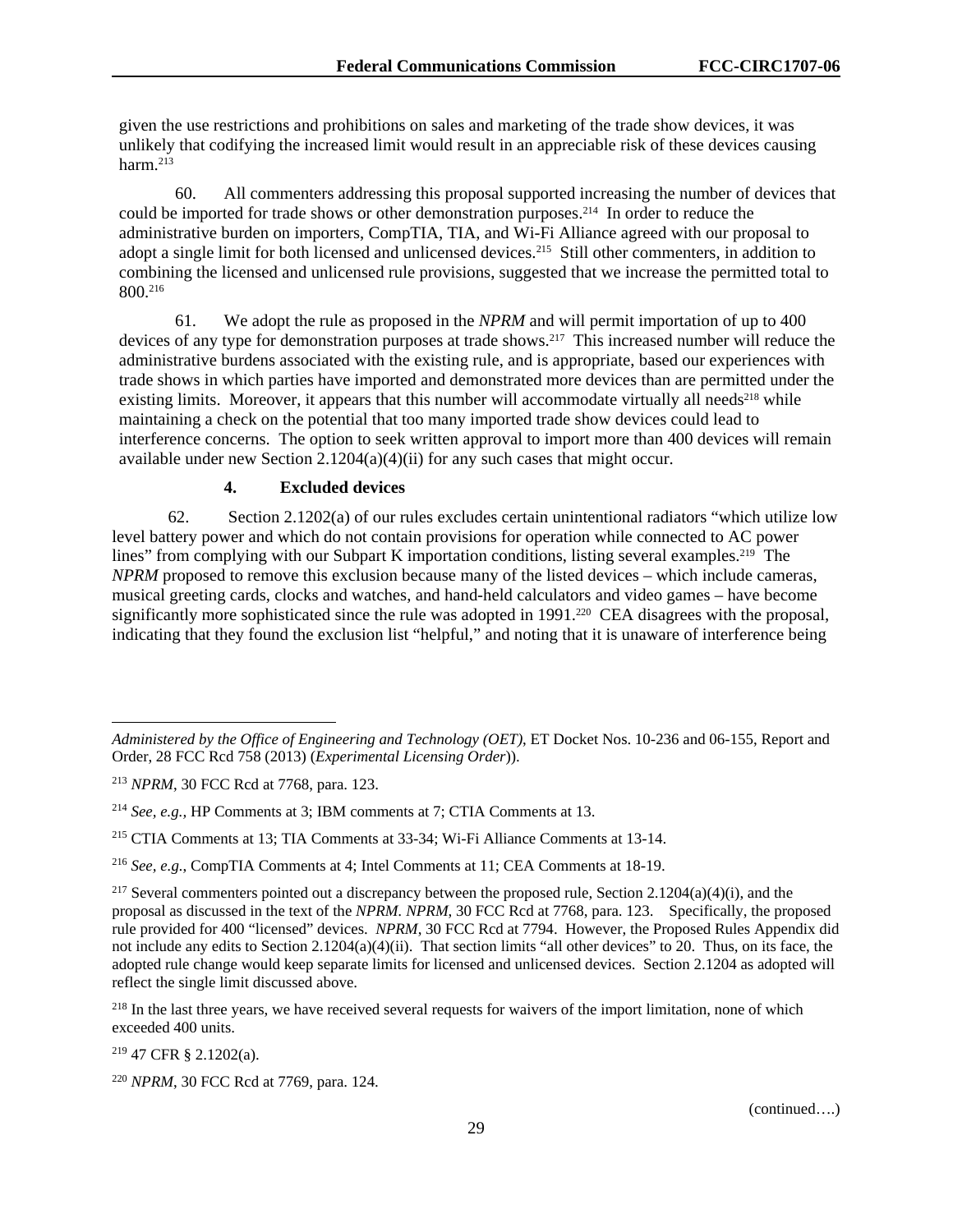given the use restrictions and prohibitions on sales and marketing of the trade show devices, it was unlikely that codifying the increased limit would result in an appreciable risk of these devices causing harm.[213]

60. All commenters addressing this proposal supported increasing the number of devices that could be imported for trade shows or other demonstration purposes.[214] In order to reduce the administrative burden on importers, CompTIA, TIA, and Wi-Fi Alliance agreed with our proposal to adopt a single limit for both licensed and unlicensed devices.[215] Still other commenters, in addition to combining the licensed and unlicensed rule provisions, suggested that we increase the permitted total to 800.[216]

61. We adopt the rule as proposed in the *NPRM* and will permit importation of up to 400 devices of any type for demonstration purposes at trade shows.[217] This increased number will reduce the administrative burdens associated with the existing rule, and is appropriate, based our experiences with trade shows in which parties have imported and demonstrated more devices than are permitted under the existing limits. Moreover, it appears that this number will accommodate virtually all needs[218] while maintaining a check on the potential that too many imported trade show devices could lead to interference concerns. The option to seek written approval to import more than 400 devices will remain available under new Section 2.1204(a)(4)(ii) for any such cases that might occur.

#### 4. Excluded devices

62. Section 2.1202(a) of our rules excludes certain unintentional radiators "which utilize low level battery power and which do not contain provisions for operation while connected to AC power lines" from complying with our Subpart K importation conditions, listing several examples.[219] The *NPRM* proposed to remove this exclusion because many of the listed devices – which include cameras, musical greeting cards, clocks and watches, and hand-held calculators and video games – have become significantly more sophisticated since the rule was adopted in 1991.[220] CEA disagrees with the proposal, indicating that they found the exclusion list "helpful," and noting that it is unaware of interference being

---

*Administered by the Office of Engineering and Technology (OET)*, ET Docket Nos. 10-236 and 06-155, Report and Order, 28 FCC Rcd 758 (2013) (*Experimental Licensing Order*)).

[213] *NPRM*, 30 FCC Rcd at 7768, para. 123.

[214] *See, e.g.*, HP Comments at 3; IBM comments at 7; CTIA Comments at 13.

[215] CTIA Comments at 13; TIA Comments at 33-34; Wi-Fi Alliance Comments at 13-14.

[216] *See, e.g.*, CompTIA Comments at 4; Intel Comments at 11; CEA Comments at 18-19.

[217] Several commenters pointed out a discrepancy between the proposed rule, Section 2.1204(a)(4)(i), and the proposal as discussed in the text of the *NPRM*. *NPRM*, 30 FCC Rcd at 7768, para. 123. Specifically, the proposed rule provided for 400 "licensed" devices. *NPRM*, 30 FCC Rcd at 7794. However, the Proposed Rules Appendix did not include any edits to Section 2.1204(a)(4)(ii). That section limits "all other devices" to 20. Thus, on its face, the adopted rule change would keep separate limits for licensed and unlicensed devices. Section 2.1204 as adopted will reflect the single limit discussed above.

[218] In the last three years, we have received several requests for waivers of the import limitation, none of which exceeded 400 units.

[219] 47 CFR § 2.1202(a).

[220] *NPRM*, 30 FCC Rcd at 7769, para. 124.

(continued….)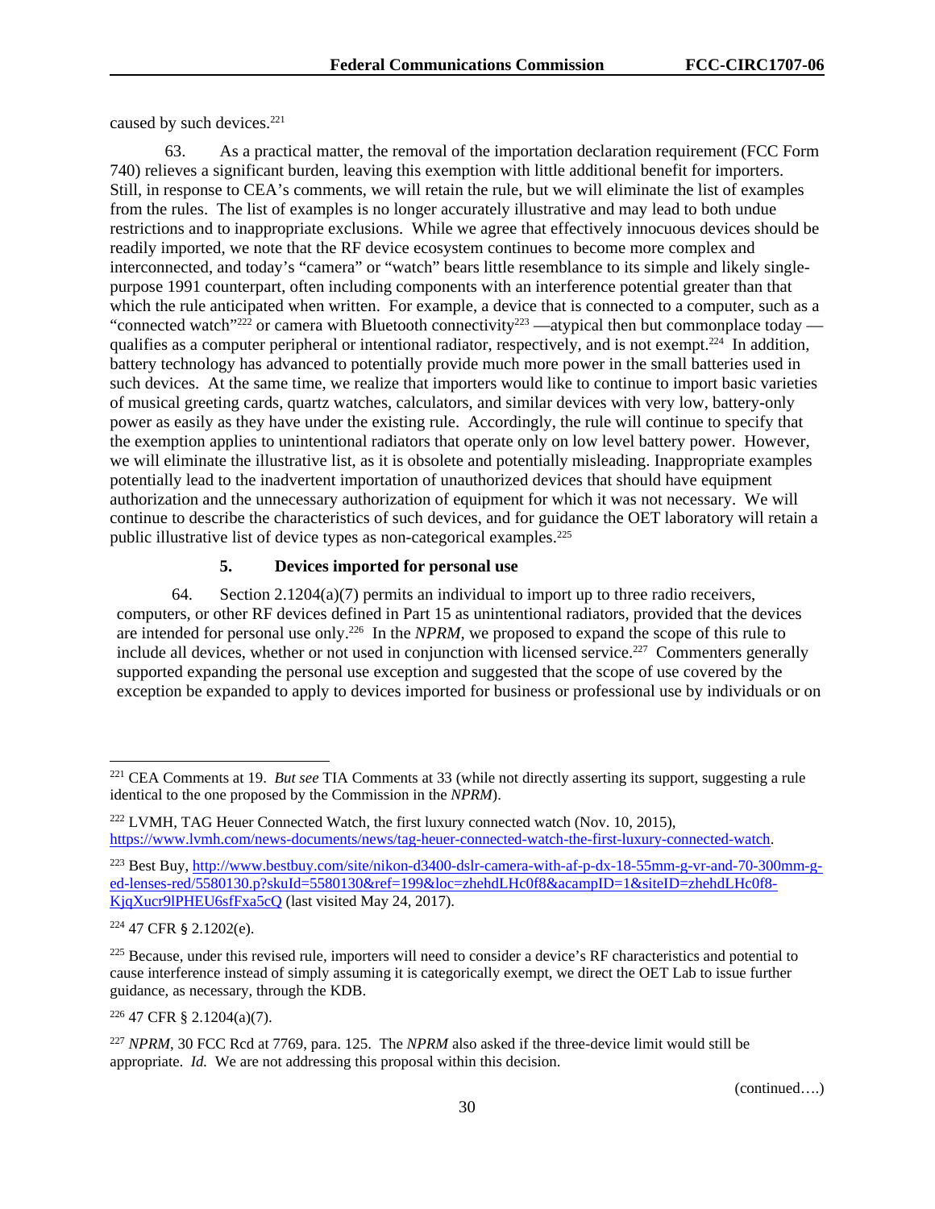caused by such devices.[221]

63. As a practical matter, the removal of the importation declaration requirement (FCC Form 740) relieves a significant burden, leaving this exemption with little additional benefit for importers. Still, in response to CEA's comments, we will retain the rule, but we will eliminate the list of examples from the rules. The list of examples is no longer accurately illustrative and may lead to both undue restrictions and to inappropriate exclusions. While we agree that effectively innocuous devices should be readily imported, we note that the RF device ecosystem continues to become more complex and interconnected, and today's "camera" or "watch" bears little resemblance to its simple and likely single-purpose 1991 counterpart, often including components with an interference potential greater than that which the rule anticipated when written. For example, a device that is connected to a computer, such as a "connected watch"[222] or camera with Bluetooth connectivity[223] —atypical then but commonplace today — qualifies as a computer peripheral or intentional radiator, respectively, and is not exempt.[224] In addition, battery technology has advanced to potentially provide much more power in the small batteries used in such devices. At the same time, we realize that importers would like to continue to import basic varieties of musical greeting cards, quartz watches, calculators, and similar devices with very low, battery-only power as easily as they have under the existing rule. Accordingly, the rule will continue to specify that the exemption applies to unintentional radiators that operate only on low level battery power. However, we will eliminate the illustrative list, as it is obsolete and potentially misleading. Inappropriate examples potentially lead to the inadvertent importation of unauthorized devices that should have equipment authorization and the unnecessary authorization of equipment for which it was not necessary. We will continue to describe the characteristics of such devices, and for guidance the OET laboratory will retain a public illustrative list of device types as non-categorical examples.[225]

#### 5. Devices imported for personal use

64. Section 2.1204(a)(7) permits an individual to import up to three radio receivers, computers, or other RF devices defined in Part 15 as unintentional radiators, provided that the devices are intended for personal use only.[226] In the *NPRM*, we proposed to expand the scope of this rule to include all devices, whether or not used in conjunction with licensed service.[227] Commenters generally supported expanding the personal use exception and suggested that the scope of use covered by the exception be expanded to apply to devices imported for business or professional use by individuals or on

---

[221] CEA Comments at 19. *But see* TIA Comments at 33 (while not directly asserting its support, suggesting a rule identical to the one proposed by the Commission in the *NPRM*).

[222] LVMH, TAG Heuer Connected Watch, the first luxury connected watch (Nov. 10, 2015), https://www.lvmh.com/news-documents/news/tag-heuer-connected-watch-the-first-luxury-connected-watch.

[223] Best Buy, http://www.bestbuy.com/site/nikon-d3400-dslr-camera-with-af-p-dx-18-55mm-g-vr-and-70-300mm-g-ed-lenses-red/5580130.p?skuId=5580130&ref=199&loc=zhehdLHc0f8&acampID=1&siteID=zhehdLHc0f8-KjqXucr9lPHEU6sfFxa5cQ (last visited May 24, 2017).

[224] 47 CFR § 2.1202(e).

[225] Because, under this revised rule, importers will need to consider a device's RF characteristics and potential to cause interference instead of simply assuming it is categorically exempt, we direct the OET Lab to issue further guidance, as necessary, through the KDB.

[226] 47 CFR § 2.1204(a)(7).

[227] *NPRM*, 30 FCC Rcd at 7769, para. 125. The *NPRM* also asked if the three-device limit would still be appropriate. *Id.* We are not addressing this proposal within this decision.

(continued….)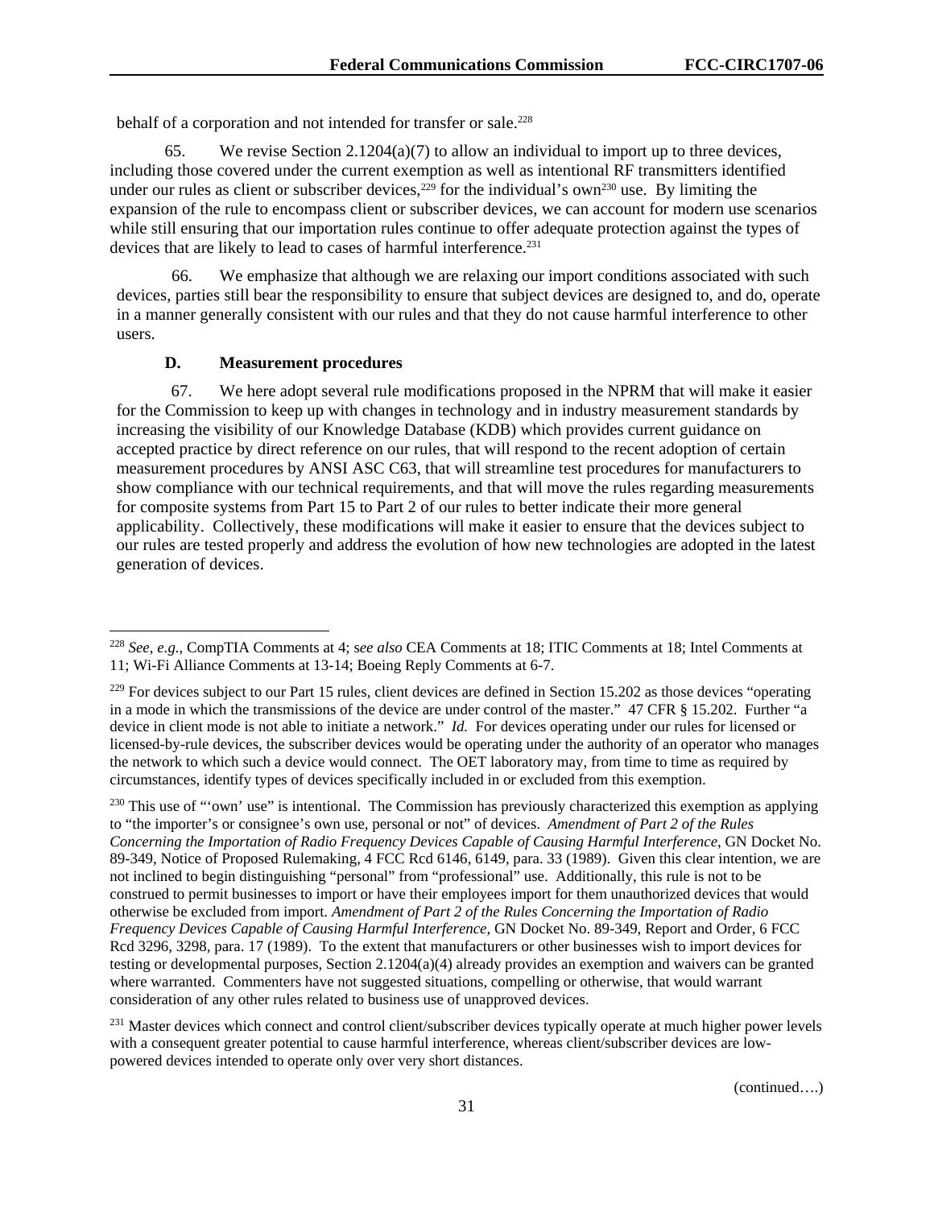behalf of a corporation and not intended for transfer or sale.[228]

65. We revise Section 2.1204(a)(7) to allow an individual to import up to three devices, including those covered under the current exemption as well as intentional RF transmitters identified under our rules as client or subscriber devices,[229] for the individual's own[230] use. By limiting the expansion of the rule to encompass client or subscriber devices, we can account for modern use scenarios while still ensuring that our importation rules continue to offer adequate protection against the types of devices that are likely to lead to cases of harmful interference.[231]

66. We emphasize that although we are relaxing our import conditions associated with such devices, parties still bear the responsibility to ensure that subject devices are designed to, and do, operate in a manner generally consistent with our rules and that they do not cause harmful interference to other users.

### D. Measurement procedures

67. We here adopt several rule modifications proposed in the NPRM that will make it easier for the Commission to keep up with changes in technology and in industry measurement standards by increasing the visibility of our Knowledge Database (KDB) which provides current guidance on accepted practice by direct reference on our rules, that will respond to the recent adoption of certain measurement procedures by ANSI ASC C63, that will streamline test procedures for manufacturers to show compliance with our technical requirements, and that will move the rules regarding measurements for composite systems from Part 15 to Part 2 of our rules to better indicate their more general applicability. Collectively, these modifications will make it easier to ensure that the devices subject to our rules are tested properly and address the evolution of how new technologies are adopted in the latest generation of devices.

---

[228] *See, e.g.*, CompTIA Comments at 4; s*ee also* CEA Comments at 18; ITIC Comments at 18; Intel Comments at 11; Wi-Fi Alliance Comments at 13-14; Boeing Reply Comments at 6-7.

[229] For devices subject to our Part 15 rules, client devices are defined in Section 15.202 as those devices "operating in a mode in which the transmissions of the device are under control of the master." 47 CFR § 15.202. Further "a device in client mode is not able to initiate a network." *Id.* For devices operating under our rules for licensed or licensed-by-rule devices, the subscriber devices would be operating under the authority of an operator who manages the network to which such a device would connect. The OET laboratory may, from time to time as required by circumstances, identify types of devices specifically included in or excluded from this exemption.

[230] This use of "'own' use" is intentional. The Commission has previously characterized this exemption as applying to "the importer's or consignee's own use, personal or not" of devices. *Amendment of Part 2 of the Rules Concerning the Importation of Radio Frequency Devices Capable of Causing Harmful Interference*, GN Docket No. 89-349, Notice of Proposed Rulemaking, 4 FCC Rcd 6146, 6149, para. 33 (1989). Given this clear intention, we are not inclined to begin distinguishing "personal" from "professional" use. Additionally, this rule is not to be construed to permit businesses to import or have their employees import for them unauthorized devices that would otherwise be excluded from import. *Amendment of Part 2 of the Rules Concerning the Importation of Radio Frequency Devices Capable of Causing Harmful Interference*, GN Docket No. 89-349, Report and Order, 6 FCC Rcd 3296, 3298, para. 17 (1989). To the extent that manufacturers or other businesses wish to import devices for testing or developmental purposes, Section 2.1204(a)(4) already provides an exemption and waivers can be granted where warranted. Commenters have not suggested situations, compelling or otherwise, that would warrant consideration of any other rules related to business use of unapproved devices.

[231] Master devices which connect and control client/subscriber devices typically operate at much higher power levels with a consequent greater potential to cause harmful interference, whereas client/subscriber devices are low-powered devices intended to operate only over very short distances.

(continued….)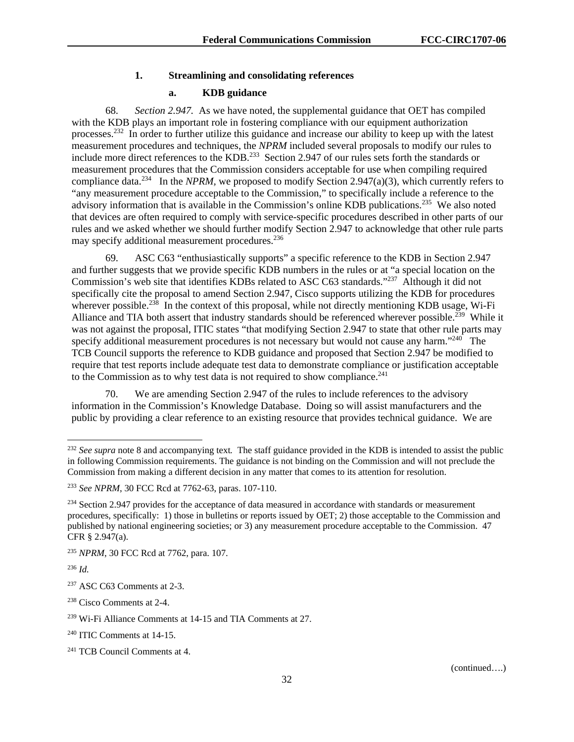### 1. Streamlining and consolidating references

#### a. KDB guidance

68. *Section 2.947.* As we have noted, the supplemental guidance that OET has compiled with the KDB plays an important role in fostering compliance with our equipment authorization processes.[232] In order to further utilize this guidance and increase our ability to keep up with the latest measurement procedures and techniques, the *NPRM* included several proposals to modify our rules to include more direct references to the KDB.[233] Section 2.947 of our rules sets forth the standards or measurement procedures that the Commission considers acceptable for use when compiling required compliance data.[234] In the *NPRM*, we proposed to modify Section 2.947(a)(3), which currently refers to "any measurement procedure acceptable to the Commission," to specifically include a reference to the advisory information that is available in the Commission's online KDB publications.[235] We also noted that devices are often required to comply with service-specific procedures described in other parts of our rules and we asked whether we should further modify Section 2.947 to acknowledge that other rule parts may specify additional measurement procedures.[236]

69. ASC C63 "enthusiastically supports" a specific reference to the KDB in Section 2.947 and further suggests that we provide specific KDB numbers in the rules or at "a special location on the Commission's web site that identifies KDBs related to ASC C63 standards."[237] Although it did not specifically cite the proposal to amend Section 2.947, Cisco supports utilizing the KDB for procedures wherever possible.[238] In the context of this proposal, while not directly mentioning KDB usage, Wi-Fi Alliance and TIA both assert that industry standards should be referenced wherever possible.[239] While it was not against the proposal, ITIC states "that modifying Section 2.947 to state that other rule parts may specify additional measurement procedures is not necessary but would not cause any harm."[240] The TCB Council supports the reference to KDB guidance and proposed that Section 2.947 be modified to require that test reports include adequate test data to demonstrate compliance or justification acceptable to the Commission as to why test data is not required to show compliance.[241]

70. We are amending Section 2.947 of the rules to include references to the advisory information in the Commission's Knowledge Database. Doing so will assist manufacturers and the public by providing a clear reference to an existing resource that provides technical guidance. We are

---

[232] *See supra* note 8 and accompanying text*.* The staff guidance provided in the KDB is intended to assist the public in following Commission requirements. The guidance is not binding on the Commission and will not preclude the Commission from making a different decision in any matter that comes to its attention for resolution.

[233] *See NPRM*, 30 FCC Rcd at 7762-63, paras. 107-110.

[234] Section 2.947 provides for the acceptance of data measured in accordance with standards or measurement procedures, specifically: 1) those in bulletins or reports issued by OET; 2) those acceptable to the Commission and published by national engineering societies; or 3) any measurement procedure acceptable to the Commission. 47 CFR § 2.947(a).

[235] *NPRM*, 30 FCC Rcd at 7762, para. 107.

[236] *Id.*

[237] ASC C63 Comments at 2-3.

[238] Cisco Comments at 2-4.

[239] Wi-Fi Alliance Comments at 14-15 and TIA Comments at 27.

[240] ITIC Comments at 14-15.

[241] TCB Council Comments at 4.

(continued….)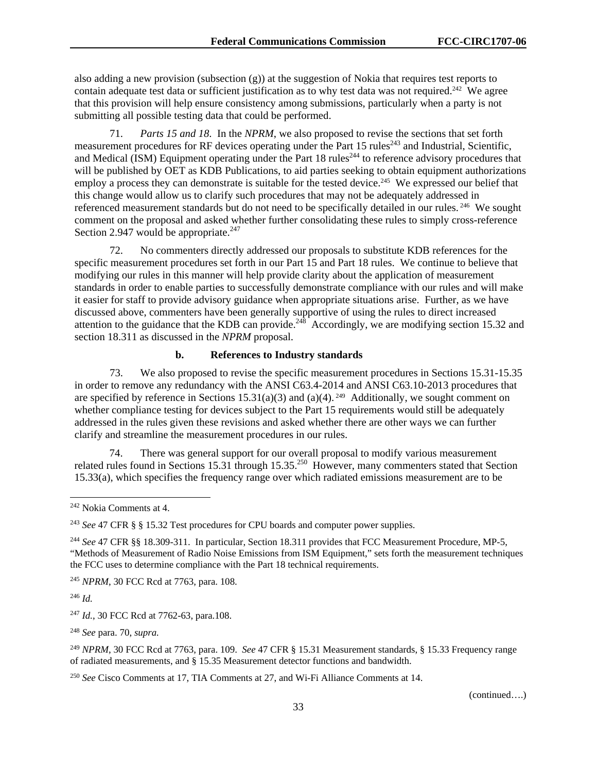also adding a new provision (subsection (g)) at the suggestion of Nokia that requires test reports to contain adequate test data or sufficient justification as to why test data was not required.[242] We agree that this provision will help ensure consistency among submissions, particularly when a party is not submitting all possible testing data that could be performed.

71. *Parts 15 and 18*. In the *NPRM*, we also proposed to revise the sections that set forth measurement procedures for RF devices operating under the Part 15 rules[243] and Industrial, Scientific, and Medical (ISM) Equipment operating under the Part 18 rules[244] to reference advisory procedures that will be published by OET as KDB Publications, to aid parties seeking to obtain equipment authorizations employ a process they can demonstrate is suitable for the tested device.[245] We expressed our belief that this change would allow us to clarify such procedures that may not be adequately addressed in referenced measurement standards but do not need to be specifically detailed in our rules.[246] We sought comment on the proposal and asked whether further consolidating these rules to simply cross-reference Section 2.947 would be appropriate.[247]

72. No commenters directly addressed our proposals to substitute KDB references for the specific measurement procedures set forth in our Part 15 and Part 18 rules. We continue to believe that modifying our rules in this manner will help provide clarity about the application of measurement standards in order to enable parties to successfully demonstrate compliance with our rules and will make it easier for staff to provide advisory guidance when appropriate situations arise. Further, as we have discussed above, commenters have been generally supportive of using the rules to direct increased attention to the guidance that the KDB can provide.[248] Accordingly, we are modifying section 15.32 and section 18.311 as discussed in the *NPRM* proposal.

#### b. References to Industry standards

73. We also proposed to revise the specific measurement procedures in Sections 15.31-15.35 in order to remove any redundancy with the ANSI C63.4-2014 and ANSI C63.10-2013 procedures that are specified by reference in Sections 15.31(a)(3) and (a)(4).[249] Additionally, we sought comment on whether compliance testing for devices subject to the Part 15 requirements would still be adequately addressed in the rules given these revisions and asked whether there are other ways we can further clarify and streamline the measurement procedures in our rules.

74. There was general support for our overall proposal to modify various measurement related rules found in Sections 15.31 through 15.35.[250] However, many commenters stated that Section 15.33(a), which specifies the frequency range over which radiated emissions measurement are to be

---

[242] Nokia Comments at 4.

[243] *See* 47 CFR § § 15.32 Test procedures for CPU boards and computer power supplies.

[244] *See* 47 CFR §§ 18.309-311. In particular, Section 18.311 provides that FCC Measurement Procedure, MP-5, "Methods of Measurement of Radio Noise Emissions from ISM Equipment," sets forth the measurement techniques the FCC uses to determine compliance with the Part 18 technical requirements.

[245] *NPRM*, 30 FCC Rcd at 7763, para. 108.

[246] *Id.*

[247] *Id.*, 30 FCC Rcd at 7762-63, para.108.

[248] *See* para. 70, *supra.*

[249] *NPRM*, 30 FCC Rcd at 7763, para. 109. *See* 47 CFR § 15.31 Measurement standards, § 15.33 Frequency range of radiated measurements, and § 15.35 Measurement detector functions and bandwidth.

[250] *See* Cisco Comments at 17, TIA Comments at 27, and Wi-Fi Alliance Comments at 14.

(continued….)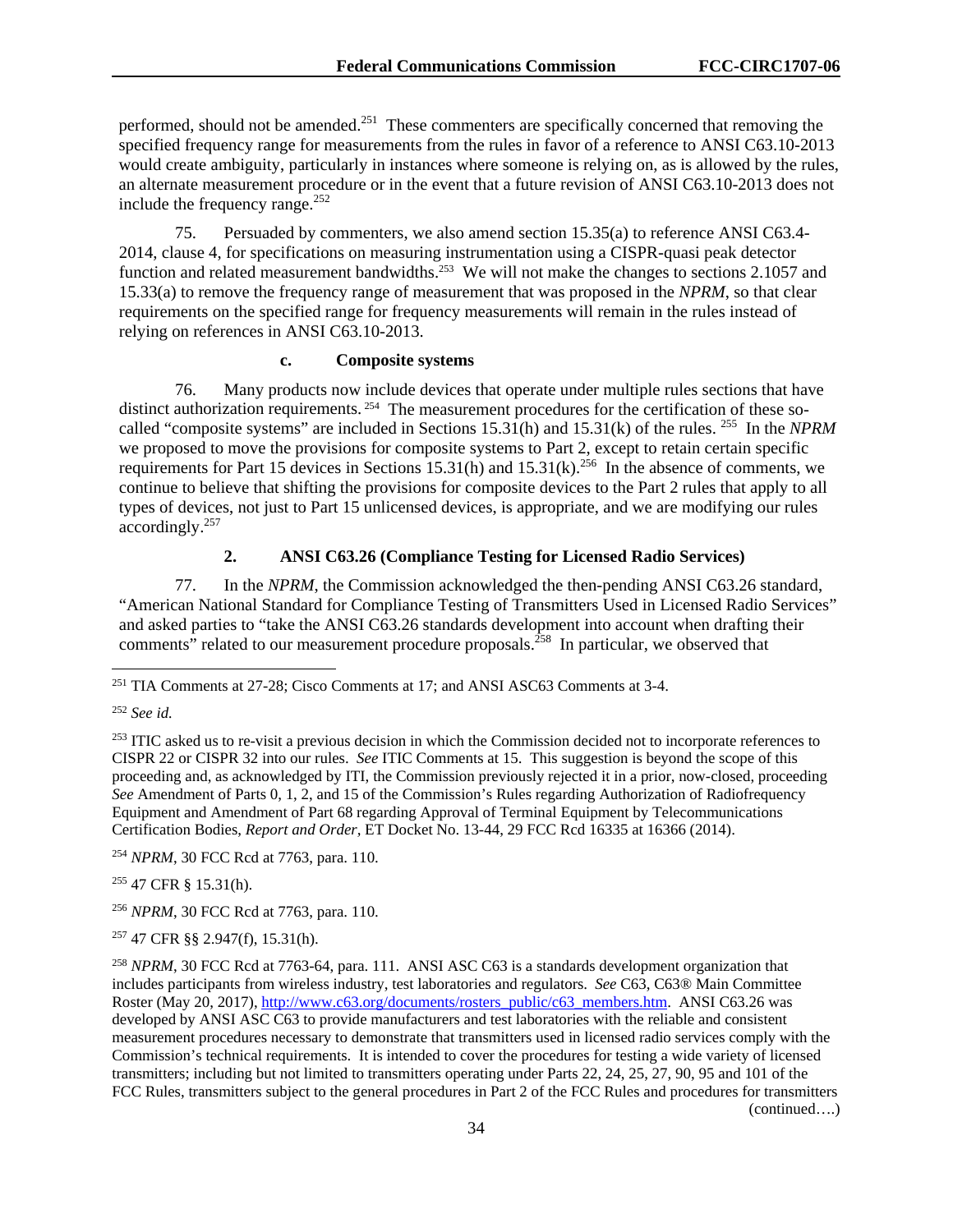performed, should not be amended.[251] These commenters are specifically concerned that removing the specified frequency range for measurements from the rules in favor of a reference to ANSI C63.10-2013 would create ambiguity, particularly in instances where someone is relying on, as is allowed by the rules, an alternate measurement procedure or in the event that a future revision of ANSI C63.10-2013 does not include the frequency range.[252]

75. Persuaded by commenters, we also amend section 15.35(a) to reference ANSI C63.4-2014, clause 4, for specifications on measuring instrumentation using a CISPR-quasi peak detector function and related measurement bandwidths.[253] We will not make the changes to sections 2.1057 and 15.33(a) to remove the frequency range of measurement that was proposed in the *NPRM*, so that clear requirements on the specified range for frequency measurements will remain in the rules instead of relying on references in ANSI C63.10-2013.

#### c. Composite systems

76. Many products now include devices that operate under multiple rules sections that have distinct authorization requirements.[254] The measurement procedures for the certification of these so-called "composite systems" are included in Sections 15.31(h) and 15.31(k) of the rules.[255] In the *NPRM* we proposed to move the provisions for composite systems to Part 2, except to retain certain specific requirements for Part 15 devices in Sections 15.31(h) and 15.31(k).[256] In the absence of comments, we continue to believe that shifting the provisions for composite devices to the Part 2 rules that apply to all types of devices, not just to Part 15 unlicensed devices, is appropriate, and we are modifying our rules accordingly.[257]

### 2. ANSI C63.26 (Compliance Testing for Licensed Radio Services)

77. In the *NPRM*, the Commission acknowledged the then-pending ANSI C63.26 standard, "American National Standard for Compliance Testing of Transmitters Used in Licensed Radio Services" and asked parties to "take the ANSI C63.26 standards development into account when drafting their comments" related to our measurement procedure proposals.[258] In particular, we observed that

---

[251] TIA Comments at 27-28; Cisco Comments at 17; and ANSI ASC63 Comments at 3-4.

[252] *See id.*

[253] ITIC asked us to re-visit a previous decision in which the Commission decided not to incorporate references to CISPR 22 or CISPR 32 into our rules. *See* ITIC Comments at 15. This suggestion is beyond the scope of this proceeding and, as acknowledged by ITI, the Commission previously rejected it in a prior, now-closed, proceeding *See* Amendment of Parts 0, 1, 2, and 15 of the Commission's Rules regarding Authorization of Radiofrequency Equipment and Amendment of Part 68 regarding Approval of Terminal Equipment by Telecommunications Certification Bodies, *Report and Order*, ET Docket No. 13-44, 29 FCC Rcd 16335 at 16366 (2014).

[254] *NPRM*, 30 FCC Rcd at 7763, para. 110.

[255] 47 CFR § 15.31(h).

[256] *NPRM*, 30 FCC Rcd at 7763, para. 110.

[257] 47 CFR §§ 2.947(f), 15.31(h).

[258] *NPRM*, 30 FCC Rcd at 7763-64, para. 111. ANSI ASC C63 is a standards development organization that includes participants from wireless industry, test laboratories and regulators. *See* C63, C63® Main Committee Roster (May 20, 2017), http://www.c63.org/documents/rosters_public/c63_members.htm. ANSI C63.26 was developed by ANSI ASC C63 to provide manufacturers and test laboratories with the reliable and consistent measurement procedures necessary to demonstrate that transmitters used in licensed radio services comply with the Commission's technical requirements. It is intended to cover the procedures for testing a wide variety of licensed transmitters; including but not limited to transmitters operating under Parts 22, 24, 25, 27, 90, 95 and 101 of the FCC Rules, transmitters subject to the general procedures in Part 2 of the FCC Rules and procedures for transmitters (continued….)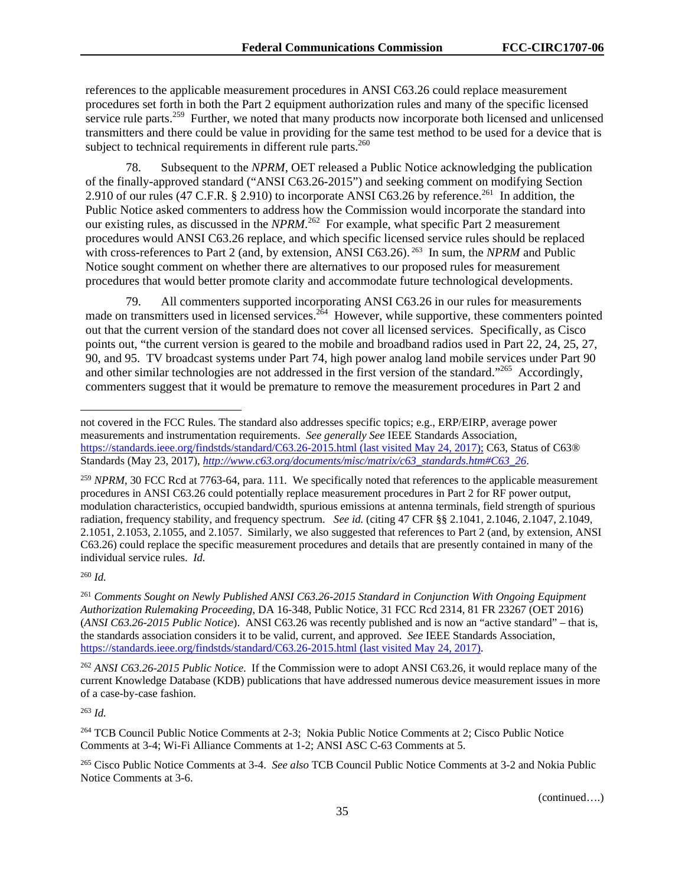references to the applicable measurement procedures in ANSI C63.26 could replace measurement procedures set forth in both the Part 2 equipment authorization rules and many of the specific licensed service rule parts.[259] Further, we noted that many products now incorporate both licensed and unlicensed transmitters and there could be value in providing for the same test method to be used for a device that is subject to technical requirements in different rule parts.[260]

78. Subsequent to the *NPRM*, OET released a Public Notice acknowledging the publication of the finally-approved standard ("ANSI C63.26-2015") and seeking comment on modifying Section 2.910 of our rules (47 C.F.R. § 2.910) to incorporate ANSI C63.26 by reference.[261] In addition, the Public Notice asked commenters to address how the Commission would incorporate the standard into our existing rules, as discussed in the *NPRM*.[262] For example, what specific Part 2 measurement procedures would ANSI C63.26 replace, and which specific licensed service rules should be replaced with cross-references to Part 2 (and, by extension, ANSI C63.26).[263] In sum, the *NPRM* and Public Notice sought comment on whether there are alternatives to our proposed rules for measurement procedures that would better promote clarity and accommodate future technological developments.

79. All commenters supported incorporating ANSI C63.26 in our rules for measurements made on transmitters used in licensed services.[264] However, while supportive, these commenters pointed out that the current version of the standard does not cover all licensed services. Specifically, as Cisco points out, "the current version is geared to the mobile and broadband radios used in Part 22, 24, 25, 27, 90, and 95. TV broadcast systems under Part 74, high power analog land mobile services under Part 90 and other similar technologies are not addressed in the first version of the standard."[265] Accordingly, commenters suggest that it would be premature to remove the measurement procedures in Part 2 and

---

not covered in the FCC Rules. The standard also addresses specific topics; e.g., ERP/EIRP, average power measurements and instrumentation requirements. *See generally See* IEEE Standards Association, https://standards.ieee.org/findstds/standard/C63.26-2015.html (last visited May 24, 2017); C63, Status of C63® Standards (May 23, 2017), *http://www.c63.org/documents/misc/matrix/c63_standards.htm#C63_26*.

[259] *NPRM*, 30 FCC Rcd at 7763-64, para. 111. We specifically noted that references to the applicable measurement procedures in ANSI C63.26 could potentially replace measurement procedures in Part 2 for RF power output, modulation characteristics, occupied bandwidth, spurious emissions at antenna terminals, field strength of spurious radiation, frequency stability, and frequency spectrum. *See id.* (citing 47 CFR §§ 2.1041, 2.1046, 2.1047, 2.1049, 2.1051, 2.1053, 2.1055, and 2.1057. Similarly, we also suggested that references to Part 2 (and, by extension, ANSI C63.26) could replace the specific measurement procedures and details that are presently contained in many of the individual service rules. *Id.*

[260] *Id.*

[261] *Comments Sought on Newly Published ANSI C63.26-2015 Standard in Conjunction With Ongoing Equipment Authorization Rulemaking Proceeding*, DA 16-348, Public Notice, 31 FCC Rcd 2314, 81 FR 23267 (OET 2016) (*ANSI C63.26-2015 Public Notice*). ANSI C63.26 was recently published and is now an "active standard" – that is, the standards association considers it to be valid, current, and approved. *See* IEEE Standards Association, https://standards.ieee.org/findstds/standard/C63.26-2015.html (last visited May 24, 2017).

[262] *ANSI C63.26-2015 Public Notice*. If the Commission were to adopt ANSI C63.26, it would replace many of the current Knowledge Database (KDB) publications that have addressed numerous device measurement issues in more of a case-by-case fashion.

[263] *Id.*

[264] TCB Council Public Notice Comments at 2-3; Nokia Public Notice Comments at 2; Cisco Public Notice Comments at 3-4; Wi-Fi Alliance Comments at 1-2; ANSI ASC C-63 Comments at 5.

[265] Cisco Public Notice Comments at 3-4. *See also* TCB Council Public Notice Comments at 3-2 and Nokia Public Notice Comments at 3-6.

(continued….)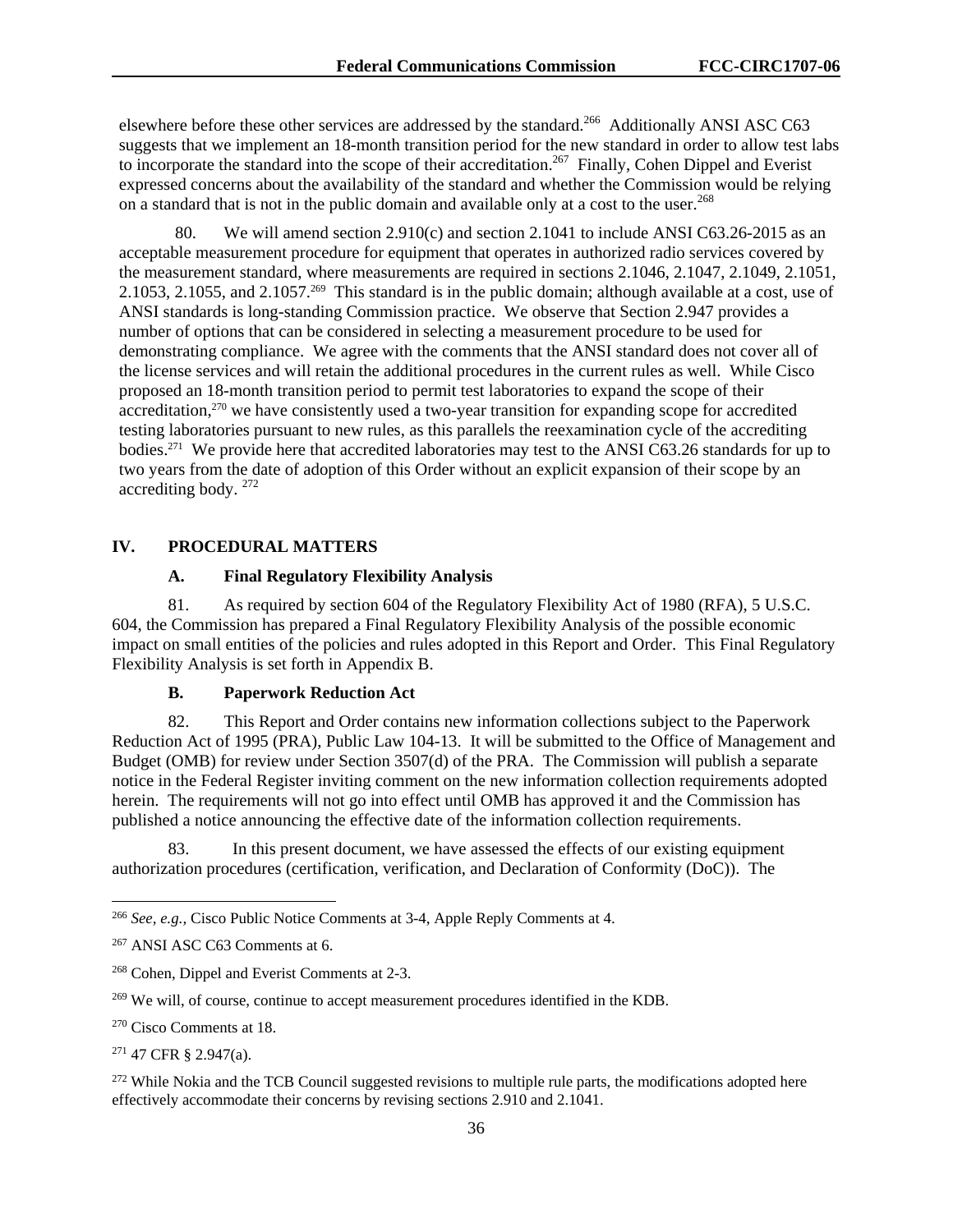elsewhere before these other services are addressed by the standard.[266] Additionally ANSI ASC C63 suggests that we implement an 18-month transition period for the new standard in order to allow test labs to incorporate the standard into the scope of their accreditation.[267] Finally, Cohen Dippel and Everist expressed concerns about the availability of the standard and whether the Commission would be relying on a standard that is not in the public domain and available only at a cost to the user.[268]

80. We will amend section 2.910(c) and section 2.1041 to include ANSI C63.26-2015 as an acceptable measurement procedure for equipment that operates in authorized radio services covered by the measurement standard, where measurements are required in sections 2.1046, 2.1047, 2.1049, 2.1051, 2.1053, 2.1055, and 2.1057.[269] This standard is in the public domain; although available at a cost, use of ANSI standards is long-standing Commission practice. We observe that Section 2.947 provides a number of options that can be considered in selecting a measurement procedure to be used for demonstrating compliance. We agree with the comments that the ANSI standard does not cover all of the license services and will retain the additional procedures in the current rules as well. While Cisco proposed an 18-month transition period to permit test laboratories to expand the scope of their accreditation,[270] we have consistently used a two-year transition for expanding scope for accredited testing laboratories pursuant to new rules, as this parallels the reexamination cycle of the accrediting bodies.[271] We provide here that accredited laboratories may test to the ANSI C63.26 standards for up to two years from the date of adoption of this Order without an explicit expansion of their scope by an accrediting body.[272]

## IV. PROCEDURAL MATTERS

### A. Final Regulatory Flexibility Analysis

81. As required by section 604 of the Regulatory Flexibility Act of 1980 (RFA), 5 U.S.C. 604, the Commission has prepared a Final Regulatory Flexibility Analysis of the possible economic impact on small entities of the policies and rules adopted in this Report and Order. This Final Regulatory Flexibility Analysis is set forth in Appendix B.

### B. Paperwork Reduction Act

82. This Report and Order contains new information collections subject to the Paperwork Reduction Act of 1995 (PRA), Public Law 104-13. It will be submitted to the Office of Management and Budget (OMB) for review under Section 3507(d) of the PRA. The Commission will publish a separate notice in the Federal Register inviting comment on the new information collection requirements adopted herein. The requirements will not go into effect until OMB has approved it and the Commission has published a notice announcing the effective date of the information collection requirements.

83. In this present document, we have assessed the effects of our existing equipment authorization procedures (certification, verification, and Declaration of Conformity (DoC)). The

---

[266] *See, e.g.,* Cisco Public Notice Comments at 3-4, Apple Reply Comments at 4.

[267] ANSI ASC C63 Comments at 6.

[268] Cohen, Dippel and Everist Comments at 2-3.

[269] We will, of course, continue to accept measurement procedures identified in the KDB.

[270] Cisco Comments at 18.

[271] 47 CFR § 2.947(a).

[272] While Nokia and the TCB Council suggested revisions to multiple rule parts, the modifications adopted here effectively accommodate their concerns by revising sections 2.910 and 2.1041.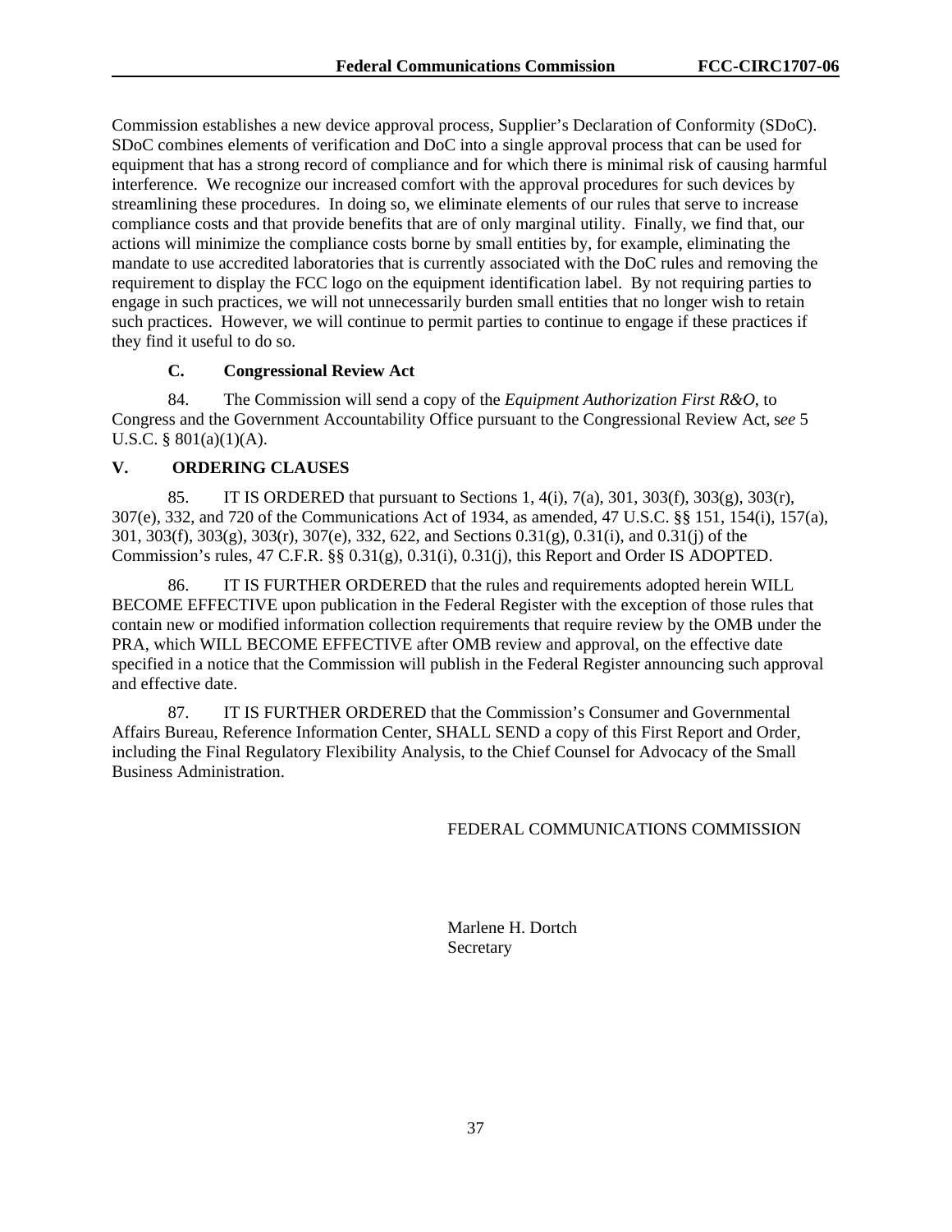Commission establishes a new device approval process, Supplier's Declaration of Conformity (SDoC). SDoC combines elements of verification and DoC into a single approval process that can be used for equipment that has a strong record of compliance and for which there is minimal risk of causing harmful interference. We recognize our increased comfort with the approval procedures for such devices by streamlining these procedures. In doing so, we eliminate elements of our rules that serve to increase compliance costs and that provide benefits that are of only marginal utility. Finally, we find that, our actions will minimize the compliance costs borne by small entities by, for example, eliminating the mandate to use accredited laboratories that is currently associated with the DoC rules and removing the requirement to display the FCC logo on the equipment identification label. By not requiring parties to engage in such practices, we will not unnecessarily burden small entities that no longer wish to retain such practices. However, we will continue to permit parties to continue to engage if these practices if they find it useful to do so.

### C. Congressional Review Act

84. The Commission will send a copy of the *Equipment Authorization First R&O*, to Congress and the Government Accountability Office pursuant to the Congressional Review Act, s*ee* 5 U.S.C. § 801(a)(1)(A).

## V. ORDERING CLAUSES

85. IT IS ORDERED that pursuant to Sections 1, 4(i), 7(a), 301, 303(f), 303(g), 303(r), 307(e), 332, and 720 of the Communications Act of 1934, as amended, 47 U.S.C. §§ 151, 154(i), 157(a), 301, 303(f), 303(g), 303(r), 307(e), 332, 622, and Sections 0.31(g), 0.31(i), and 0.31(j) of the Commission's rules, 47 C.F.R. §§ 0.31(g), 0.31(i), 0.31(j), this Report and Order IS ADOPTED.

86. IT IS FURTHER ORDERED that the rules and requirements adopted herein WILL BECOME EFFECTIVE upon publication in the Federal Register with the exception of those rules that contain new or modified information collection requirements that require review by the OMB under the PRA, which WILL BECOME EFFECTIVE after OMB review and approval, on the effective date specified in a notice that the Commission will publish in the Federal Register announcing such approval and effective date.

87. IT IS FURTHER ORDERED that the Commission's Consumer and Governmental Affairs Bureau, Reference Information Center, SHALL SEND a copy of this First Report and Order, including the Final Regulatory Flexibility Analysis, to the Chief Counsel for Advocacy of the Small Business Administration.

FEDERAL COMMUNICATIONS COMMISSION

Marlene H. Dortch
Secretary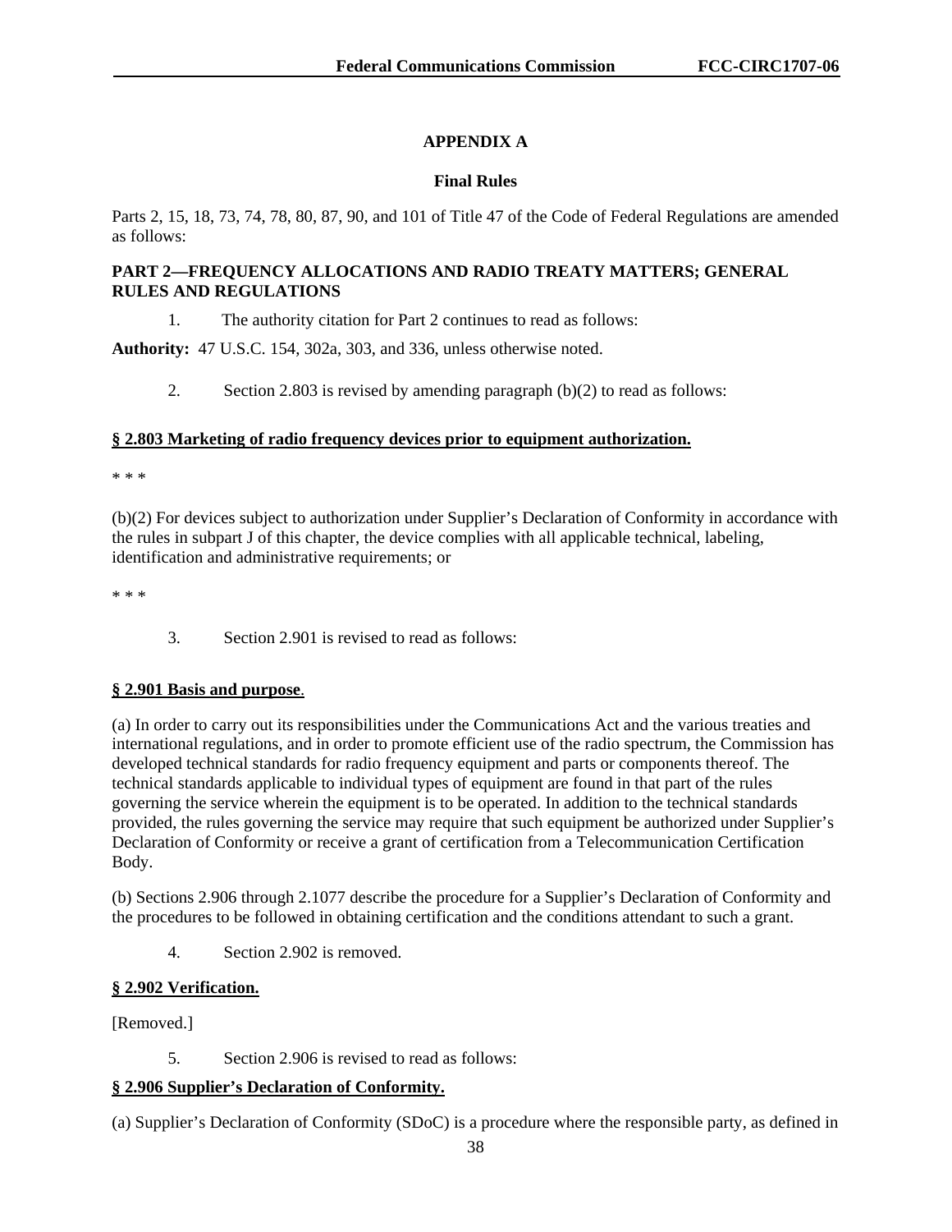# APPENDIX A

## Final Rules

Parts 2, 15, 18, 73, 74, 78, 80, 87, 90, and 101 of Title 47 of the Code of Federal Regulations are amended as follows:

### PART 2—FREQUENCY ALLOCATIONS AND RADIO TREATY MATTERS; GENERAL RULES AND REGULATIONS

1. The authority citation for Part 2 continues to read as follows:

**Authority:** 47 U.S.C. 154, 302a, 303, and 336, unless otherwise noted.

2. Section 2.803 is revised by amending paragraph (b)(2) to read as follows:

**§ 2.803 Marketing of radio frequency devices prior to equipment authorization.**

\* \* \*

(b)(2) For devices subject to authorization under Supplier's Declaration of Conformity in accordance with the rules in subpart J of this chapter, the device complies with all applicable technical, labeling, identification and administrative requirements; or

\* \* \*

3. Section 2.901 is revised to read as follows:

**§ 2.901 Basis and purpose.**

(a) In order to carry out its responsibilities under the Communications Act and the various treaties and international regulations, and in order to promote efficient use of the radio spectrum, the Commission has developed technical standards for radio frequency equipment and parts or components thereof. The technical standards applicable to individual types of equipment are found in that part of the rules governing the service wherein the equipment is to be operated. In addition to the technical standards provided, the rules governing the service may require that such equipment be authorized under Supplier's Declaration of Conformity or receive a grant of certification from a Telecommunication Certification Body.

(b) Sections 2.906 through 2.1077 describe the procedure for a Supplier's Declaration of Conformity and the procedures to be followed in obtaining certification and the conditions attendant to such a grant.

4. Section 2.902 is removed.

**§ 2.902 Verification.**

[Removed.]

5. Section 2.906 is revised to read as follows:

**§ 2.906 Supplier's Declaration of Conformity.**

(a) Supplier's Declaration of Conformity (SDoC) is a procedure where the responsible party, as defined in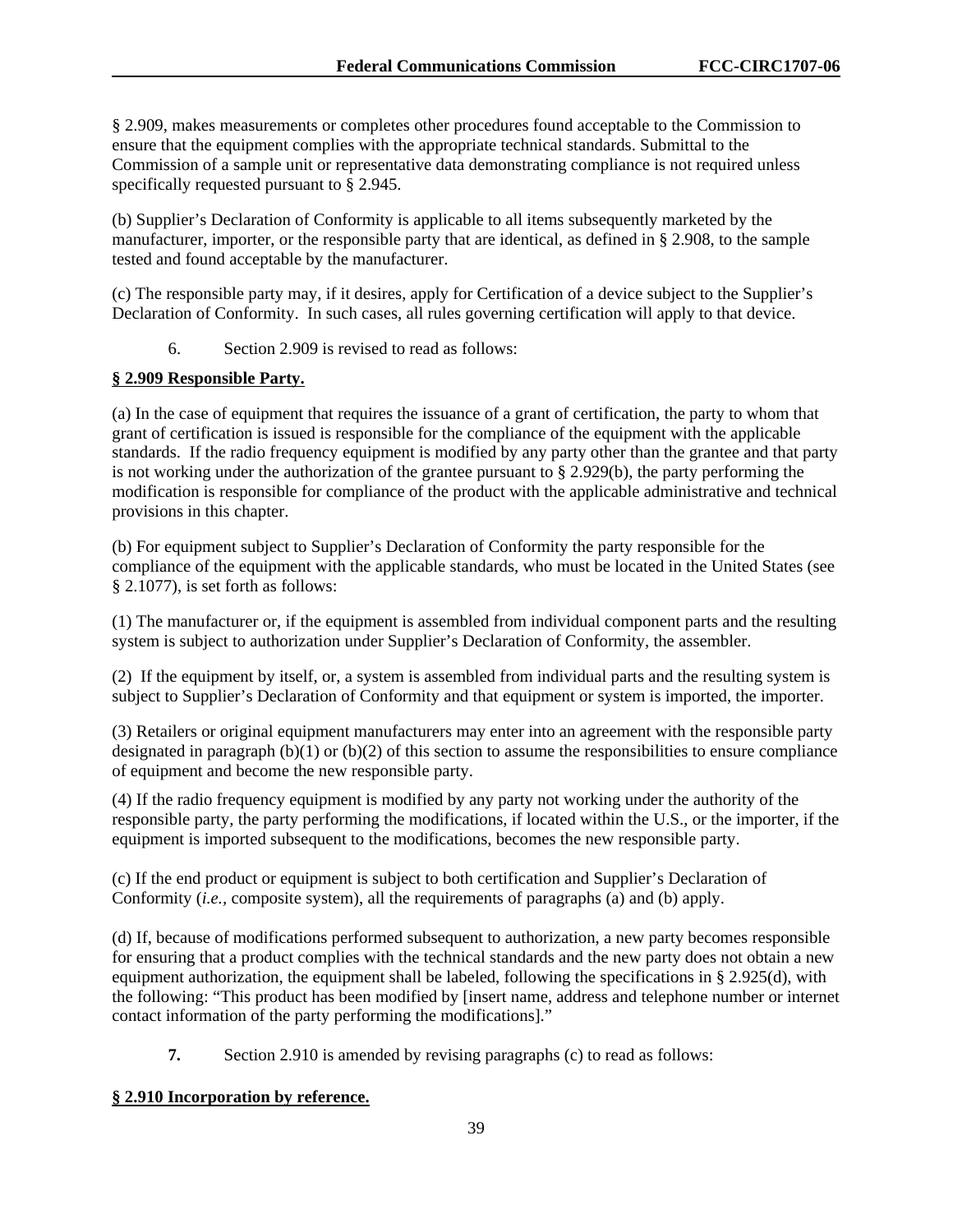§ 2.909, makes measurements or completes other procedures found acceptable to the Commission to ensure that the equipment complies with the appropriate technical standards. Submittal to the Commission of a sample unit or representative data demonstrating compliance is not required unless specifically requested pursuant to § 2.945.

(b) Supplier's Declaration of Conformity is applicable to all items subsequently marketed by the manufacturer, importer, or the responsible party that are identical, as defined in § 2.908, to the sample tested and found acceptable by the manufacturer.

(c) The responsible party may, if it desires, apply for Certification of a device subject to the Supplier's Declaration of Conformity. In such cases, all rules governing certification will apply to that device.

6. Section 2.909 is revised to read as follows:

**§ 2.909 Responsible Party.**

(a) In the case of equipment that requires the issuance of a grant of certification, the party to whom that grant of certification is issued is responsible for the compliance of the equipment with the applicable standards. If the radio frequency equipment is modified by any party other than the grantee and that party is not working under the authorization of the grantee pursuant to § 2.929(b), the party performing the modification is responsible for compliance of the product with the applicable administrative and technical provisions in this chapter.

(b) For equipment subject to Supplier's Declaration of Conformity the party responsible for the compliance of the equipment with the applicable standards, who must be located in the United States (see § 2.1077), is set forth as follows:

(1) The manufacturer or, if the equipment is assembled from individual component parts and the resulting system is subject to authorization under Supplier's Declaration of Conformity, the assembler.

(2) If the equipment by itself, or, a system is assembled from individual parts and the resulting system is subject to Supplier's Declaration of Conformity and that equipment or system is imported, the importer.

(3) Retailers or original equipment manufacturers may enter into an agreement with the responsible party designated in paragraph (b)(1) or (b)(2) of this section to assume the responsibilities to ensure compliance of equipment and become the new responsible party.

(4) If the radio frequency equipment is modified by any party not working under the authority of the responsible party, the party performing the modifications, if located within the U.S., or the importer, if the equipment is imported subsequent to the modifications, becomes the new responsible party.

(c) If the end product or equipment is subject to both certification and Supplier's Declaration of Conformity (*i.e.,* composite system), all the requirements of paragraphs (a) and (b) apply.

(d) If, because of modifications performed subsequent to authorization, a new party becomes responsible for ensuring that a product complies with the technical standards and the new party does not obtain a new equipment authorization, the equipment shall be labeled, following the specifications in § 2.925(d), with the following: "This product has been modified by [insert name, address and telephone number or internet contact information of the party performing the modifications]."

**7.** Section 2.910 is amended by revising paragraphs (c) to read as follows:

**§ 2.910 Incorporation by reference.**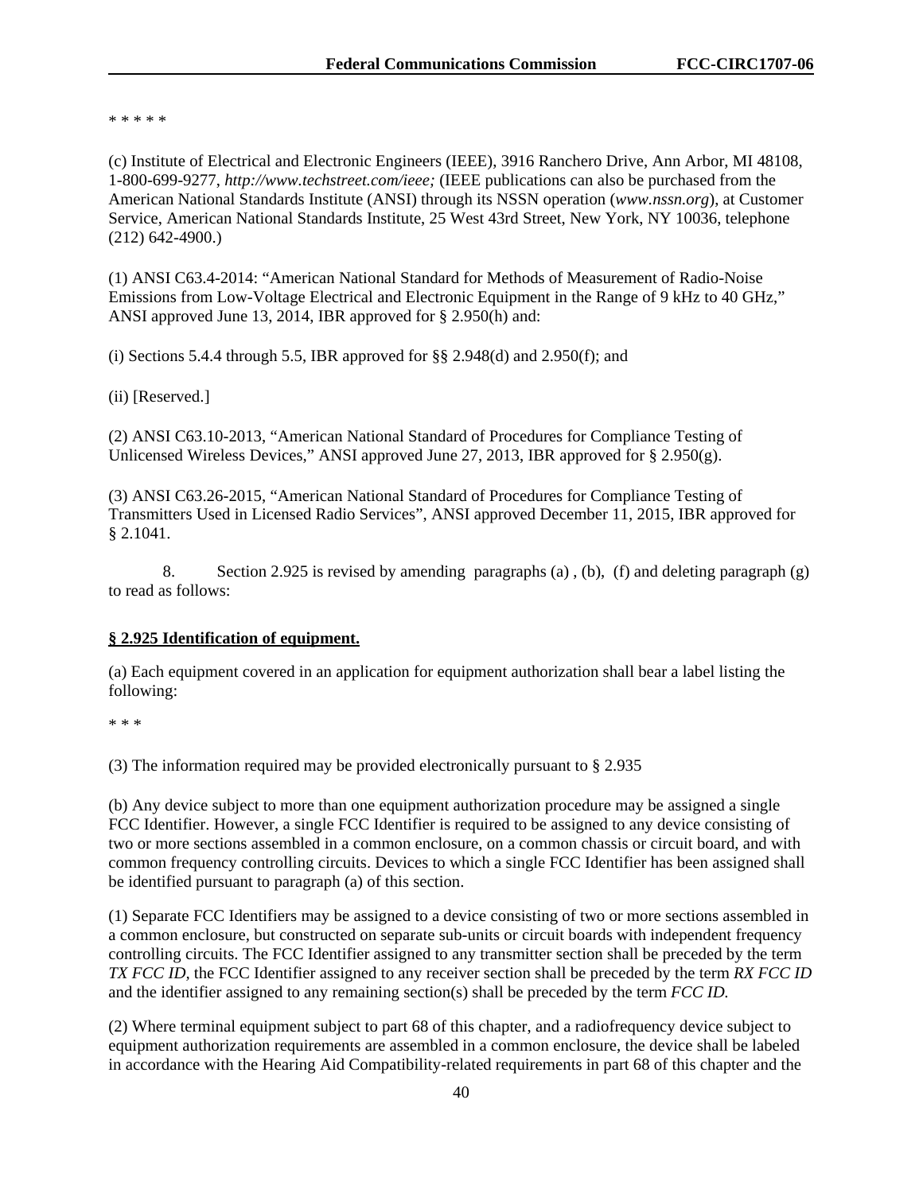* * * * *

(c) Institute of Electrical and Electronic Engineers (IEEE), 3916 Ranchero Drive, Ann Arbor, MI 48108, 1-800-699-9277, *http://www.techstreet.com/ieee;* (IEEE publications can also be purchased from the American National Standards Institute (ANSI) through its NSSN operation (*www.nssn.org*), at Customer Service, American National Standards Institute, 25 West 43rd Street, New York, NY 10036, telephone (212) 642-4900.)

(1) ANSI C63.4-2014: "American National Standard for Methods of Measurement of Radio-Noise Emissions from Low-Voltage Electrical and Electronic Equipment in the Range of 9 kHz to 40 GHz," ANSI approved June 13, 2014, IBR approved for § 2.950(h) and:

(i) Sections 5.4.4 through 5.5, IBR approved for §§ 2.948(d) and 2.950(f); and

(ii) [Reserved.]

(2) ANSI C63.10-2013, "American National Standard of Procedures for Compliance Testing of Unlicensed Wireless Devices," ANSI approved June 27, 2013, IBR approved for § 2.950(g).

(3) ANSI C63.26-2015, "American National Standard of Procedures for Compliance Testing of Transmitters Used in Licensed Radio Services", ANSI approved December 11, 2015, IBR approved for § 2.1041.

8. Section 2.925 is revised by amending paragraphs (a) , (b), (f) and deleting paragraph (g) to read as follows:

**§ 2.925 Identification of equipment.**

(a) Each equipment covered in an application for equipment authorization shall bear a label listing the following:

* * *

(3) The information required may be provided electronically pursuant to § 2.935

(b) Any device subject to more than one equipment authorization procedure may be assigned a single FCC Identifier. However, a single FCC Identifier is required to be assigned to any device consisting of two or more sections assembled in a common enclosure, on a common chassis or circuit board, and with common frequency controlling circuits. Devices to which a single FCC Identifier has been assigned shall be identified pursuant to paragraph (a) of this section.

(1) Separate FCC Identifiers may be assigned to a device consisting of two or more sections assembled in a common enclosure, but constructed on separate sub-units or circuit boards with independent frequency controlling circuits. The FCC Identifier assigned to any transmitter section shall be preceded by the term *TX FCC ID*, the FCC Identifier assigned to any receiver section shall be preceded by the term *RX FCC ID* and the identifier assigned to any remaining section(s) shall be preceded by the term *FCC ID.*

(2) Where terminal equipment subject to part 68 of this chapter, and a radiofrequency device subject to equipment authorization requirements are assembled in a common enclosure, the device shall be labeled in accordance with the Hearing Aid Compatibility-related requirements in part 68 of this chapter and the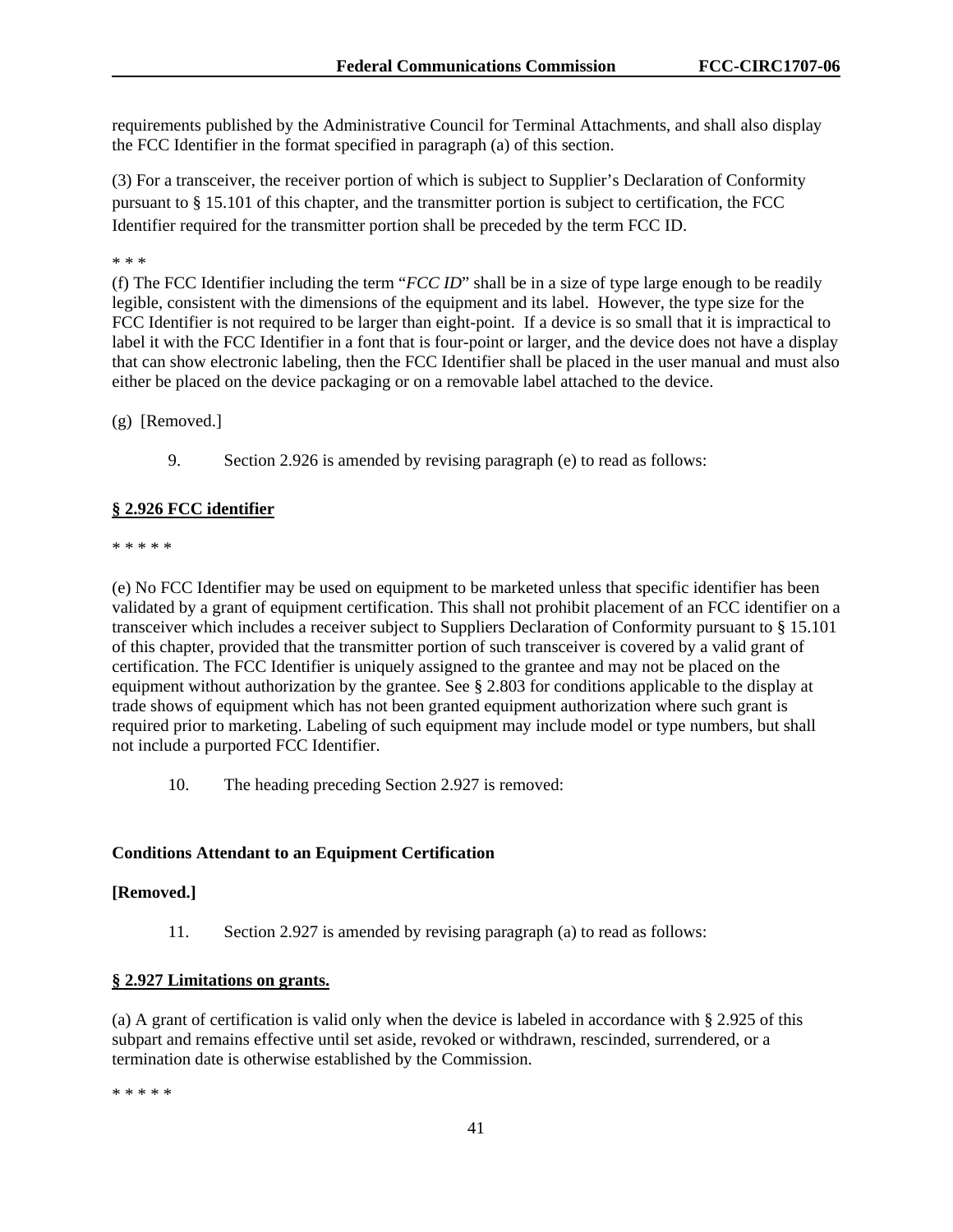requirements published by the Administrative Council for Terminal Attachments, and shall also display the FCC Identifier in the format specified in paragraph (a) of this section.

(3) For a transceiver, the receiver portion of which is subject to Supplier's Declaration of Conformity pursuant to § 15.101 of this chapter, and the transmitter portion is subject to certification, the FCC Identifier required for the transmitter portion shall be preceded by the term FCC ID.

* * *

(f) The FCC Identifier including the term "*FCC ID*" shall be in a size of type large enough to be readily legible, consistent with the dimensions of the equipment and its label. However, the type size for the FCC Identifier is not required to be larger than eight-point. If a device is so small that it is impractical to label it with the FCC Identifier in a font that is four-point or larger, and the device does not have a display that can show electronic labeling, then the FCC Identifier shall be placed in the user manual and must also either be placed on the device packaging or on a removable label attached to the device.

(g) [Removed.]

9. Section 2.926 is amended by revising paragraph (e) to read as follows:

**§ 2.926 FCC identifier**

* * * * *

(e) No FCC Identifier may be used on equipment to be marketed unless that specific identifier has been validated by a grant of equipment certification. This shall not prohibit placement of an FCC identifier on a transceiver which includes a receiver subject to Suppliers Declaration of Conformity pursuant to § 15.101 of this chapter, provided that the transmitter portion of such transceiver is covered by a valid grant of certification. The FCC Identifier is uniquely assigned to the grantee and may not be placed on the equipment without authorization by the grantee. See § 2.803 for conditions applicable to the display at trade shows of equipment which has not been granted equipment authorization where such grant is required prior to marketing. Labeling of such equipment may include model or type numbers, but shall not include a purported FCC Identifier.

10. The heading preceding Section 2.927 is removed:

**Conditions Attendant to an Equipment Certification**

**[Removed.]**

11. Section 2.927 is amended by revising paragraph (a) to read as follows:

**§ 2.927 Limitations on grants.**

(a) A grant of certification is valid only when the device is labeled in accordance with § 2.925 of this subpart and remains effective until set aside, revoked or withdrawn, rescinded, surrendered, or a termination date is otherwise established by the Commission.

* * * * *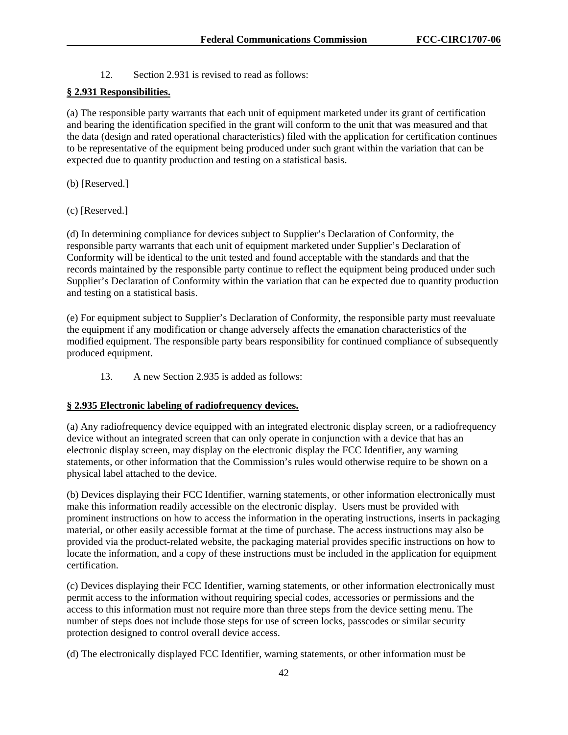12. Section 2.931 is revised to read as follows:

**§ 2.931 Responsibilities.**

(a) The responsible party warrants that each unit of equipment marketed under its grant of certification and bearing the identification specified in the grant will conform to the unit that was measured and that the data (design and rated operational characteristics) filed with the application for certification continues to be representative of the equipment being produced under such grant within the variation that can be expected due to quantity production and testing on a statistical basis.

(b) [Reserved.]

(c) [Reserved.]

(d) In determining compliance for devices subject to Supplier's Declaration of Conformity, the responsible party warrants that each unit of equipment marketed under Supplier's Declaration of Conformity will be identical to the unit tested and found acceptable with the standards and that the records maintained by the responsible party continue to reflect the equipment being produced under such Supplier's Declaration of Conformity within the variation that can be expected due to quantity production and testing on a statistical basis.

(e) For equipment subject to Supplier's Declaration of Conformity, the responsible party must reevaluate the equipment if any modification or change adversely affects the emanation characteristics of the modified equipment. The responsible party bears responsibility for continued compliance of subsequently produced equipment.

13. A new Section 2.935 is added as follows:

**§ 2.935 Electronic labeling of radiofrequency devices.**

(a) Any radiofrequency device equipped with an integrated electronic display screen, or a radiofrequency device without an integrated screen that can only operate in conjunction with a device that has an electronic display screen, may display on the electronic display the FCC Identifier, any warning statements, or other information that the Commission's rules would otherwise require to be shown on a physical label attached to the device.

(b) Devices displaying their FCC Identifier, warning statements, or other information electronically must make this information readily accessible on the electronic display. Users must be provided with prominent instructions on how to access the information in the operating instructions, inserts in packaging material, or other easily accessible format at the time of purchase. The access instructions may also be provided via the product-related website, the packaging material provides specific instructions on how to locate the information, and a copy of these instructions must be included in the application for equipment certification.

(c) Devices displaying their FCC Identifier, warning statements, or other information electronically must permit access to the information without requiring special codes, accessories or permissions and the access to this information must not require more than three steps from the device setting menu. The number of steps does not include those steps for use of screen locks, passcodes or similar security protection designed to control overall device access.

(d) The electronically displayed FCC Identifier, warning statements, or other information must be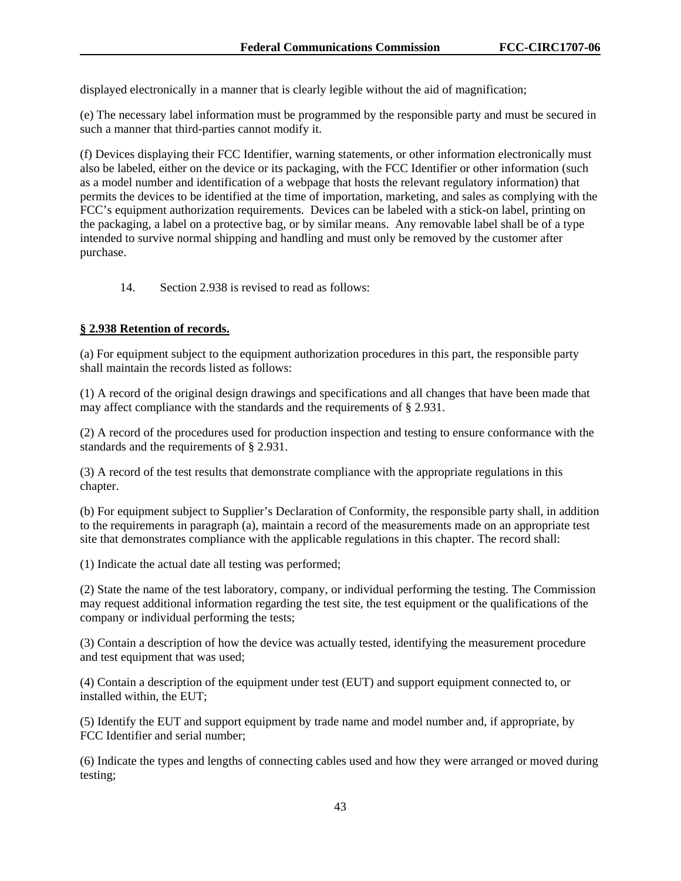displayed electronically in a manner that is clearly legible without the aid of magnification;

(e) The necessary label information must be programmed by the responsible party and must be secured in such a manner that third-parties cannot modify it.

(f) Devices displaying their FCC Identifier, warning statements, or other information electronically must also be labeled, either on the device or its packaging, with the FCC Identifier or other information (such as a model number and identification of a webpage that hosts the relevant regulatory information) that permits the devices to be identified at the time of importation, marketing, and sales as complying with the FCC's equipment authorization requirements. Devices can be labeled with a stick-on label, printing on the packaging, a label on a protective bag, or by similar means. Any removable label shall be of a type intended to survive normal shipping and handling and must only be removed by the customer after purchase.

14. Section 2.938 is revised to read as follows:

**§ 2.938 Retention of records.**

(a) For equipment subject to the equipment authorization procedures in this part, the responsible party shall maintain the records listed as follows:

(1) A record of the original design drawings and specifications and all changes that have been made that may affect compliance with the standards and the requirements of § 2.931.

(2) A record of the procedures used for production inspection and testing to ensure conformance with the standards and the requirements of § 2.931.

(3) A record of the test results that demonstrate compliance with the appropriate regulations in this chapter.

(b) For equipment subject to Supplier's Declaration of Conformity, the responsible party shall, in addition to the requirements in paragraph (a), maintain a record of the measurements made on an appropriate test site that demonstrates compliance with the applicable regulations in this chapter. The record shall:

(1) Indicate the actual date all testing was performed;

(2) State the name of the test laboratory, company, or individual performing the testing. The Commission may request additional information regarding the test site, the test equipment or the qualifications of the company or individual performing the tests;

(3) Contain a description of how the device was actually tested, identifying the measurement procedure and test equipment that was used;

(4) Contain a description of the equipment under test (EUT) and support equipment connected to, or installed within, the EUT;

(5) Identify the EUT and support equipment by trade name and model number and, if appropriate, by FCC Identifier and serial number;

(6) Indicate the types and lengths of connecting cables used and how they were arranged or moved during testing;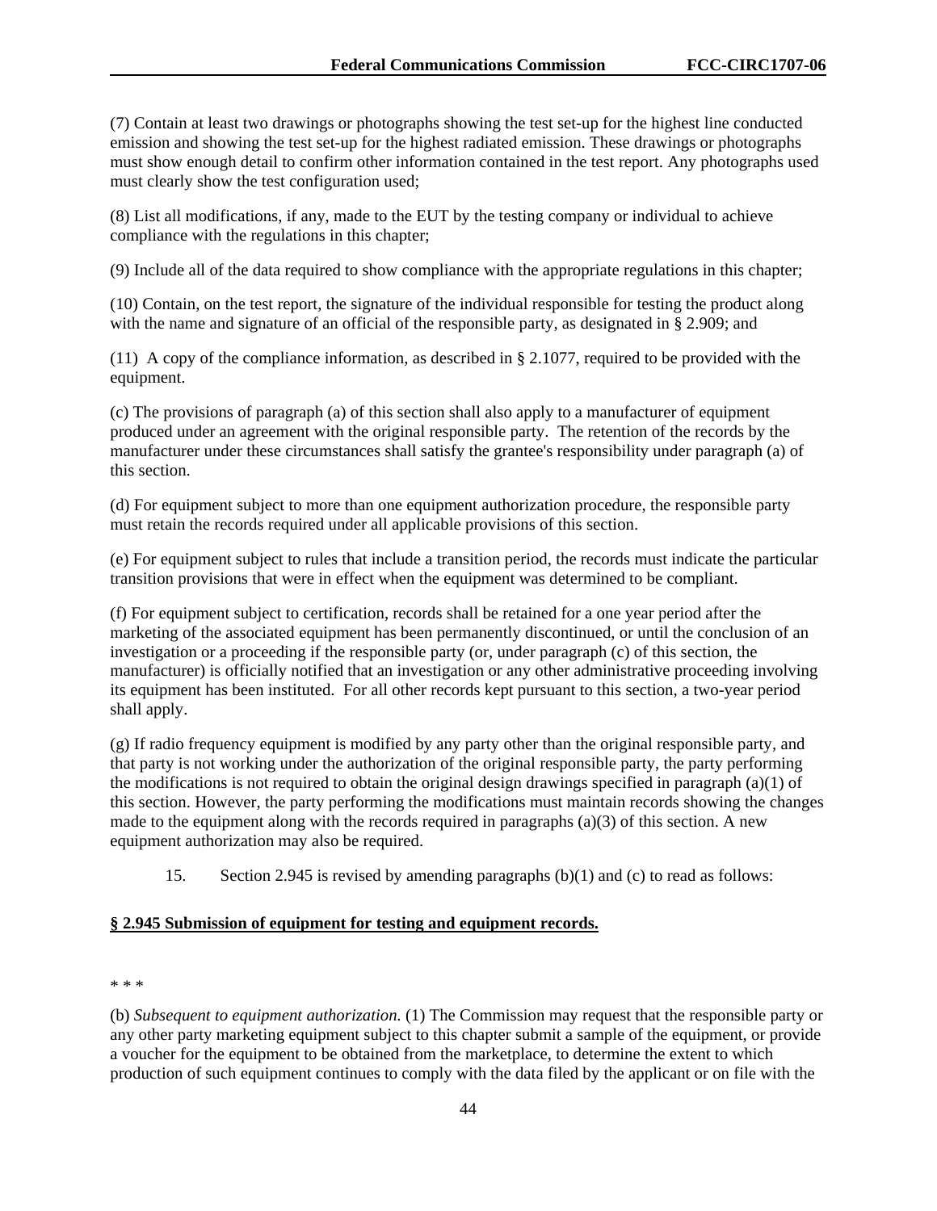(7) Contain at least two drawings or photographs showing the test set-up for the highest line conducted emission and showing the test set-up for the highest radiated emission. These drawings or photographs must show enough detail to confirm other information contained in the test report. Any photographs used must clearly show the test configuration used;

(8) List all modifications, if any, made to the EUT by the testing company or individual to achieve compliance with the regulations in this chapter;

(9) Include all of the data required to show compliance with the appropriate regulations in this chapter;

(10) Contain, on the test report, the signature of the individual responsible for testing the product along with the name and signature of an official of the responsible party, as designated in § 2.909; and

(11) A copy of the compliance information, as described in § 2.1077, required to be provided with the equipment.

(c) The provisions of paragraph (a) of this section shall also apply to a manufacturer of equipment produced under an agreement with the original responsible party. The retention of the records by the manufacturer under these circumstances shall satisfy the grantee's responsibility under paragraph (a) of this section.

(d) For equipment subject to more than one equipment authorization procedure, the responsible party must retain the records required under all applicable provisions of this section.

(e) For equipment subject to rules that include a transition period, the records must indicate the particular transition provisions that were in effect when the equipment was determined to be compliant.

(f) For equipment subject to certification, records shall be retained for a one year period after the marketing of the associated equipment has been permanently discontinued, or until the conclusion of an investigation or a proceeding if the responsible party (or, under paragraph (c) of this section, the manufacturer) is officially notified that an investigation or any other administrative proceeding involving its equipment has been instituted. For all other records kept pursuant to this section, a two-year period shall apply.

(g) If radio frequency equipment is modified by any party other than the original responsible party, and that party is not working under the authorization of the original responsible party, the party performing the modifications is not required to obtain the original design drawings specified in paragraph (a)(1) of this section. However, the party performing the modifications must maintain records showing the changes made to the equipment along with the records required in paragraphs (a)(3) of this section. A new equipment authorization may also be required.

15. Section 2.945 is revised by amending paragraphs (b)(1) and (c) to read as follows:

**§ 2.945 Submission of equipment for testing and equipment records.**

* * *

(b) *Subsequent to equipment authorization.* (1) The Commission may request that the responsible party or any other party marketing equipment subject to this chapter submit a sample of the equipment, or provide a voucher for the equipment to be obtained from the marketplace, to determine the extent to which production of such equipment continues to comply with the data filed by the applicant or on file with the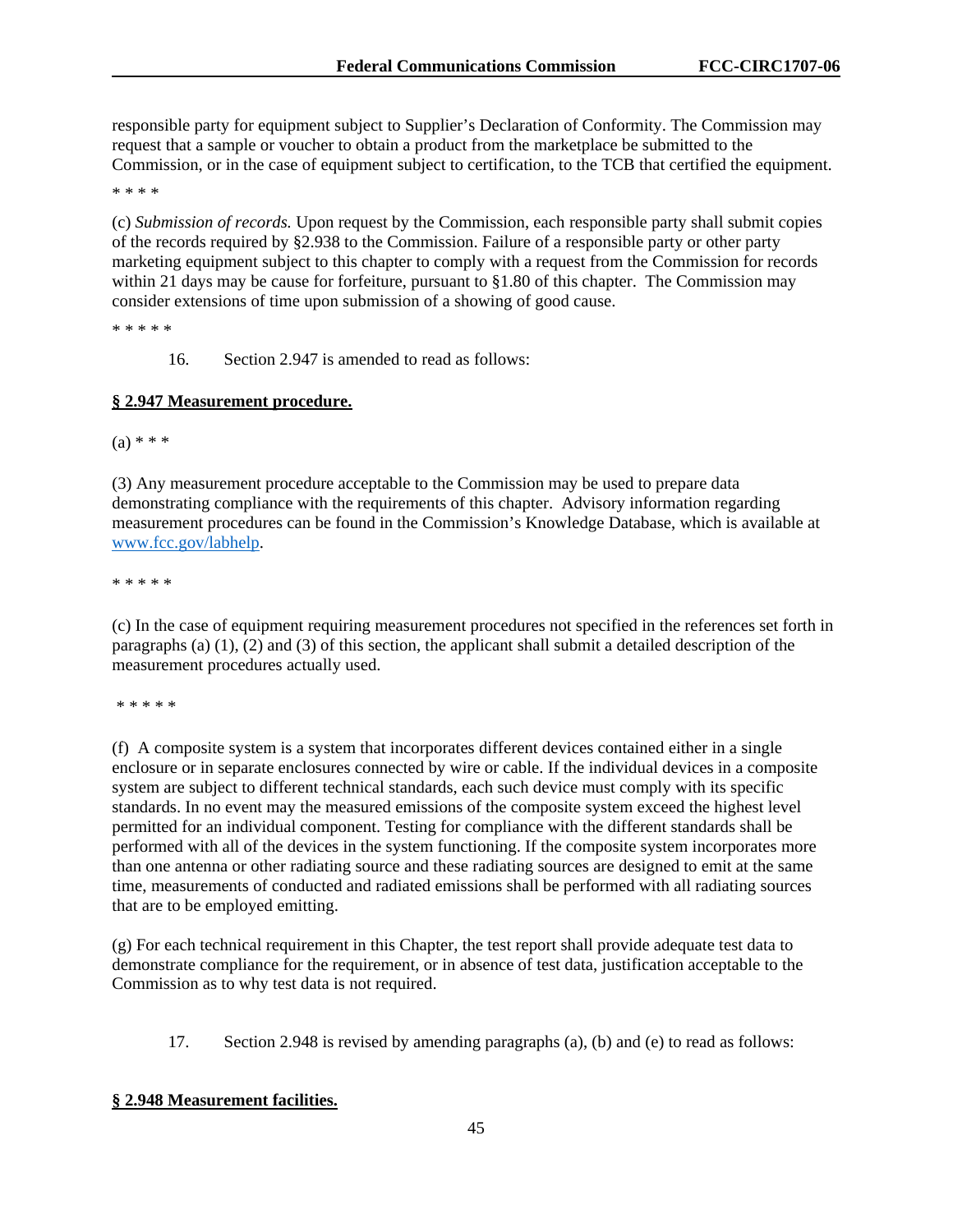responsible party for equipment subject to Supplier's Declaration of Conformity. The Commission may request that a sample or voucher to obtain a product from the marketplace be submitted to the Commission, or in the case of equipment subject to certification, to the TCB that certified the equipment.

* * * *

(c) *Submission of records.* Upon request by the Commission, each responsible party shall submit copies of the records required by §2.938 to the Commission. Failure of a responsible party or other party marketing equipment subject to this chapter to comply with a request from the Commission for records within 21 days may be cause for forfeiture, pursuant to §1.80 of this chapter. The Commission may consider extensions of time upon submission of a showing of good cause.

* * * * *

16. Section 2.947 is amended to read as follows:

**§ 2.947 Measurement procedure.**

(a) * * *

(3) Any measurement procedure acceptable to the Commission may be used to prepare data demonstrating compliance with the requirements of this chapter. Advisory information regarding measurement procedures can be found in the Commission's Knowledge Database, which is available at www.fcc.gov/labhelp.

* * * * *

(c) In the case of equipment requiring measurement procedures not specified in the references set forth in paragraphs (a) (1), (2) and (3) of this section, the applicant shall submit a detailed description of the measurement procedures actually used.

* * * * *

(f) A composite system is a system that incorporates different devices contained either in a single enclosure or in separate enclosures connected by wire or cable. If the individual devices in a composite system are subject to different technical standards, each such device must comply with its specific standards. In no event may the measured emissions of the composite system exceed the highest level permitted for an individual component. Testing for compliance with the different standards shall be performed with all of the devices in the system functioning. If the composite system incorporates more than one antenna or other radiating source and these radiating sources are designed to emit at the same time, measurements of conducted and radiated emissions shall be performed with all radiating sources that are to be employed emitting.

(g) For each technical requirement in this Chapter, the test report shall provide adequate test data to demonstrate compliance for the requirement, or in absence of test data, justification acceptable to the Commission as to why test data is not required.

17. Section 2.948 is revised by amending paragraphs (a), (b) and (e) to read as follows:

**§ 2.948 Measurement facilities.**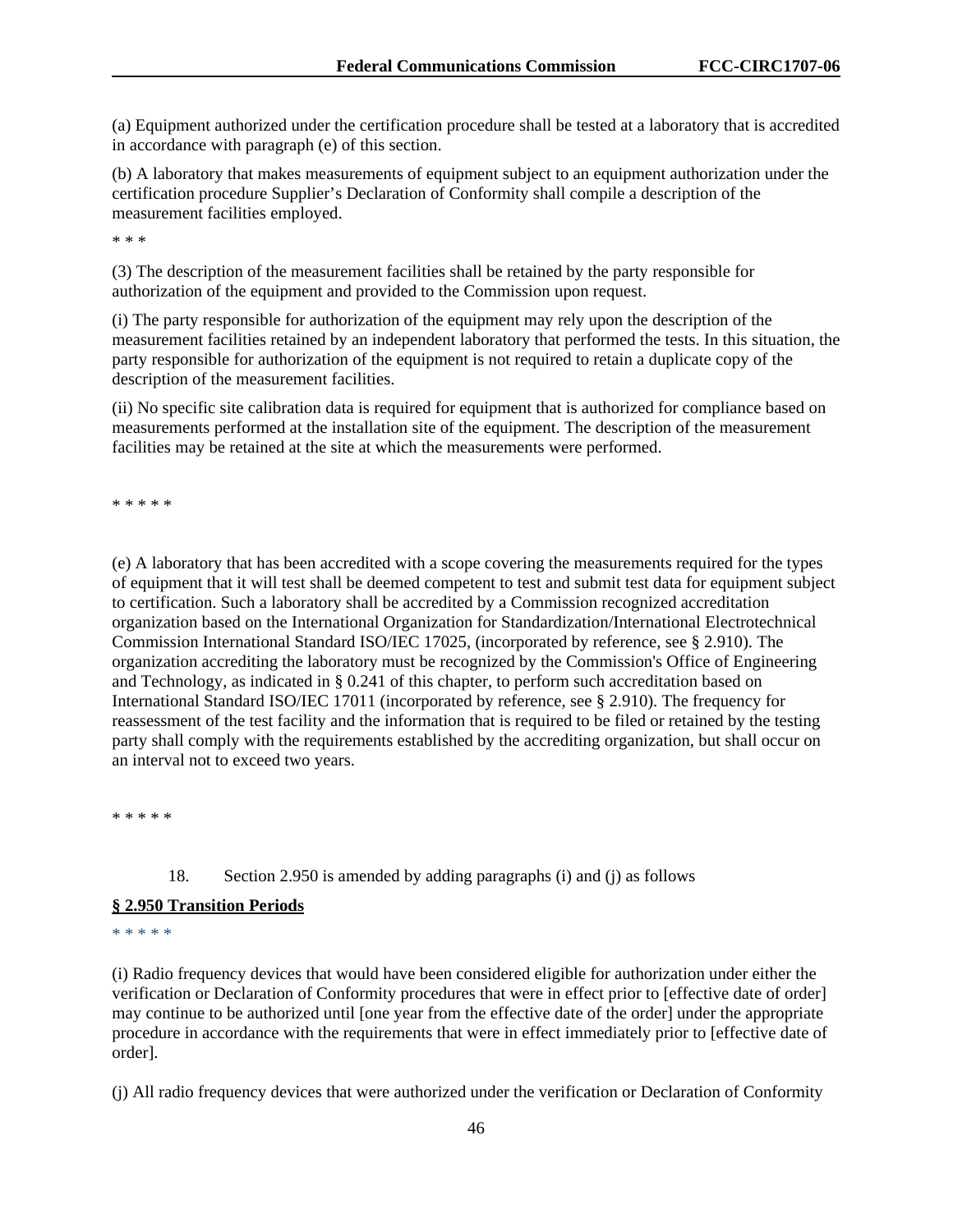(a) Equipment authorized under the certification procedure shall be tested at a laboratory that is accredited in accordance with paragraph (e) of this section.

(b) A laboratory that makes measurements of equipment subject to an equipment authorization under the certification procedure Supplier's Declaration of Conformity shall compile a description of the measurement facilities employed.

* * *

(3) The description of the measurement facilities shall be retained by the party responsible for authorization of the equipment and provided to the Commission upon request.

(i) The party responsible for authorization of the equipment may rely upon the description of the measurement facilities retained by an independent laboratory that performed the tests. In this situation, the party responsible for authorization of the equipment is not required to retain a duplicate copy of the description of the measurement facilities.

(ii) No specific site calibration data is required for equipment that is authorized for compliance based on measurements performed at the installation site of the equipment. The description of the measurement facilities may be retained at the site at which the measurements were performed.

* * * * *

(e) A laboratory that has been accredited with a scope covering the measurements required for the types of equipment that it will test shall be deemed competent to test and submit test data for equipment subject to certification. Such a laboratory shall be accredited by a Commission recognized accreditation organization based on the International Organization for Standardization/International Electrotechnical Commission International Standard ISO/IEC 17025, (incorporated by reference, see § 2.910). The organization accrediting the laboratory must be recognized by the Commission's Office of Engineering and Technology, as indicated in § 0.241 of this chapter, to perform such accreditation based on International Standard ISO/IEC 17011 (incorporated by reference, see § 2.910). The frequency for reassessment of the test facility and the information that is required to be filed or retained by the testing party shall comply with the requirements established by the accrediting organization, but shall occur on an interval not to exceed two years.

* * * * *

18. Section 2.950 is amended by adding paragraphs (i) and (j) as follows

**§ 2.950 Transition Periods**

* * * * *

(i) Radio frequency devices that would have been considered eligible for authorization under either the verification or Declaration of Conformity procedures that were in effect prior to [effective date of order] may continue to be authorized until [one year from the effective date of the order] under the appropriate procedure in accordance with the requirements that were in effect immediately prior to [effective date of order].

(j) All radio frequency devices that were authorized under the verification or Declaration of Conformity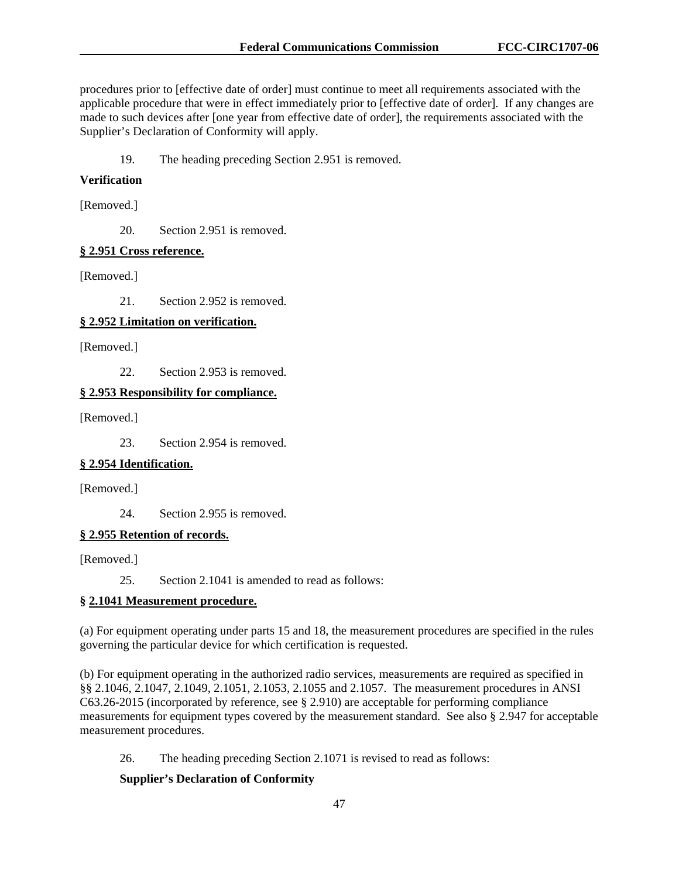procedures prior to [effective date of order] must continue to meet all requirements associated with the applicable procedure that were in effect immediately prior to [effective date of order]. If any changes are made to such devices after [one year from effective date of order], the requirements associated with the Supplier's Declaration of Conformity will apply.

19. The heading preceding Section 2.951 is removed.

**Verification**

[Removed.]

20. Section 2.951 is removed.

**§ 2.951 Cross reference.**

[Removed.]

21. Section 2.952 is removed.

**§ 2.952 Limitation on verification.**

[Removed.]

22. Section 2.953 is removed.

**§ 2.953 Responsibility for compliance.**

[Removed.]

23. Section 2.954 is removed.

**§ 2.954 Identification.**

[Removed.]

24. Section 2.955 is removed.

**§ 2.955 Retention of records.**

[Removed.]

25. Section 2.1041 is amended to read as follows:

**§ 2.1041 Measurement procedure.**

(a) For equipment operating under parts 15 and 18, the measurement procedures are specified in the rules governing the particular device for which certification is requested.

(b) For equipment operating in the authorized radio services, measurements are required as specified in §§ 2.1046, 2.1047, 2.1049, 2.1051, 2.1053, 2.1055 and 2.1057. The measurement procedures in ANSI C63.26-2015 (incorporated by reference, see § 2.910) are acceptable for performing compliance measurements for equipment types covered by the measurement standard. See also § 2.947 for acceptable measurement procedures.

26. The heading preceding Section 2.1071 is revised to read as follows:

**Supplier's Declaration of Conformity**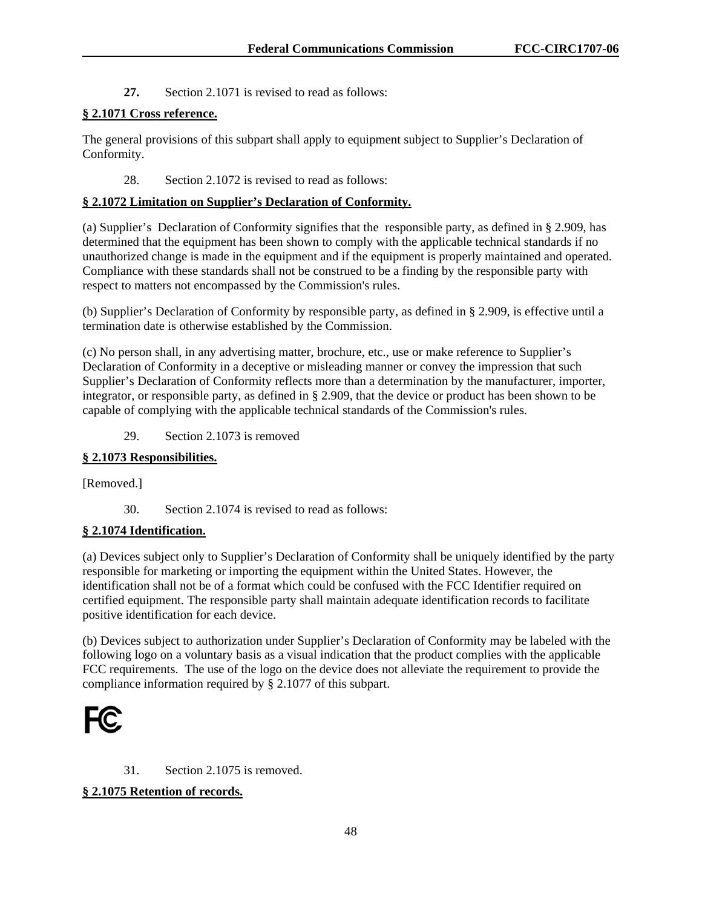**27.** Section 2.1071 is revised to read as follows:

**§ 2.1071 Cross reference.**

The general provisions of this subpart shall apply to equipment subject to Supplier's Declaration of Conformity.

28. Section 2.1072 is revised to read as follows:

**§ 2.1072 Limitation on Supplier's Declaration of Conformity.**

(a) Supplier's Declaration of Conformity signifies that the responsible party, as defined in § 2.909, has determined that the equipment has been shown to comply with the applicable technical standards if no unauthorized change is made in the equipment and if the equipment is properly maintained and operated. Compliance with these standards shall not be construed to be a finding by the responsible party with respect to matters not encompassed by the Commission's rules.

(b) Supplier's Declaration of Conformity by responsible party, as defined in § 2.909, is effective until a termination date is otherwise established by the Commission.

(c) No person shall, in any advertising matter, brochure, etc., use or make reference to Supplier's Declaration of Conformity in a deceptive or misleading manner or convey the impression that such Supplier's Declaration of Conformity reflects more than a determination by the manufacturer, importer, integrator, or responsible party, as defined in § 2.909, that the device or product has been shown to be capable of complying with the applicable technical standards of the Commission's rules.

29. Section 2.1073 is removed

**§ 2.1073 Responsibilities.**

[Removed.]

30. Section 2.1074 is revised to read as follows:

**§ 2.1074 Identification.**

(a) Devices subject only to Supplier's Declaration of Conformity shall be uniquely identified by the party responsible for marketing or importing the equipment within the United States. However, the identification shall not be of a format which could be confused with the FCC Identifier required on certified equipment. The responsible party shall maintain adequate identification records to facilitate positive identification for each device.

(b) Devices subject to authorization under Supplier's Declaration of Conformity may be labeled with the following logo on a voluntary basis as a visual indication that the product complies with the applicable FCC requirements. The use of the logo on the device does not alleviate the requirement to provide the compliance information required by § 2.1077 of this subpart.

FC

31. Section 2.1075 is removed.

**§ 2.1075 Retention of records.**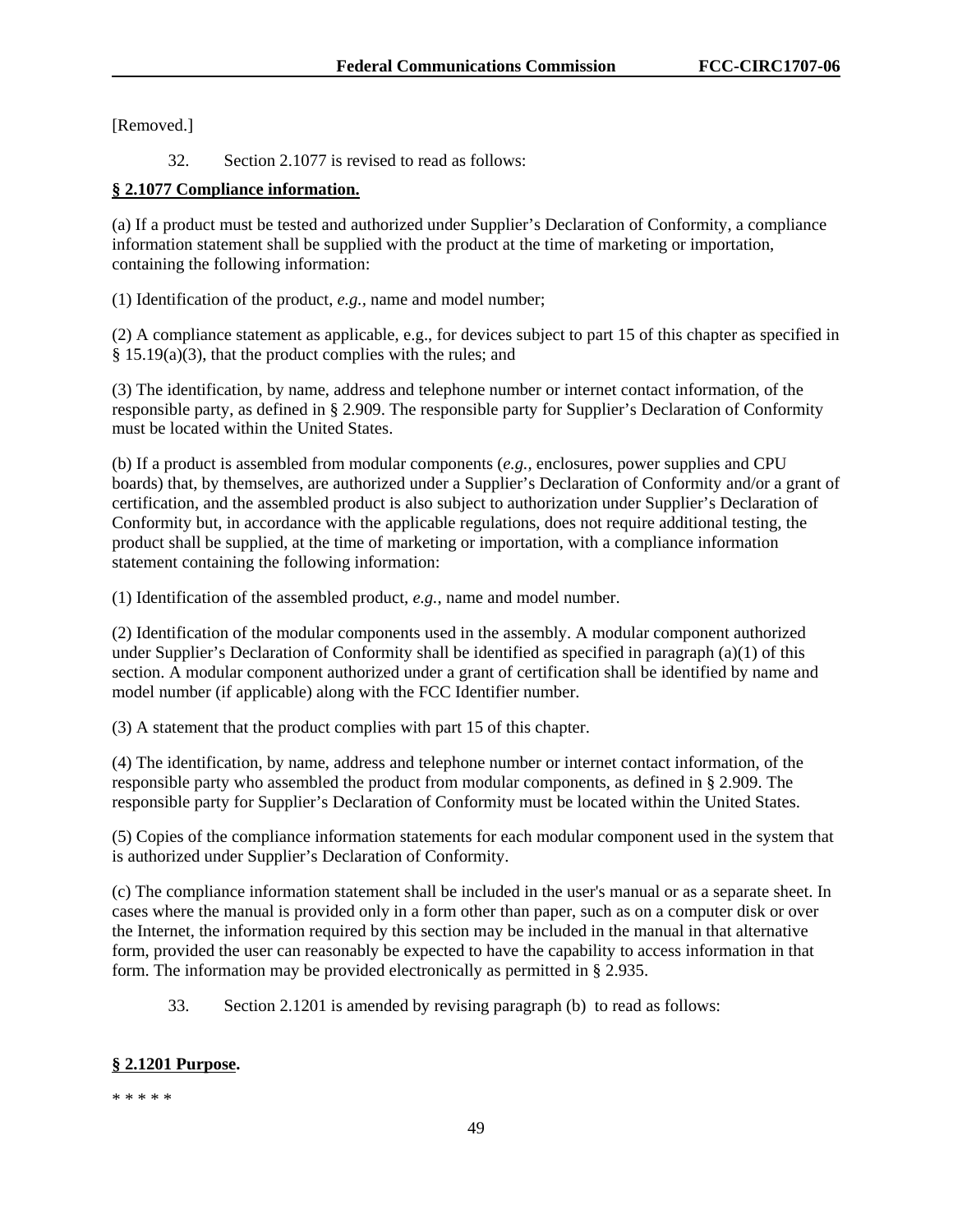[Removed.]

32. Section 2.1077 is revised to read as follows:

**§ 2.1077 Compliance information.**

(a) If a product must be tested and authorized under Supplier's Declaration of Conformity, a compliance information statement shall be supplied with the product at the time of marketing or importation, containing the following information:

(1) Identification of the product, *e.g.*, name and model number;

(2) A compliance statement as applicable, e.g., for devices subject to part 15 of this chapter as specified in § 15.19(a)(3), that the product complies with the rules; and

(3) The identification, by name, address and telephone number or internet contact information, of the responsible party, as defined in § 2.909. The responsible party for Supplier's Declaration of Conformity must be located within the United States.

(b) If a product is assembled from modular components (*e.g.*, enclosures, power supplies and CPU boards) that, by themselves, are authorized under a Supplier's Declaration of Conformity and/or a grant of certification, and the assembled product is also subject to authorization under Supplier's Declaration of Conformity but, in accordance with the applicable regulations, does not require additional testing, the product shall be supplied, at the time of marketing or importation, with a compliance information statement containing the following information:

(1) Identification of the assembled product, *e.g.*, name and model number.

(2) Identification of the modular components used in the assembly. A modular component authorized under Supplier's Declaration of Conformity shall be identified as specified in paragraph (a)(1) of this section. A modular component authorized under a grant of certification shall be identified by name and model number (if applicable) along with the FCC Identifier number.

(3) A statement that the product complies with part 15 of this chapter.

(4) The identification, by name, address and telephone number or internet contact information, of the responsible party who assembled the product from modular components, as defined in § 2.909. The responsible party for Supplier's Declaration of Conformity must be located within the United States.

(5) Copies of the compliance information statements for each modular component used in the system that is authorized under Supplier's Declaration of Conformity.

(c) The compliance information statement shall be included in the user's manual or as a separate sheet. In cases where the manual is provided only in a form other than paper, such as on a computer disk or over the Internet, the information required by this section may be included in the manual in that alternative form, provided the user can reasonably be expected to have the capability to access information in that form. The information may be provided electronically as permitted in § 2.935.

33. Section 2.1201 is amended by revising paragraph (b) to read as follows:

**§ 2.1201 Purpose.**

* * * * *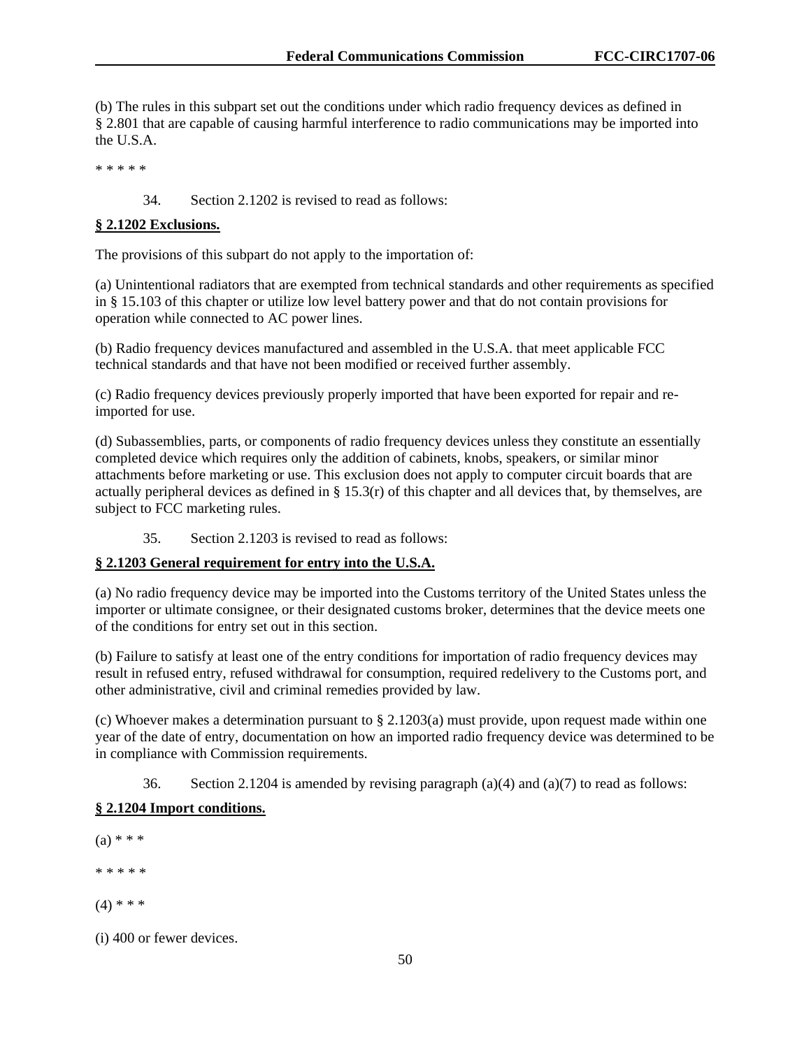(b) The rules in this subpart set out the conditions under which radio frequency devices as defined in § 2.801 that are capable of causing harmful interference to radio communications may be imported into the U.S.A.

* * * * *

34. Section 2.1202 is revised to read as follows:

**§ 2.1202 Exclusions.**

The provisions of this subpart do not apply to the importation of:

(a) Unintentional radiators that are exempted from technical standards and other requirements as specified in § 15.103 of this chapter or utilize low level battery power and that do not contain provisions for operation while connected to AC power lines.

(b) Radio frequency devices manufactured and assembled in the U.S.A. that meet applicable FCC technical standards and that have not been modified or received further assembly.

(c) Radio frequency devices previously properly imported that have been exported for repair and re-imported for use.

(d) Subassemblies, parts, or components of radio frequency devices unless they constitute an essentially completed device which requires only the addition of cabinets, knobs, speakers, or similar minor attachments before marketing or use. This exclusion does not apply to computer circuit boards that are actually peripheral devices as defined in § 15.3(r) of this chapter and all devices that, by themselves, are subject to FCC marketing rules.

35. Section 2.1203 is revised to read as follows:

**§ 2.1203 General requirement for entry into the U.S.A.**

(a) No radio frequency device may be imported into the Customs territory of the United States unless the importer or ultimate consignee, or their designated customs broker, determines that the device meets one of the conditions for entry set out in this section.

(b) Failure to satisfy at least one of the entry conditions for importation of radio frequency devices may result in refused entry, refused withdrawal for consumption, required redelivery to the Customs port, and other administrative, civil and criminal remedies provided by law.

(c) Whoever makes a determination pursuant to § 2.1203(a) must provide, upon request made within one year of the date of entry, documentation on how an imported radio frequency device was determined to be in compliance with Commission requirements.

36. Section 2.1204 is amended by revising paragraph (a)(4) and (a)(7) to read as follows:

**§ 2.1204 Import conditions.**

(a) * * *

* * * * *

(4) * * *

(i) 400 or fewer devices.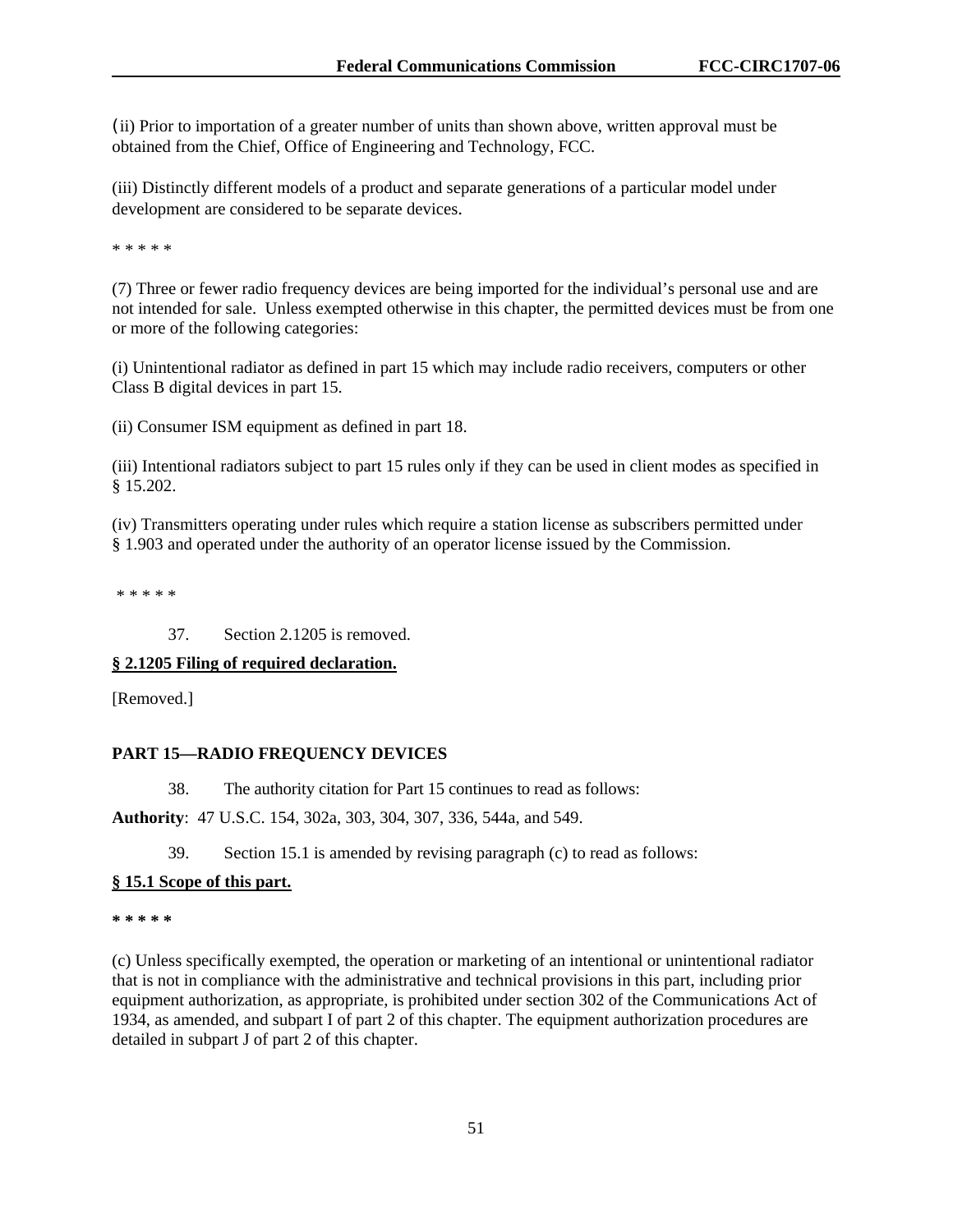(ii) Prior to importation of a greater number of units than shown above, written approval must be obtained from the Chief, Office of Engineering and Technology, FCC.

(iii) Distinctly different models of a product and separate generations of a particular model under development are considered to be separate devices.

* * * * *

(7) Three or fewer radio frequency devices are being imported for the individual's personal use and are not intended for sale. Unless exempted otherwise in this chapter, the permitted devices must be from one or more of the following categories:

(i) Unintentional radiator as defined in part 15 which may include radio receivers, computers or other Class B digital devices in part 15.

(ii) Consumer ISM equipment as defined in part 18.

(iii) Intentional radiators subject to part 15 rules only if they can be used in client modes as specified in § 15.202.

(iv) Transmitters operating under rules which require a station license as subscribers permitted under § 1.903 and operated under the authority of an operator license issued by the Commission.

* * * * *

37. Section 2.1205 is removed.

**§ 2.1205 Filing of required declaration.**

[Removed.]

**PART 15—RADIO FREQUENCY DEVICES**

38. The authority citation for Part 15 continues to read as follows:

**Authority**: 47 U.S.C. 154, 302a, 303, 304, 307, 336, 544a, and 549.

39. Section 15.1 is amended by revising paragraph (c) to read as follows:

**§ 15.1 Scope of this part.**

**\* \* \* \* \***

(c) Unless specifically exempted, the operation or marketing of an intentional or unintentional radiator that is not in compliance with the administrative and technical provisions in this part, including prior equipment authorization, as appropriate, is prohibited under section 302 of the Communications Act of 1934, as amended, and subpart I of part 2 of this chapter. The equipment authorization procedures are detailed in subpart J of part 2 of this chapter.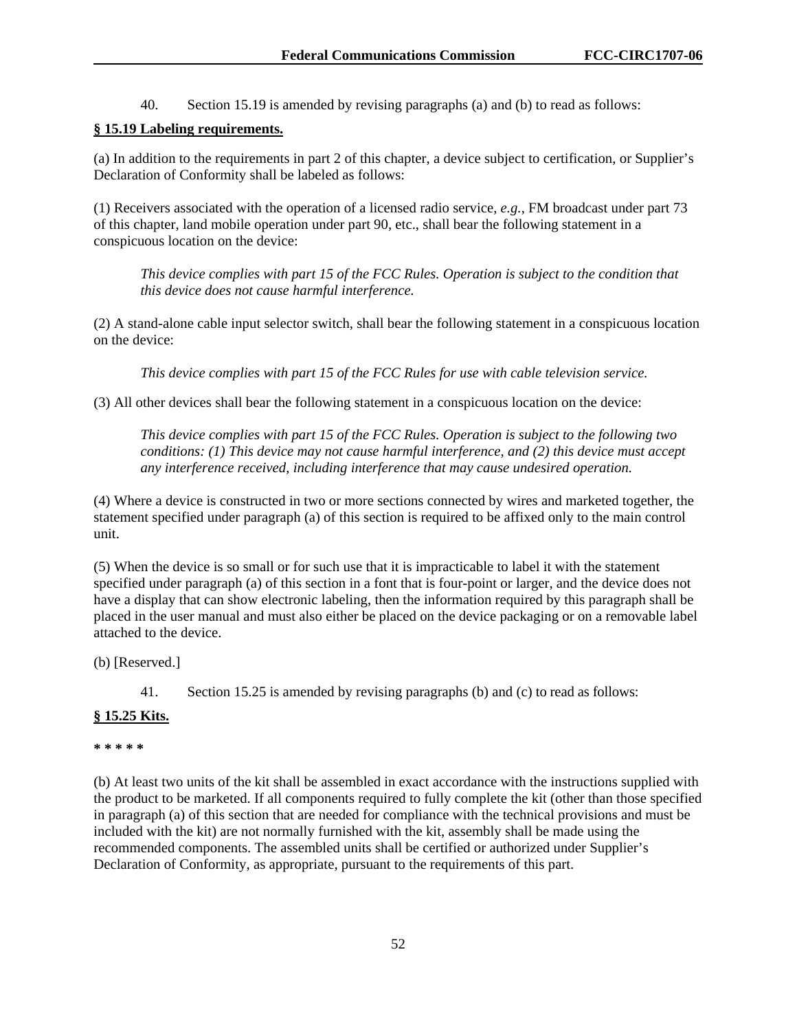40. Section 15.19 is amended by revising paragraphs (a) and (b) to read as follows:

**§ 15.19 Labeling requirements.**

(a) In addition to the requirements in part 2 of this chapter, a device subject to certification, or Supplier's Declaration of Conformity shall be labeled as follows:

(1) Receivers associated with the operation of a licensed radio service, *e.g.*, FM broadcast under part 73 of this chapter, land mobile operation under part 90, etc., shall bear the following statement in a conspicuous location on the device:

> *This device complies with part 15 of the FCC Rules. Operation is subject to the condition that this device does not cause harmful interference.*

(2) A stand-alone cable input selector switch, shall bear the following statement in a conspicuous location on the device:

> *This device complies with part 15 of the FCC Rules for use with cable television service.*

(3) All other devices shall bear the following statement in a conspicuous location on the device:

> *This device complies with part 15 of the FCC Rules. Operation is subject to the following two conditions: (1) This device may not cause harmful interference, and (2) this device must accept any interference received, including interference that may cause undesired operation.*

(4) Where a device is constructed in two or more sections connected by wires and marketed together, the statement specified under paragraph (a) of this section is required to be affixed only to the main control unit.

(5) When the device is so small or for such use that it is impracticable to label it with the statement specified under paragraph (a) of this section in a font that is four-point or larger, and the device does not have a display that can show electronic labeling, then the information required by this paragraph shall be placed in the user manual and must also either be placed on the device packaging or on a removable label attached to the device.

(b) [Reserved.]

41. Section 15.25 is amended by revising paragraphs (b) and (c) to read as follows:

**§ 15.25 Kits.**

**\* \* \* \* \***

(b) At least two units of the kit shall be assembled in exact accordance with the instructions supplied with the product to be marketed. If all components required to fully complete the kit (other than those specified in paragraph (a) of this section that are needed for compliance with the technical provisions and must be included with the kit) are not normally furnished with the kit, assembly shall be made using the recommended components. The assembled units shall be certified or authorized under Supplier's Declaration of Conformity, as appropriate, pursuant to the requirements of this part.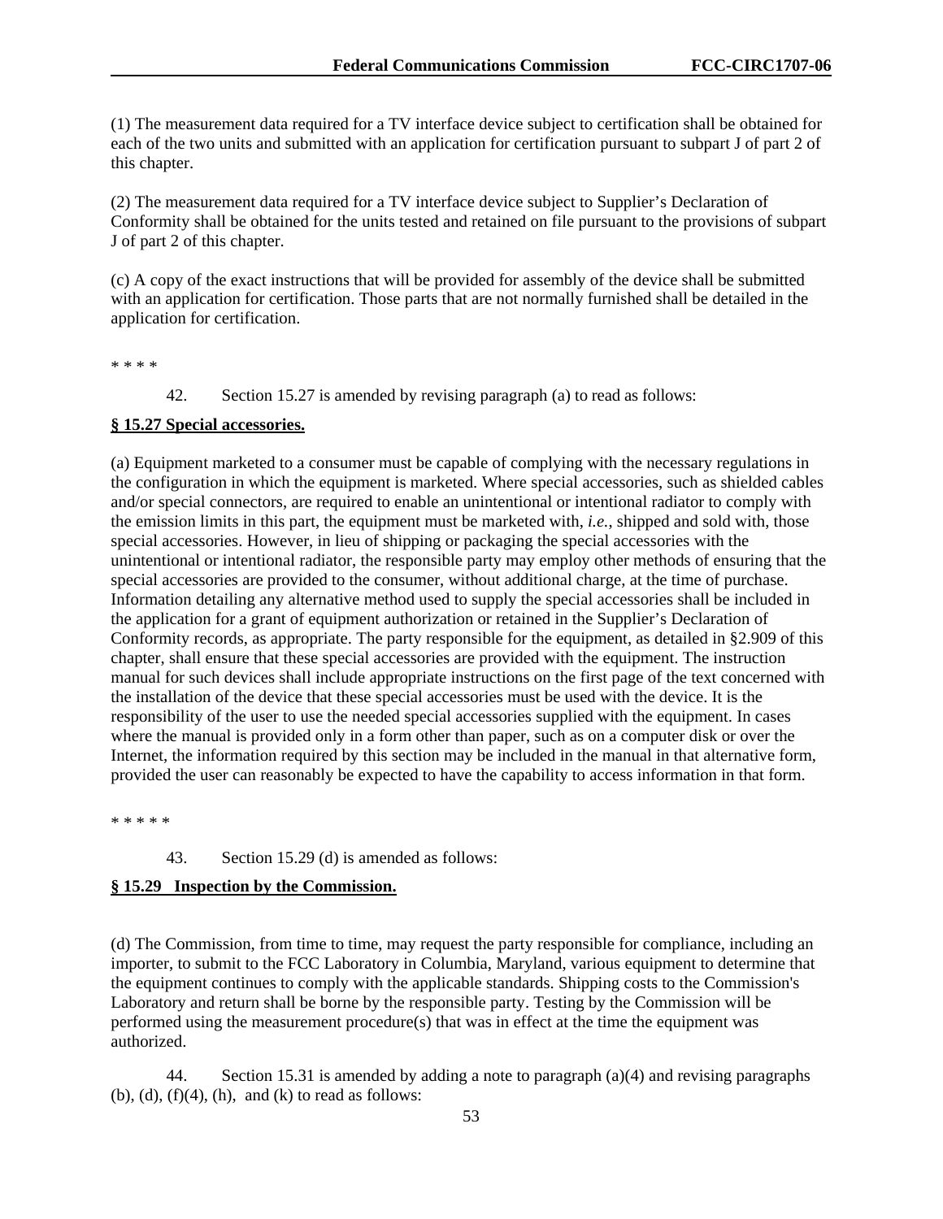(1) The measurement data required for a TV interface device subject to certification shall be obtained for each of the two units and submitted with an application for certification pursuant to subpart J of part 2 of this chapter.

(2) The measurement data required for a TV interface device subject to Supplier's Declaration of Conformity shall be obtained for the units tested and retained on file pursuant to the provisions of subpart J of part 2 of this chapter.

(c) A copy of the exact instructions that will be provided for assembly of the device shall be submitted with an application for certification. Those parts that are not normally furnished shall be detailed in the application for certification.

* * * *

42. Section 15.27 is amended by revising paragraph (a) to read as follows:

**§ 15.27 Special accessories.**

(a) Equipment marketed to a consumer must be capable of complying with the necessary regulations in the configuration in which the equipment is marketed. Where special accessories, such as shielded cables and/or special connectors, are required to enable an unintentional or intentional radiator to comply with the emission limits in this part, the equipment must be marketed with, *i.e.*, shipped and sold with, those special accessories. However, in lieu of shipping or packaging the special accessories with the unintentional or intentional radiator, the responsible party may employ other methods of ensuring that the special accessories are provided to the consumer, without additional charge, at the time of purchase. Information detailing any alternative method used to supply the special accessories shall be included in the application for a grant of equipment authorization or retained in the Supplier's Declaration of Conformity records, as appropriate. The party responsible for the equipment, as detailed in §2.909 of this chapter, shall ensure that these special accessories are provided with the equipment. The instruction manual for such devices shall include appropriate instructions on the first page of the text concerned with the installation of the device that these special accessories must be used with the device. It is the responsibility of the user to use the needed special accessories supplied with the equipment. In cases where the manual is provided only in a form other than paper, such as on a computer disk or over the Internet, the information required by this section may be included in the manual in that alternative form, provided the user can reasonably be expected to have the capability to access information in that form.

* * * * *

43. Section 15.29 (d) is amended as follows:

**§ 15.29 Inspection by the Commission.**

(d) The Commission, from time to time, may request the party responsible for compliance, including an importer, to submit to the FCC Laboratory in Columbia, Maryland, various equipment to determine that the equipment continues to comply with the applicable standards. Shipping costs to the Commission's Laboratory and return shall be borne by the responsible party. Testing by the Commission will be performed using the measurement procedure(s) that was in effect at the time the equipment was authorized.

44. Section 15.31 is amended by adding a note to paragraph (a)(4) and revising paragraphs (b), (d), (f)(4), (h), and (k) to read as follows: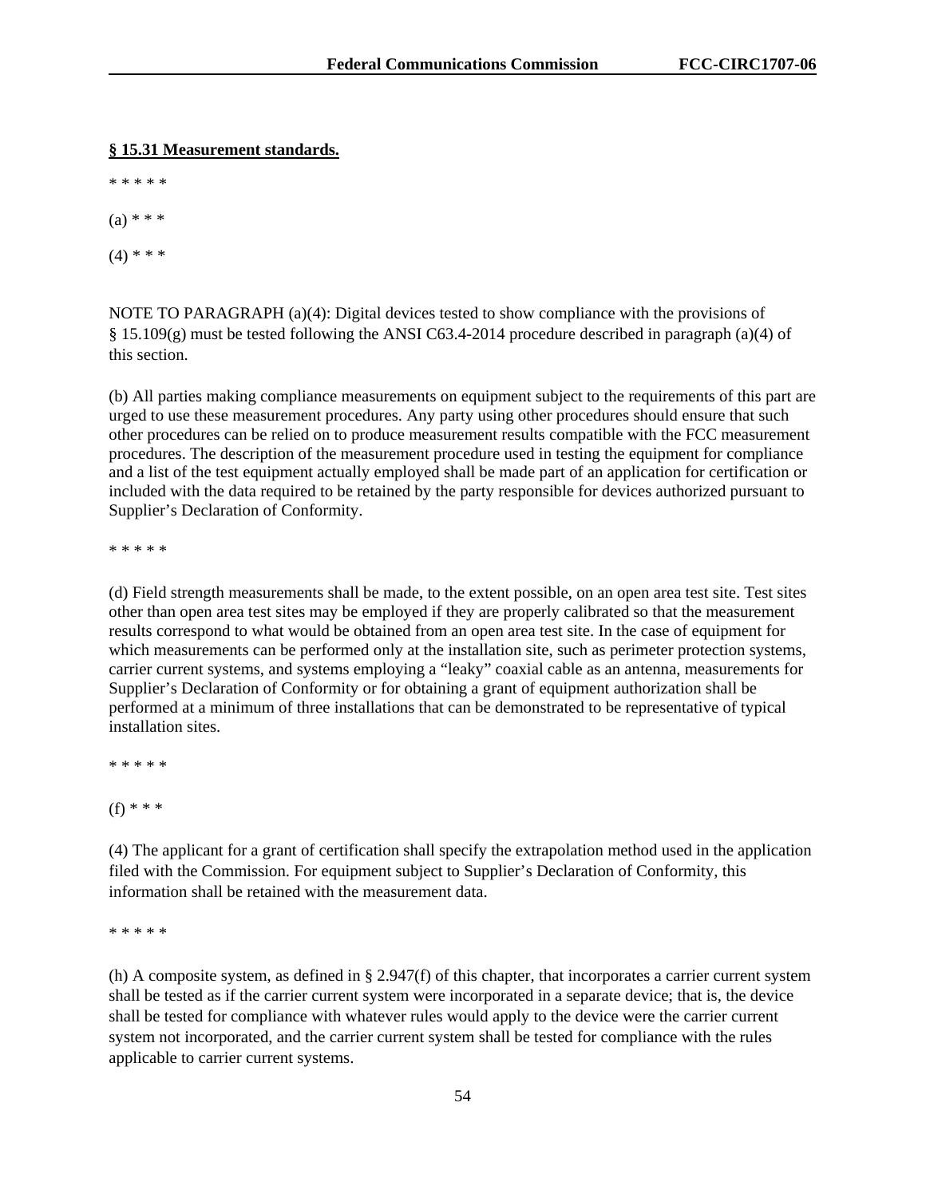**§ 15.31 Measurement standards.**

* * * * *

(a) * * *

(4) * * *

NOTE TO PARAGRAPH (a)(4): Digital devices tested to show compliance with the provisions of § 15.109(g) must be tested following the ANSI C63.4-2014 procedure described in paragraph (a)(4) of this section.

(b) All parties making compliance measurements on equipment subject to the requirements of this part are urged to use these measurement procedures. Any party using other procedures should ensure that such other procedures can be relied on to produce measurement results compatible with the FCC measurement procedures. The description of the measurement procedure used in testing the equipment for compliance and a list of the test equipment actually employed shall be made part of an application for certification or included with the data required to be retained by the party responsible for devices authorized pursuant to Supplier's Declaration of Conformity.

* * * * *

(d) Field strength measurements shall be made, to the extent possible, on an open area test site. Test sites other than open area test sites may be employed if they are properly calibrated so that the measurement results correspond to what would be obtained from an open area test site. In the case of equipment for which measurements can be performed only at the installation site, such as perimeter protection systems, carrier current systems, and systems employing a "leaky" coaxial cable as an antenna, measurements for Supplier's Declaration of Conformity or for obtaining a grant of equipment authorization shall be performed at a minimum of three installations that can be demonstrated to be representative of typical installation sites.

* * * * *

(f) * * *

(4) The applicant for a grant of certification shall specify the extrapolation method used in the application filed with the Commission. For equipment subject to Supplier's Declaration of Conformity, this information shall be retained with the measurement data.

* * * * *

(h) A composite system, as defined in § 2.947(f) of this chapter, that incorporates a carrier current system shall be tested as if the carrier current system were incorporated in a separate device; that is, the device shall be tested for compliance with whatever rules would apply to the device were the carrier current system not incorporated, and the carrier current system shall be tested for compliance with the rules applicable to carrier current systems.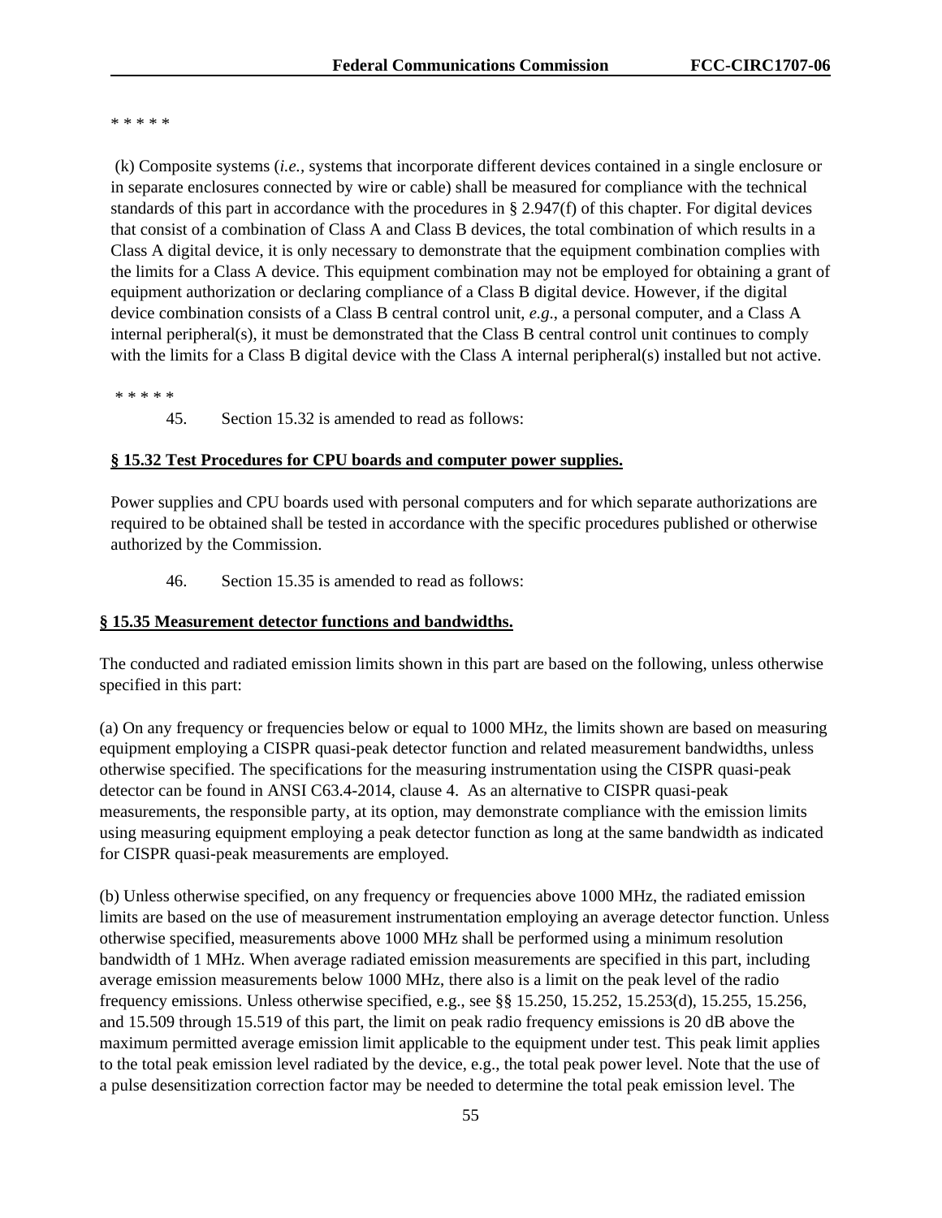* * * * *

(k) Composite systems (*i.e.*, systems that incorporate different devices contained in a single enclosure or in separate enclosures connected by wire or cable) shall be measured for compliance with the technical standards of this part in accordance with the procedures in § 2.947(f) of this chapter. For digital devices that consist of a combination of Class A and Class B devices, the total combination of which results in a Class A digital device, it is only necessary to demonstrate that the equipment combination complies with the limits for a Class A device. This equipment combination may not be employed for obtaining a grant of equipment authorization or declaring compliance of a Class B digital device. However, if the digital device combination consists of a Class B central control unit, *e.g*., a personal computer, and a Class A internal peripheral(s), it must be demonstrated that the Class B central control unit continues to comply with the limits for a Class B digital device with the Class A internal peripheral(s) installed but not active.

* * * * *

45. Section 15.32 is amended to read as follows:

**§ 15.32 Test Procedures for CPU boards and computer power supplies.**

Power supplies and CPU boards used with personal computers and for which separate authorizations are required to be obtained shall be tested in accordance with the specific procedures published or otherwise authorized by the Commission.

46. Section 15.35 is amended to read as follows:

**§ 15.35 Measurement detector functions and bandwidths.**

The conducted and radiated emission limits shown in this part are based on the following, unless otherwise specified in this part:

(a) On any frequency or frequencies below or equal to 1000 MHz, the limits shown are based on measuring equipment employing a CISPR quasi-peak detector function and related measurement bandwidths, unless otherwise specified. The specifications for the measuring instrumentation using the CISPR quasi-peak detector can be found in ANSI C63.4-2014, clause 4. As an alternative to CISPR quasi-peak measurements, the responsible party, at its option, may demonstrate compliance with the emission limits using measuring equipment employing a peak detector function as long at the same bandwidth as indicated for CISPR quasi-peak measurements are employed.

(b) Unless otherwise specified, on any frequency or frequencies above 1000 MHz, the radiated emission limits are based on the use of measurement instrumentation employing an average detector function. Unless otherwise specified, measurements above 1000 MHz shall be performed using a minimum resolution bandwidth of 1 MHz. When average radiated emission measurements are specified in this part, including average emission measurements below 1000 MHz, there also is a limit on the peak level of the radio frequency emissions. Unless otherwise specified, e.g., see §§ 15.250, 15.252, 15.253(d), 15.255, 15.256, and 15.509 through 15.519 of this part, the limit on peak radio frequency emissions is 20 dB above the maximum permitted average emission limit applicable to the equipment under test. This peak limit applies to the total peak emission level radiated by the device, e.g., the total peak power level. Note that the use of a pulse desensitization correction factor may be needed to determine the total peak emission level. The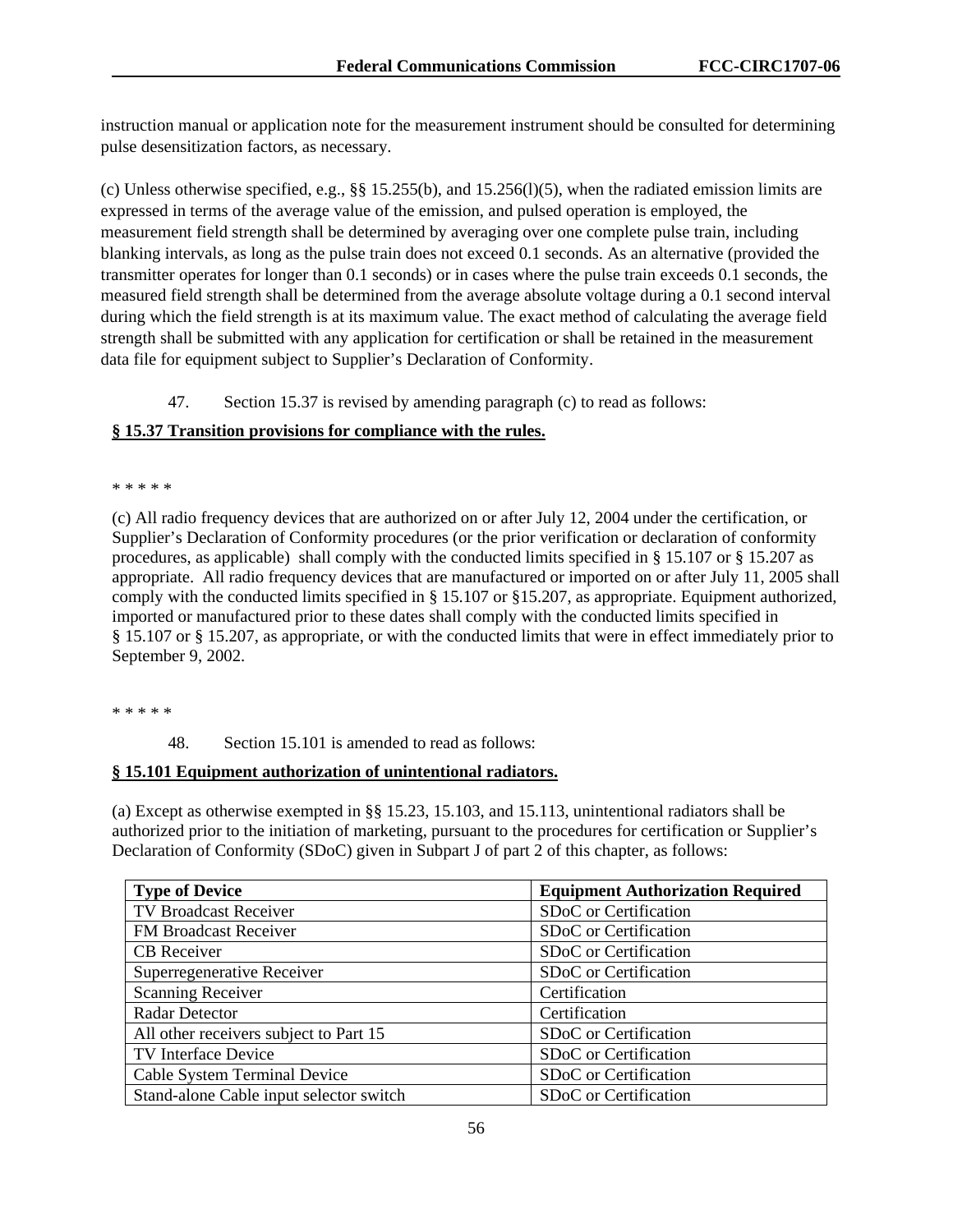instruction manual or application note for the measurement instrument should be consulted for determining pulse desensitization factors, as necessary.

(c) Unless otherwise specified, e.g., §§ 15.255(b), and 15.256(l)(5), when the radiated emission limits are expressed in terms of the average value of the emission, and pulsed operation is employed, the measurement field strength shall be determined by averaging over one complete pulse train, including blanking intervals, as long as the pulse train does not exceed 0.1 seconds. As an alternative (provided the transmitter operates for longer than 0.1 seconds) or in cases where the pulse train exceeds 0.1 seconds, the measured field strength shall be determined from the average absolute voltage during a 0.1 second interval during which the field strength is at its maximum value. The exact method of calculating the average field strength shall be submitted with any application for certification or shall be retained in the measurement data file for equipment subject to Supplier's Declaration of Conformity.

47. Section 15.37 is revised by amending paragraph (c) to read as follows:

**§ 15.37 Transition provisions for compliance with the rules.**

* * * * *

(c) All radio frequency devices that are authorized on or after July 12, 2004 under the certification, or Supplier's Declaration of Conformity procedures (or the prior verification or declaration of conformity procedures, as applicable) shall comply with the conducted limits specified in § 15.107 or § 15.207 as appropriate. All radio frequency devices that are manufactured or imported on or after July 11, 2005 shall comply with the conducted limits specified in § 15.107 or §15.207, as appropriate. Equipment authorized, imported or manufactured prior to these dates shall comply with the conducted limits specified in § 15.107 or § 15.207, as appropriate, or with the conducted limits that were in effect immediately prior to September 9, 2002.

* * * * *

48. Section 15.101 is amended to read as follows:

**§ 15.101 Equipment authorization of unintentional radiators.**

(a) Except as otherwise exempted in §§ 15.23, 15.103, and 15.113, unintentional radiators shall be authorized prior to the initiation of marketing, pursuant to the procedures for certification or Supplier's Declaration of Conformity (SDoC) given in Subpart J of part 2 of this chapter, as follows:

| Type of Device | Equipment Authorization Required |
|---|---|
| TV Broadcast Receiver | SDoC or Certification |
| FM Broadcast Receiver | SDoC or Certification |
| CB Receiver | SDoC or Certification |
| Superregenerative Receiver | SDoC or Certification |
| Scanning Receiver | Certification |
| Radar Detector | Certification |
| All other receivers subject to Part 15 | SDoC or Certification |
| TV Interface Device | SDoC or Certification |
| Cable System Terminal Device | SDoC or Certification |
| Stand-alone Cable input selector switch | SDoC or Certification |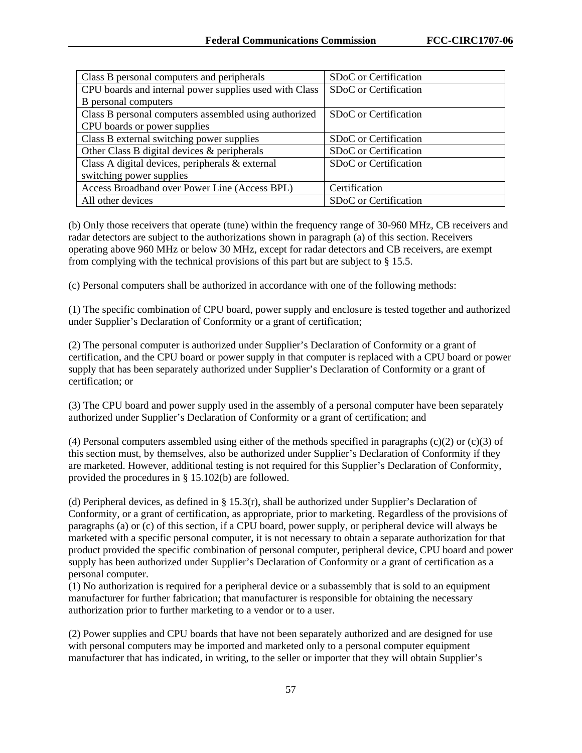| | |
|---|---|
| Class B personal computers and peripherals | SDoC or Certification |
| CPU boards and internal power supplies used with Class B personal computers | SDoC or Certification |
| Class B personal computers assembled using authorized CPU boards or power supplies | SDoC or Certification |
| Class B external switching power supplies | SDoC or Certification |
| Other Class B digital devices & peripherals | SDoC or Certification |
| Class A digital devices, peripherals & external switching power supplies | SDoC or Certification |
| Access Broadband over Power Line (Access BPL) | Certification |
| All other devices | SDoC or Certification |

(b) Only those receivers that operate (tune) within the frequency range of 30-960 MHz, CB receivers and radar detectors are subject to the authorizations shown in paragraph (a) of this section. Receivers operating above 960 MHz or below 30 MHz, except for radar detectors and CB receivers, are exempt from complying with the technical provisions of this part but are subject to § 15.5.

(c) Personal computers shall be authorized in accordance with one of the following methods:

(1) The specific combination of CPU board, power supply and enclosure is tested together and authorized under Supplier's Declaration of Conformity or a grant of certification;

(2) The personal computer is authorized under Supplier's Declaration of Conformity or a grant of certification, and the CPU board or power supply in that computer is replaced with a CPU board or power supply that has been separately authorized under Supplier's Declaration of Conformity or a grant of certification; or

(3) The CPU board and power supply used in the assembly of a personal computer have been separately authorized under Supplier's Declaration of Conformity or a grant of certification; and

(4) Personal computers assembled using either of the methods specified in paragraphs (c)(2) or (c)(3) of this section must, by themselves, also be authorized under Supplier's Declaration of Conformity if they are marketed. However, additional testing is not required for this Supplier's Declaration of Conformity, provided the procedures in § 15.102(b) are followed.

(d) Peripheral devices, as defined in § 15.3(r), shall be authorized under Supplier's Declaration of Conformity, or a grant of certification, as appropriate, prior to marketing. Regardless of the provisions of paragraphs (a) or (c) of this section, if a CPU board, power supply, or peripheral device will always be marketed with a specific personal computer, it is not necessary to obtain a separate authorization for that product provided the specific combination of personal computer, peripheral device, CPU board and power supply has been authorized under Supplier's Declaration of Conformity or a grant of certification as a personal computer.

(1) No authorization is required for a peripheral device or a subassembly that is sold to an equipment manufacturer for further fabrication; that manufacturer is responsible for obtaining the necessary authorization prior to further marketing to a vendor or to a user.

(2) Power supplies and CPU boards that have not been separately authorized and are designed for use with personal computers may be imported and marketed only to a personal computer equipment manufacturer that has indicated, in writing, to the seller or importer that they will obtain Supplier's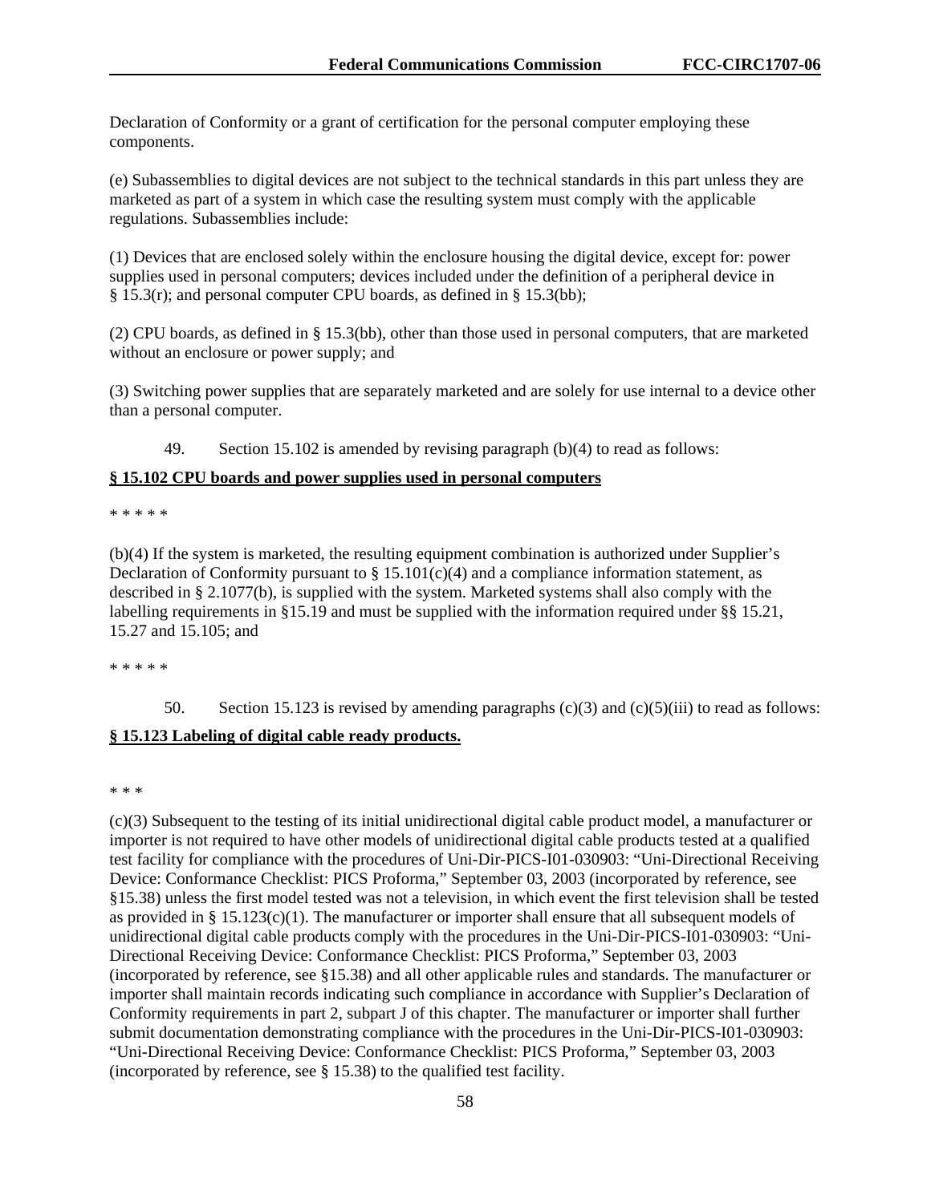Declaration of Conformity or a grant of certification for the personal computer employing these components.

(e) Subassemblies to digital devices are not subject to the technical standards in this part unless they are marketed as part of a system in which case the resulting system must comply with the applicable regulations. Subassemblies include:

(1) Devices that are enclosed solely within the enclosure housing the digital device, except for: power supplies used in personal computers; devices included under the definition of a peripheral device in § 15.3(r); and personal computer CPU boards, as defined in § 15.3(bb);

(2) CPU boards, as defined in § 15.3(bb), other than those used in personal computers, that are marketed without an enclosure or power supply; and

(3) Switching power supplies that are separately marketed and are solely for use internal to a device other than a personal computer.

49. Section 15.102 is amended by revising paragraph (b)(4) to read as follows:

**§ 15.102 CPU boards and power supplies used in personal computers**

* * * * *

(b)(4) If the system is marketed, the resulting equipment combination is authorized under Supplier's Declaration of Conformity pursuant to § 15.101(c)(4) and a compliance information statement, as described in § 2.1077(b), is supplied with the system. Marketed systems shall also comply with the labelling requirements in §15.19 and must be supplied with the information required under §§ 15.21, 15.27 and 15.105; and

* * * * *

50. Section 15.123 is revised by amending paragraphs (c)(3) and (c)(5)(iii) to read as follows:

**§ 15.123 Labeling of digital cable ready products.**

* * *

(c)(3) Subsequent to the testing of its initial unidirectional digital cable product model, a manufacturer or importer is not required to have other models of unidirectional digital cable products tested at a qualified test facility for compliance with the procedures of Uni-Dir-PICS-I01-030903: "Uni-Directional Receiving Device: Conformance Checklist: PICS Proforma," September 03, 2003 (incorporated by reference, see §15.38) unless the first model tested was not a television, in which event the first television shall be tested as provided in § 15.123(c)(1). The manufacturer or importer shall ensure that all subsequent models of unidirectional digital cable products comply with the procedures in the Uni-Dir-PICS-I01-030903: "Uni-Directional Receiving Device: Conformance Checklist: PICS Proforma," September 03, 2003 (incorporated by reference, see §15.38) and all other applicable rules and standards. The manufacturer or importer shall maintain records indicating such compliance in accordance with Supplier's Declaration of Conformity requirements in part 2, subpart J of this chapter. The manufacturer or importer shall further submit documentation demonstrating compliance with the procedures in the Uni-Dir-PICS-I01-030903: "Uni-Directional Receiving Device: Conformance Checklist: PICS Proforma," September 03, 2003 (incorporated by reference, see § 15.38) to the qualified test facility.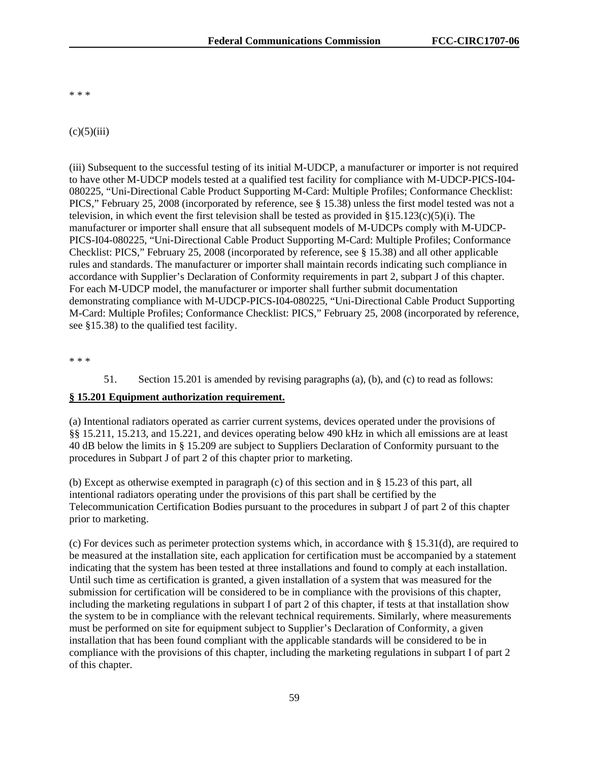* * *

(c)(5)(iii)

(iii) Subsequent to the successful testing of its initial M-UDCP, a manufacturer or importer is not required to have other M-UDCP models tested at a qualified test facility for compliance with M-UDCP-PICS-I04-080225, "Uni-Directional Cable Product Supporting M-Card: Multiple Profiles; Conformance Checklist: PICS," February 25, 2008 (incorporated by reference, see § 15.38) unless the first model tested was not a television, in which event the first television shall be tested as provided in §15.123(c)(5)(i). The manufacturer or importer shall ensure that all subsequent models of M-UDCPs comply with M-UDCP-PICS-I04-080225, "Uni-Directional Cable Product Supporting M-Card: Multiple Profiles; Conformance Checklist: PICS," February 25, 2008 (incorporated by reference, see § 15.38) and all other applicable rules and standards. The manufacturer or importer shall maintain records indicating such compliance in accordance with Supplier's Declaration of Conformity requirements in part 2, subpart J of this chapter. For each M-UDCP model, the manufacturer or importer shall further submit documentation demonstrating compliance with M-UDCP-PICS-I04-080225, "Uni-Directional Cable Product Supporting M-Card: Multiple Profiles; Conformance Checklist: PICS," February 25, 2008 (incorporated by reference, see §15.38) to the qualified test facility.

* * *

51. Section 15.201 is amended by revising paragraphs (a), (b), and (c) to read as follows:

**§ 15.201 Equipment authorization requirement.**

(a) Intentional radiators operated as carrier current systems, devices operated under the provisions of §§ 15.211, 15.213, and 15.221, and devices operating below 490 kHz in which all emissions are at least 40 dB below the limits in § 15.209 are subject to Suppliers Declaration of Conformity pursuant to the procedures in Subpart J of part 2 of this chapter prior to marketing.

(b) Except as otherwise exempted in paragraph (c) of this section and in § 15.23 of this part, all intentional radiators operating under the provisions of this part shall be certified by the Telecommunication Certification Bodies pursuant to the procedures in subpart J of part 2 of this chapter prior to marketing.

(c) For devices such as perimeter protection systems which, in accordance with § 15.31(d), are required to be measured at the installation site, each application for certification must be accompanied by a statement indicating that the system has been tested at three installations and found to comply at each installation. Until such time as certification is granted, a given installation of a system that was measured for the submission for certification will be considered to be in compliance with the provisions of this chapter, including the marketing regulations in subpart I of part 2 of this chapter, if tests at that installation show the system to be in compliance with the relevant technical requirements. Similarly, where measurements must be performed on site for equipment subject to Supplier's Declaration of Conformity, a given installation that has been found compliant with the applicable standards will be considered to be in compliance with the provisions of this chapter, including the marketing regulations in subpart I of part 2 of this chapter.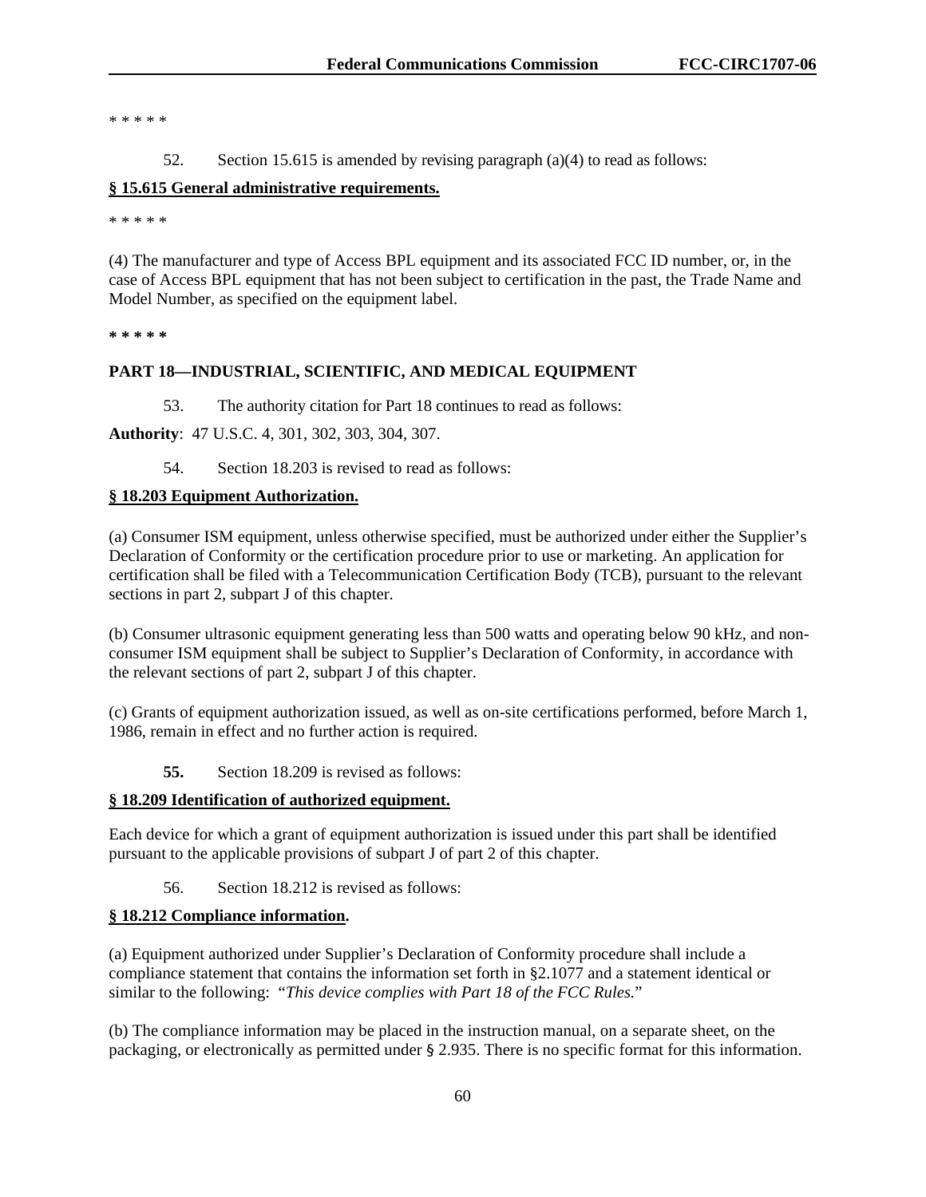\* \* \* \* \*

52. Section 15.615 is amended by revising paragraph (a)(4) to read as follows:

**§ 15.615 General administrative requirements.**

\* \* \* \* \*

(4) The manufacturer and type of Access BPL equipment and its associated FCC ID number, or, in the case of Access BPL equipment that has not been subject to certification in the past, the Trade Name and Model Number, as specified on the equipment label.

**\* \* \* \* \***

**PART 18—INDUSTRIAL, SCIENTIFIC, AND MEDICAL EQUIPMENT**

53. The authority citation for Part 18 continues to read as follows:

**Authority**: 47 U.S.C. 4, 301, 302, 303, 304, 307.

54. Section 18.203 is revised to read as follows:

**§ 18.203 Equipment Authorization.**

(a) Consumer ISM equipment, unless otherwise specified, must be authorized under either the Supplier's Declaration of Conformity or the certification procedure prior to use or marketing. An application for certification shall be filed with a Telecommunication Certification Body (TCB), pursuant to the relevant sections in part 2, subpart J of this chapter.

(b) Consumer ultrasonic equipment generating less than 500 watts and operating below 90 kHz, and non-consumer ISM equipment shall be subject to Supplier's Declaration of Conformity, in accordance with the relevant sections of part 2, subpart J of this chapter.

(c) Grants of equipment authorization issued, as well as on-site certifications performed, before March 1, 1986, remain in effect and no further action is required.

**55.** Section 18.209 is revised as follows:

**§ 18.209 Identification of authorized equipment.**

Each device for which a grant of equipment authorization is issued under this part shall be identified pursuant to the applicable provisions of subpart J of part 2 of this chapter.

56. Section 18.212 is revised as follows:

**§ 18.212 Compliance information.**

(a) Equipment authorized under Supplier's Declaration of Conformity procedure shall include a compliance statement that contains the information set forth in §2.1077 and a statement identical or similar to the following: "*This device complies with Part 18 of the FCC Rules.*"

(b) The compliance information may be placed in the instruction manual, on a separate sheet, on the packaging, or electronically as permitted under § 2.935. There is no specific format for this information.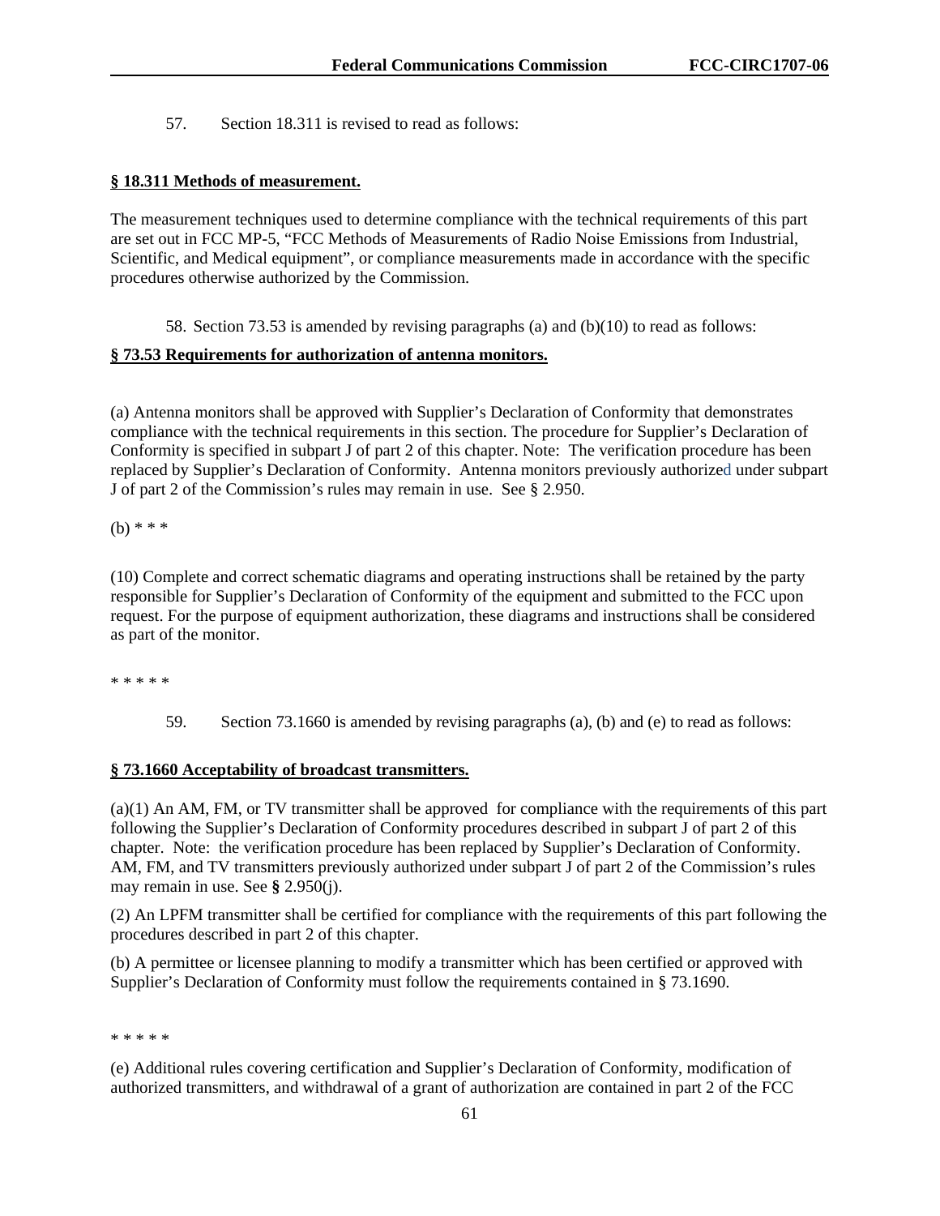57. Section 18.311 is revised to read as follows:

**§ 18.311 Methods of measurement.**

The measurement techniques used to determine compliance with the technical requirements of this part are set out in FCC MP-5, "FCC Methods of Measurements of Radio Noise Emissions from Industrial, Scientific, and Medical equipment", or compliance measurements made in accordance with the specific procedures otherwise authorized by the Commission.

58. Section 73.53 is amended by revising paragraphs (a) and (b)(10) to read as follows:

**§ 73.53 Requirements for authorization of antenna monitors.**

(a) Antenna monitors shall be approved with Supplier's Declaration of Conformity that demonstrates compliance with the technical requirements in this section. The procedure for Supplier's Declaration of Conformity is specified in subpart J of part 2 of this chapter. Note: The verification procedure has been replaced by Supplier's Declaration of Conformity. Antenna monitors previously authorized under subpart J of part 2 of the Commission's rules may remain in use. See § 2.950.

(b) * * *

(10) Complete and correct schematic diagrams and operating instructions shall be retained by the party responsible for Supplier's Declaration of Conformity of the equipment and submitted to the FCC upon request. For the purpose of equipment authorization, these diagrams and instructions shall be considered as part of the monitor.

* * * * *

59. Section 73.1660 is amended by revising paragraphs (a), (b) and (e) to read as follows:

**§ 73.1660 Acceptability of broadcast transmitters.**

(a)(1) An AM, FM, or TV transmitter shall be approved for compliance with the requirements of this part following the Supplier's Declaration of Conformity procedures described in subpart J of part 2 of this chapter. Note: the verification procedure has been replaced by Supplier's Declaration of Conformity. AM, FM, and TV transmitters previously authorized under subpart J of part 2 of the Commission's rules may remain in use. See **§** 2.950(j).

(2) An LPFM transmitter shall be certified for compliance with the requirements of this part following the procedures described in part 2 of this chapter.

(b) A permittee or licensee planning to modify a transmitter which has been certified or approved with Supplier's Declaration of Conformity must follow the requirements contained in § 73.1690.

* * * * *

(e) Additional rules covering certification and Supplier's Declaration of Conformity, modification of authorized transmitters, and withdrawal of a grant of authorization are contained in part 2 of the FCC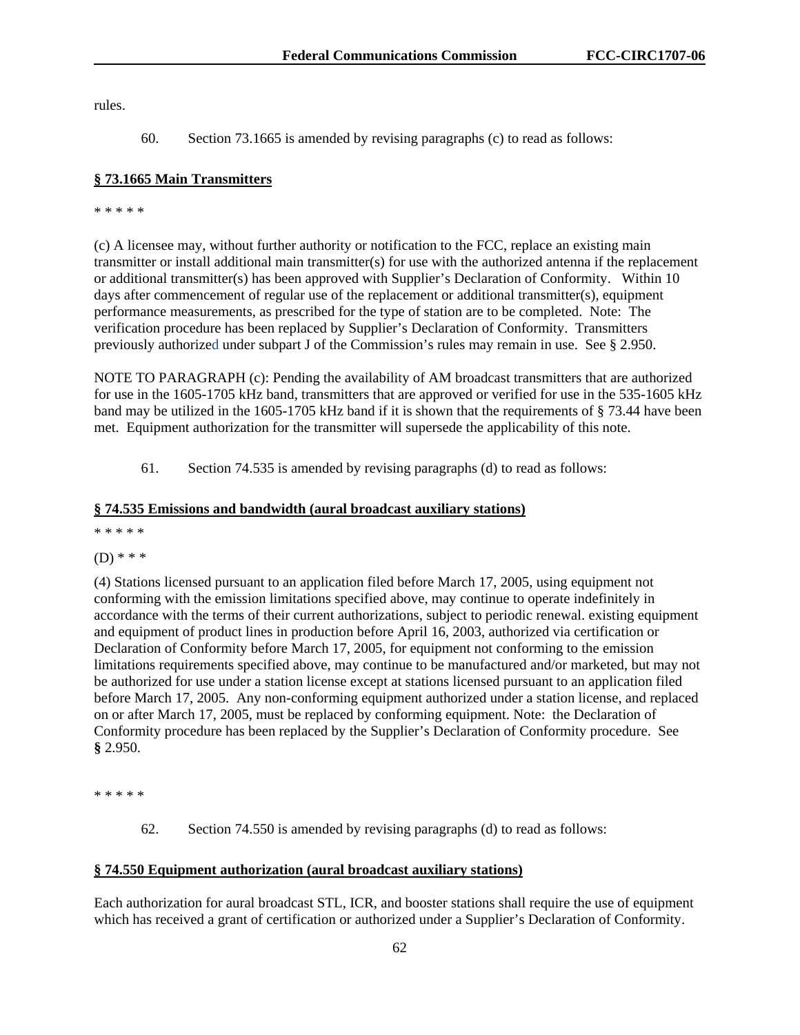rules.

60. Section 73.1665 is amended by revising paragraphs (c) to read as follows:

**§ 73.1665 Main Transmitters**

* * * * *

(c) A licensee may, without further authority or notification to the FCC, replace an existing main transmitter or install additional main transmitter(s) for use with the authorized antenna if the replacement or additional transmitter(s) has been approved with Supplier's Declaration of Conformity. Within 10 days after commencement of regular use of the replacement or additional transmitter(s), equipment performance measurements, as prescribed for the type of station are to be completed. Note: The verification procedure has been replaced by Supplier's Declaration of Conformity. Transmitters previously authorized under subpart J of the Commission's rules may remain in use. See § 2.950.

NOTE TO PARAGRAPH (c): Pending the availability of AM broadcast transmitters that are authorized for use in the 1605-1705 kHz band, transmitters that are approved or verified for use in the 535-1605 kHz band may be utilized in the 1605-1705 kHz band if it is shown that the requirements of § 73.44 have been met. Equipment authorization for the transmitter will supersede the applicability of this note.

61. Section 74.535 is amended by revising paragraphs (d) to read as follows:

**§ 74.535 Emissions and bandwidth (aural broadcast auxiliary stations)**

* * * * *

(D) * * *

(4) Stations licensed pursuant to an application filed before March 17, 2005, using equipment not conforming with the emission limitations specified above, may continue to operate indefinitely in accordance with the terms of their current authorizations, subject to periodic renewal. existing equipment and equipment of product lines in production before April 16, 2003, authorized via certification or Declaration of Conformity before March 17, 2005, for equipment not conforming to the emission limitations requirements specified above, may continue to be manufactured and/or marketed, but may not be authorized for use under a station license except at stations licensed pursuant to an application filed before March 17, 2005. Any non-conforming equipment authorized under a station license, and replaced on or after March 17, 2005, must be replaced by conforming equipment. Note: the Declaration of Conformity procedure has been replaced by the Supplier's Declaration of Conformity procedure. See **§** 2.950.

* * * * *

62. Section 74.550 is amended by revising paragraphs (d) to read as follows:

**§ 74.550 Equipment authorization (aural broadcast auxiliary stations)**

Each authorization for aural broadcast STL, ICR, and booster stations shall require the use of equipment which has received a grant of certification or authorized under a Supplier's Declaration of Conformity.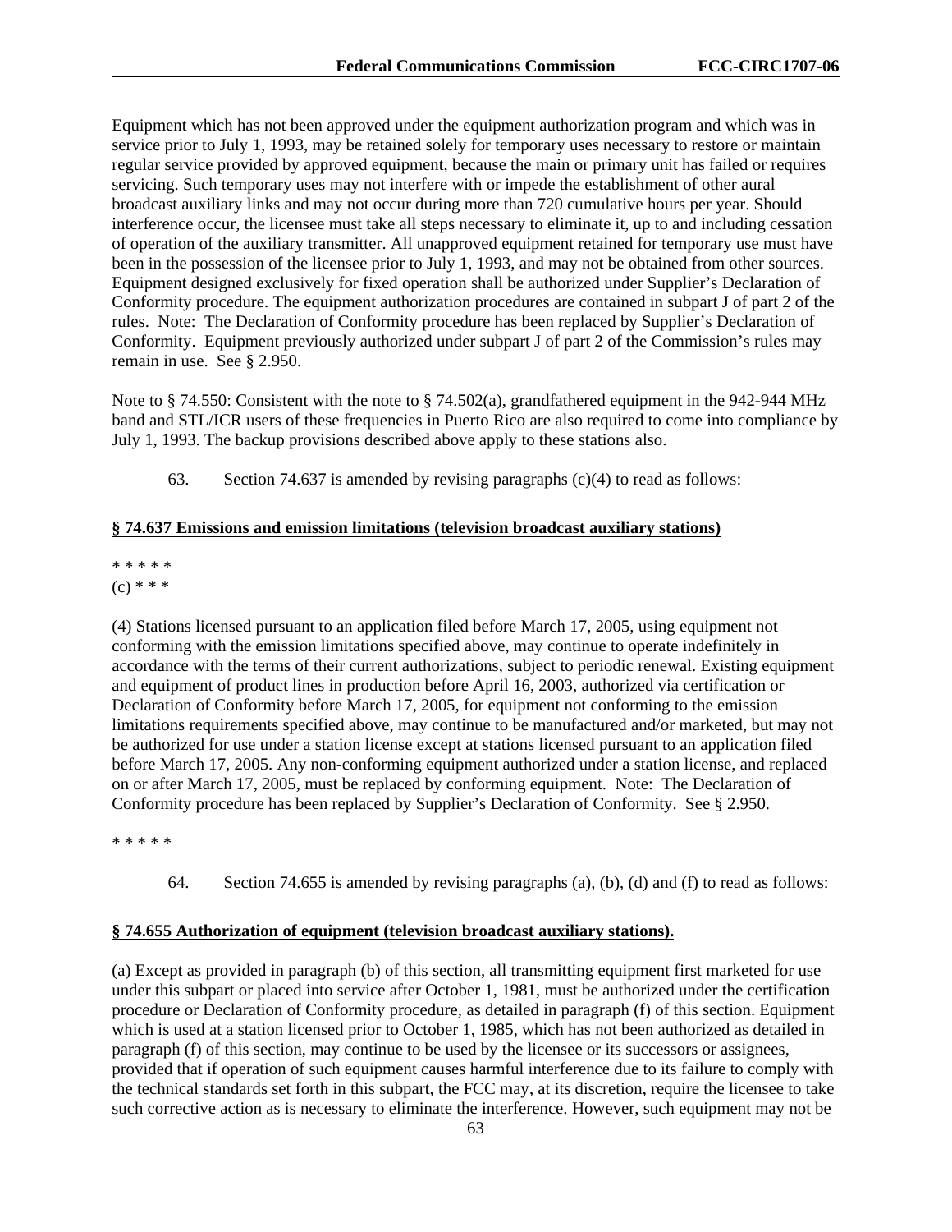Equipment which has not been approved under the equipment authorization program and which was in service prior to July 1, 1993, may be retained solely for temporary uses necessary to restore or maintain regular service provided by approved equipment, because the main or primary unit has failed or requires servicing. Such temporary uses may not interfere with or impede the establishment of other aural broadcast auxiliary links and may not occur during more than 720 cumulative hours per year. Should interference occur, the licensee must take all steps necessary to eliminate it, up to and including cessation of operation of the auxiliary transmitter. All unapproved equipment retained for temporary use must have been in the possession of the licensee prior to July 1, 1993, and may not be obtained from other sources. Equipment designed exclusively for fixed operation shall be authorized under Supplier's Declaration of Conformity procedure. The equipment authorization procedures are contained in subpart J of part 2 of the rules. Note: The Declaration of Conformity procedure has been replaced by Supplier's Declaration of Conformity. Equipment previously authorized under subpart J of part 2 of the Commission's rules may remain in use. See § 2.950.

Note to § 74.550: Consistent with the note to § 74.502(a), grandfathered equipment in the 942-944 MHz band and STL/ICR users of these frequencies in Puerto Rico are also required to come into compliance by July 1, 1993. The backup provisions described above apply to these stations also.

63. Section 74.637 is amended by revising paragraphs (c)(4) to read as follows:

**§ 74.637 Emissions and emission limitations (television broadcast auxiliary stations)**

* * * * *

(c) * * *

(4) Stations licensed pursuant to an application filed before March 17, 2005, using equipment not conforming with the emission limitations specified above, may continue to operate indefinitely in accordance with the terms of their current authorizations, subject to periodic renewal. Existing equipment and equipment of product lines in production before April 16, 2003, authorized via certification or Declaration of Conformity before March 17, 2005, for equipment not conforming to the emission limitations requirements specified above, may continue to be manufactured and/or marketed, but may not be authorized for use under a station license except at stations licensed pursuant to an application filed before March 17, 2005. Any non-conforming equipment authorized under a station license, and replaced on or after March 17, 2005, must be replaced by conforming equipment. Note: The Declaration of Conformity procedure has been replaced by Supplier's Declaration of Conformity. See § 2.950.

* * * * *

64. Section 74.655 is amended by revising paragraphs (a), (b), (d) and (f) to read as follows:

**§ 74.655 Authorization of equipment (television broadcast auxiliary stations).**

(a) Except as provided in paragraph (b) of this section, all transmitting equipment first marketed for use under this subpart or placed into service after October 1, 1981, must be authorized under the certification procedure or Declaration of Conformity procedure, as detailed in paragraph (f) of this section. Equipment which is used at a station licensed prior to October 1, 1985, which has not been authorized as detailed in paragraph (f) of this section, may continue to be used by the licensee or its successors or assignees, provided that if operation of such equipment causes harmful interference due to its failure to comply with the technical standards set forth in this subpart, the FCC may, at its discretion, require the licensee to take such corrective action as is necessary to eliminate the interference. However, such equipment may not be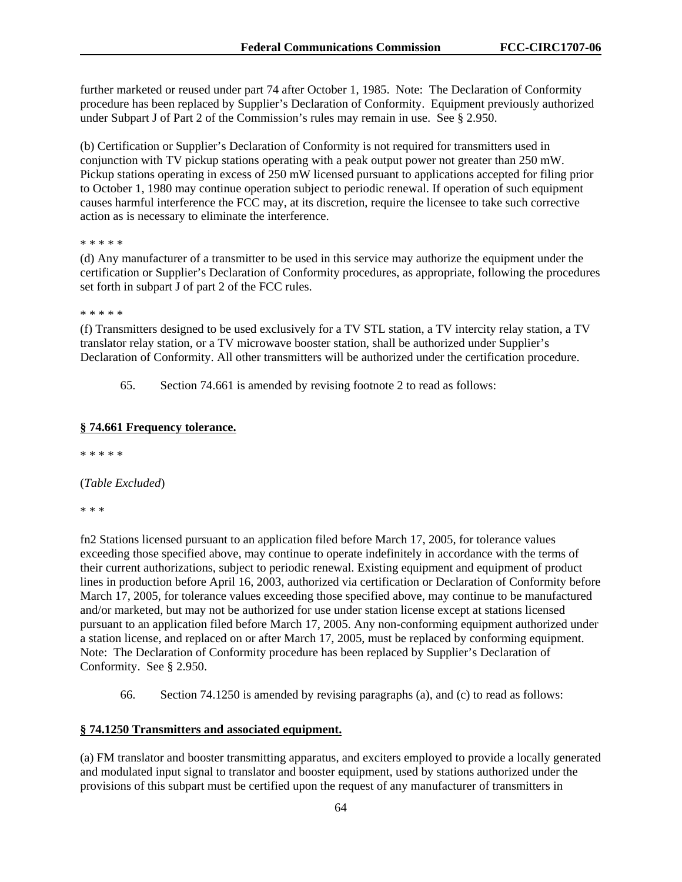further marketed or reused under part 74 after October 1, 1985. Note: The Declaration of Conformity procedure has been replaced by Supplier's Declaration of Conformity. Equipment previously authorized under Subpart J of Part 2 of the Commission's rules may remain in use. See § 2.950.

(b) Certification or Supplier's Declaration of Conformity is not required for transmitters used in conjunction with TV pickup stations operating with a peak output power not greater than 250 mW. Pickup stations operating in excess of 250 mW licensed pursuant to applications accepted for filing prior to October 1, 1980 may continue operation subject to periodic renewal. If operation of such equipment causes harmful interference the FCC may, at its discretion, require the licensee to take such corrective action as is necessary to eliminate the interference.

\* \* \* \* \*

(d) Any manufacturer of a transmitter to be used in this service may authorize the equipment under the certification or Supplier's Declaration of Conformity procedures, as appropriate, following the procedures set forth in subpart J of part 2 of the FCC rules.

\* \* \* \* \*

(f) Transmitters designed to be used exclusively for a TV STL station, a TV intercity relay station, a TV translator relay station, or a TV microwave booster station, shall be authorized under Supplier's Declaration of Conformity. All other transmitters will be authorized under the certification procedure.

65. Section 74.661 is amended by revising footnote 2 to read as follows:

**§ 74.661 Frequency tolerance.**

\* \* \* \* \*

(*Table Excluded*)

\* \* \*

fn2 Stations licensed pursuant to an application filed before March 17, 2005, for tolerance values exceeding those specified above, may continue to operate indefinitely in accordance with the terms of their current authorizations, subject to periodic renewal. Existing equipment and equipment of product lines in production before April 16, 2003, authorized via certification or Declaration of Conformity before March 17, 2005, for tolerance values exceeding those specified above, may continue to be manufactured and/or marketed, but may not be authorized for use under station license except at stations licensed pursuant to an application filed before March 17, 2005. Any non-conforming equipment authorized under a station license, and replaced on or after March 17, 2005, must be replaced by conforming equipment. Note: The Declaration of Conformity procedure has been replaced by Supplier's Declaration of Conformity. See § 2.950.

66. Section 74.1250 is amended by revising paragraphs (a), and (c) to read as follows:

**§ 74.1250 Transmitters and associated equipment.**

(a) FM translator and booster transmitting apparatus, and exciters employed to provide a locally generated and modulated input signal to translator and booster equipment, used by stations authorized under the provisions of this subpart must be certified upon the request of any manufacturer of transmitters in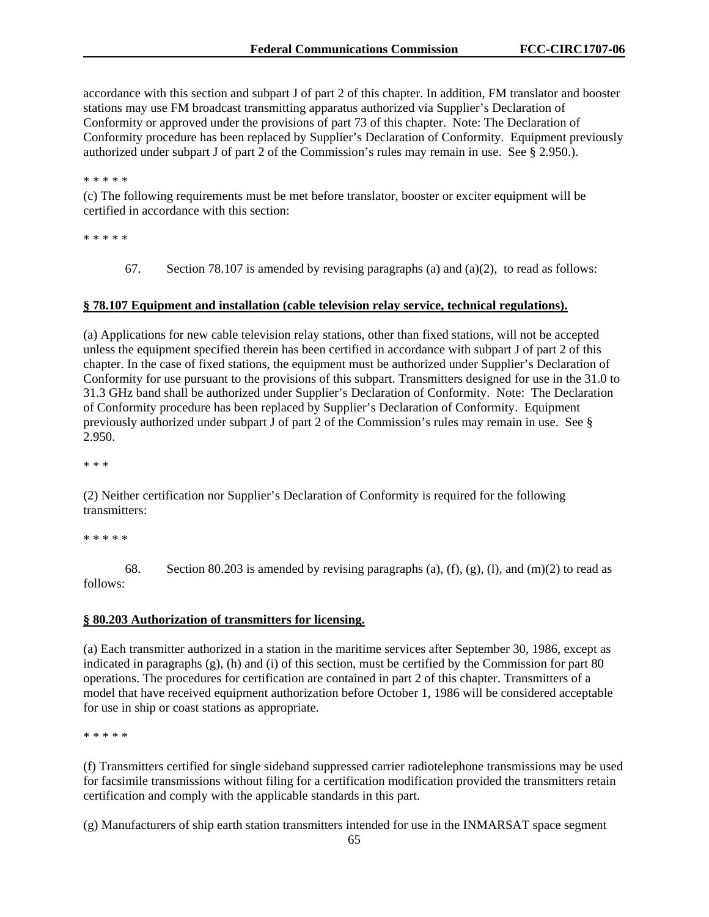accordance with this section and subpart J of part 2 of this chapter. In addition, FM translator and booster stations may use FM broadcast transmitting apparatus authorized via Supplier's Declaration of Conformity or approved under the provisions of part 73 of this chapter. Note: The Declaration of Conformity procedure has been replaced by Supplier's Declaration of Conformity. Equipment previously authorized under subpart J of part 2 of the Commission's rules may remain in use. See § 2.950.).

* * * * *

(c) The following requirements must be met before translator, booster or exciter equipment will be certified in accordance with this section:

* * * * *

67. Section 78.107 is amended by revising paragraphs (a) and (a)(2), to read as follows:

**§ 78.107 Equipment and installation (cable television relay service, technical regulations).**

(a) Applications for new cable television relay stations, other than fixed stations, will not be accepted unless the equipment specified therein has been certified in accordance with subpart J of part 2 of this chapter. In the case of fixed stations, the equipment must be authorized under Supplier's Declaration of Conformity for use pursuant to the provisions of this subpart. Transmitters designed for use in the 31.0 to 31.3 GHz band shall be authorized under Supplier's Declaration of Conformity. Note: The Declaration of Conformity procedure has been replaced by Supplier's Declaration of Conformity. Equipment previously authorized under subpart J of part 2 of the Commission's rules may remain in use. See § 2.950.

* * *

(2) Neither certification nor Supplier's Declaration of Conformity is required for the following transmitters:

* * * * *

68. Section 80.203 is amended by revising paragraphs (a), (f), (g), (l), and (m)(2) to read as follows:

**§ 80.203 Authorization of transmitters for licensing.**

(a) Each transmitter authorized in a station in the maritime services after September 30, 1986, except as indicated in paragraphs (g), (h) and (i) of this section, must be certified by the Commission for part 80 operations. The procedures for certification are contained in part 2 of this chapter. Transmitters of a model that have received equipment authorization before October 1, 1986 will be considered acceptable for use in ship or coast stations as appropriate.

* * * * *

(f) Transmitters certified for single sideband suppressed carrier radiotelephone transmissions may be used for facsimile transmissions without filing for a certification modification provided the transmitters retain certification and comply with the applicable standards in this part.

(g) Manufacturers of ship earth station transmitters intended for use in the INMARSAT space segment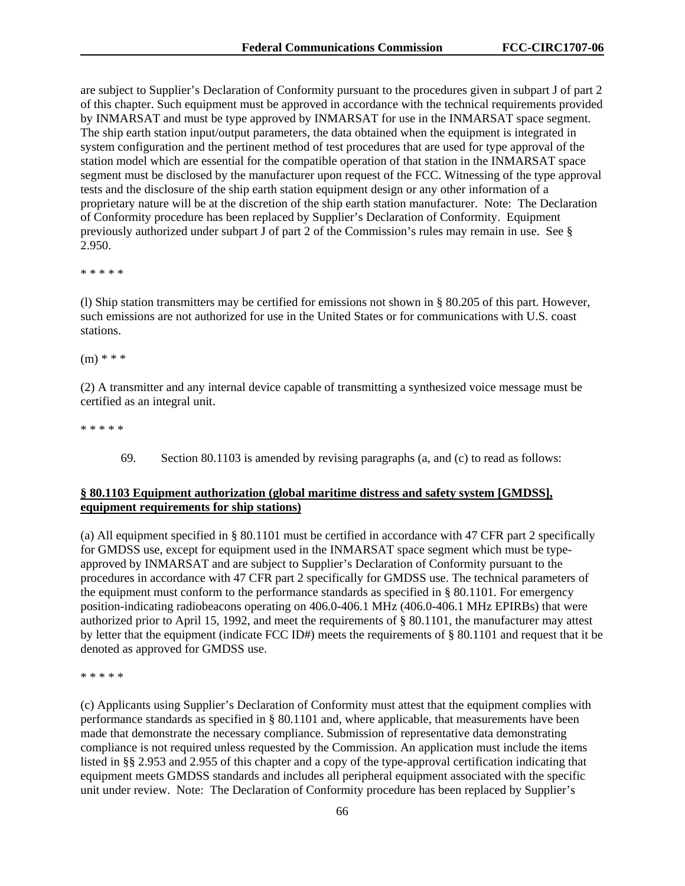are subject to Supplier's Declaration of Conformity pursuant to the procedures given in subpart J of part 2 of this chapter. Such equipment must be approved in accordance with the technical requirements provided by INMARSAT and must be type approved by INMARSAT for use in the INMARSAT space segment. The ship earth station input/output parameters, the data obtained when the equipment is integrated in system configuration and the pertinent method of test procedures that are used for type approval of the station model which are essential for the compatible operation of that station in the INMARSAT space segment must be disclosed by the manufacturer upon request of the FCC. Witnessing of the type approval tests and the disclosure of the ship earth station equipment design or any other information of a proprietary nature will be at the discretion of the ship earth station manufacturer. Note: The Declaration of Conformity procedure has been replaced by Supplier's Declaration of Conformity. Equipment previously authorized under subpart J of part 2 of the Commission's rules may remain in use. See § 2.950.

* * * * *

(l) Ship station transmitters may be certified for emissions not shown in § 80.205 of this part. However, such emissions are not authorized for use in the United States or for communications with U.S. coast stations.

(m) * * *

(2) A transmitter and any internal device capable of transmitting a synthesized voice message must be certified as an integral unit.

* * * * *

69. Section 80.1103 is amended by revising paragraphs (a, and (c) to read as follows:

**<u>§ 80.1103 Equipment authorization (global maritime distress and safety system [GMDSS], equipment requirements for ship stations)</u>**

(a) All equipment specified in § 80.1101 must be certified in accordance with 47 CFR part 2 specifically for GMDSS use, except for equipment used in the INMARSAT space segment which must be type-approved by INMARSAT and are subject to Supplier's Declaration of Conformity pursuant to the procedures in accordance with 47 CFR part 2 specifically for GMDSS use. The technical parameters of the equipment must conform to the performance standards as specified in § 80.1101. For emergency position-indicating radiobeacons operating on 406.0-406.1 MHz (406.0-406.1 MHz EPIRBs) that were authorized prior to April 15, 1992, and meet the requirements of § 80.1101, the manufacturer may attest by letter that the equipment (indicate FCC ID#) meets the requirements of § 80.1101 and request that it be denoted as approved for GMDSS use.

* * * * *

(c) Applicants using Supplier's Declaration of Conformity must attest that the equipment complies with performance standards as specified in § 80.1101 and, where applicable, that measurements have been made that demonstrate the necessary compliance. Submission of representative data demonstrating compliance is not required unless requested by the Commission. An application must include the items listed in §§ 2.953 and 2.955 of this chapter and a copy of the type-approval certification indicating that equipment meets GMDSS standards and includes all peripheral equipment associated with the specific unit under review. Note: The Declaration of Conformity procedure has been replaced by Supplier's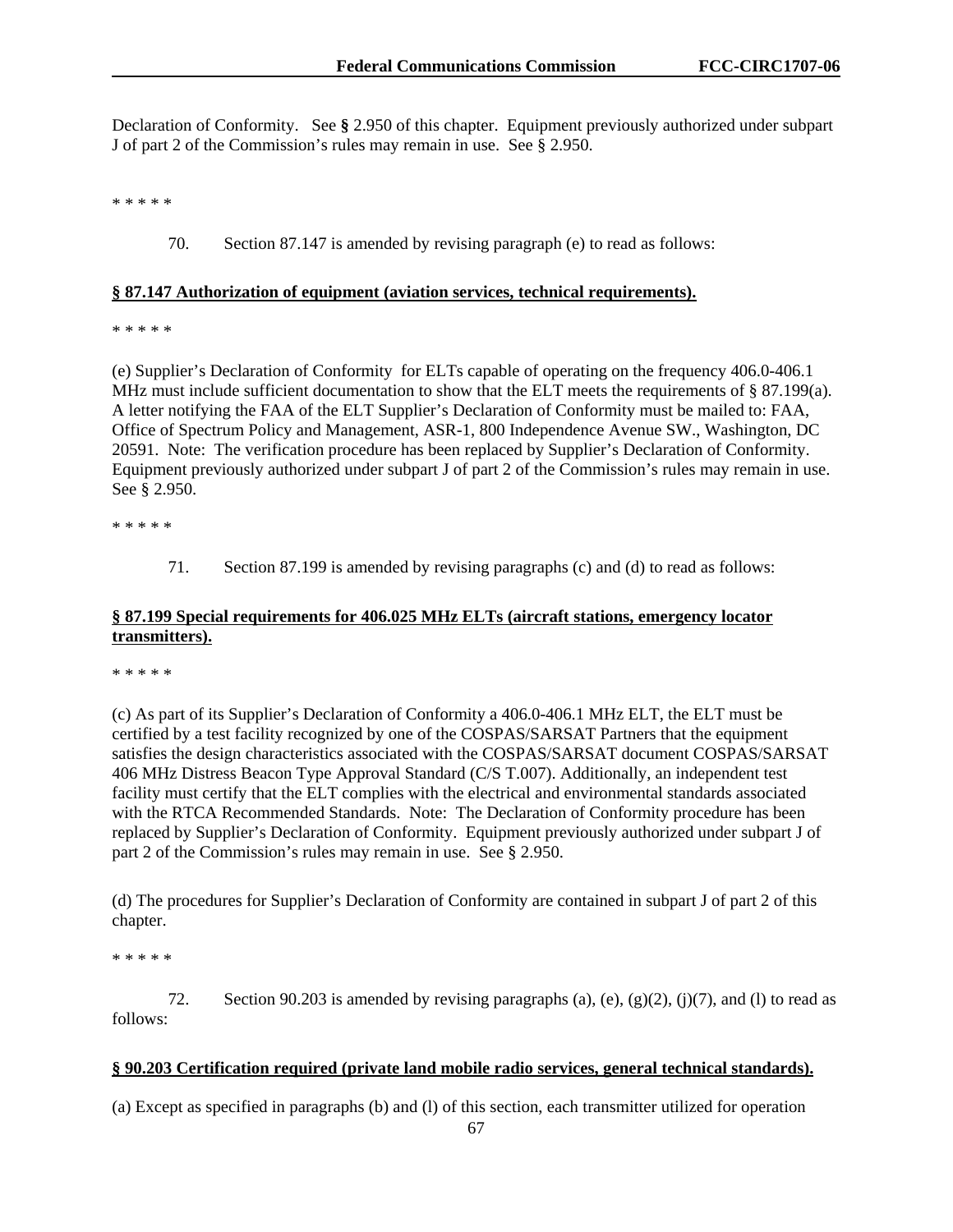Declaration of Conformity. See **§** 2.950 of this chapter. Equipment previously authorized under subpart J of part 2 of the Commission's rules may remain in use. See § 2.950.

\* \* \* \* \*

70. Section 87.147 is amended by revising paragraph (e) to read as follows:

**§ 87.147 Authorization of equipment (aviation services, technical requirements).**

\* \* \* \* \*

(e) Supplier's Declaration of Conformity for ELTs capable of operating on the frequency 406.0-406.1 MHz must include sufficient documentation to show that the ELT meets the requirements of § 87.199(a). A letter notifying the FAA of the ELT Supplier's Declaration of Conformity must be mailed to: FAA, Office of Spectrum Policy and Management, ASR-1, 800 Independence Avenue SW., Washington, DC 20591. Note: The verification procedure has been replaced by Supplier's Declaration of Conformity. Equipment previously authorized under subpart J of part 2 of the Commission's rules may remain in use. See § 2.950.

\* \* \* \* \*

71. Section 87.199 is amended by revising paragraphs (c) and (d) to read as follows:

**§ 87.199 Special requirements for 406.025 MHz ELTs (aircraft stations, emergency locator transmitters).**

\* \* \* \* \*

(c) As part of its Supplier's Declaration of Conformity a 406.0-406.1 MHz ELT, the ELT must be certified by a test facility recognized by one of the COSPAS/SARSAT Partners that the equipment satisfies the design characteristics associated with the COSPAS/SARSAT document COSPAS/SARSAT 406 MHz Distress Beacon Type Approval Standard (C/S T.007). Additionally, an independent test facility must certify that the ELT complies with the electrical and environmental standards associated with the RTCA Recommended Standards. Note: The Declaration of Conformity procedure has been replaced by Supplier's Declaration of Conformity. Equipment previously authorized under subpart J of part 2 of the Commission's rules may remain in use. See § 2.950.

(d) The procedures for Supplier's Declaration of Conformity are contained in subpart J of part 2 of this chapter.

\* \* \* \* \*

72. Section 90.203 is amended by revising paragraphs (a), (e), (g)(2), (j)(7), and (l) to read as follows:

**§ 90.203 Certification required (private land mobile radio services, general technical standards).**

(a) Except as specified in paragraphs (b) and (l) of this section, each transmitter utilized for operation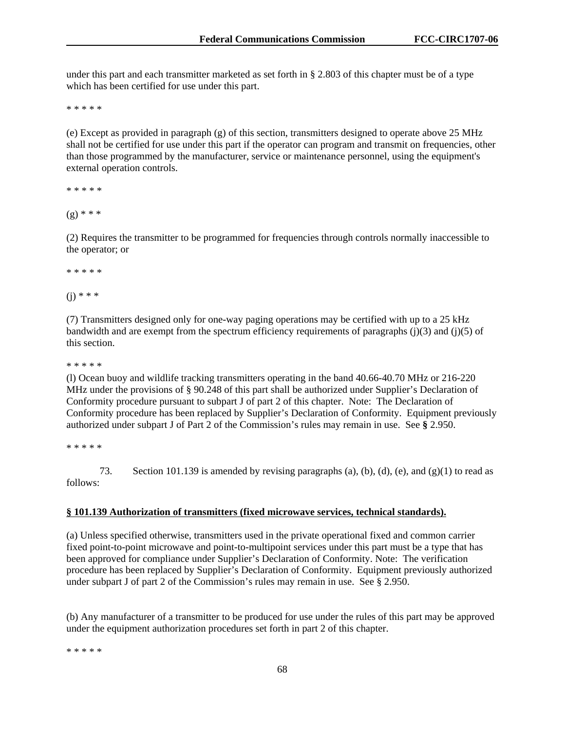under this part and each transmitter marketed as set forth in § 2.803 of this chapter must be of a type which has been certified for use under this part.

* * * * *

(e) Except as provided in paragraph (g) of this section, transmitters designed to operate above 25 MHz shall not be certified for use under this part if the operator can program and transmit on frequencies, other than those programmed by the manufacturer, service or maintenance personnel, using the equipment's external operation controls.

* * * * *

(g) * * *

(2) Requires the transmitter to be programmed for frequencies through controls normally inaccessible to the operator; or

* * * * *

(j) * * *

(7) Transmitters designed only for one-way paging operations may be certified with up to a 25 kHz bandwidth and are exempt from the spectrum efficiency requirements of paragraphs (j)(3) and (j)(5) of this section.

* * * * *

(l) Ocean buoy and wildlife tracking transmitters operating in the band 40.66-40.70 MHz or 216-220 MHz under the provisions of § 90.248 of this part shall be authorized under Supplier's Declaration of Conformity procedure pursuant to subpart J of part 2 of this chapter. Note: The Declaration of Conformity procedure has been replaced by Supplier's Declaration of Conformity. Equipment previously authorized under subpart J of Part 2 of the Commission's rules may remain in use. See **§** 2.950.

* * * * *

73. Section 101.139 is amended by revising paragraphs (a), (b), (d), (e), and (g)(1) to read as follows:

**§ 101.139 Authorization of transmitters (fixed microwave services, technical standards).**

(a) Unless specified otherwise, transmitters used in the private operational fixed and common carrier fixed point-to-point microwave and point-to-multipoint services under this part must be a type that has been approved for compliance under Supplier's Declaration of Conformity. Note: The verification procedure has been replaced by Supplier's Declaration of Conformity. Equipment previously authorized under subpart J of part 2 of the Commission's rules may remain in use. See § 2.950.

(b) Any manufacturer of a transmitter to be produced for use under the rules of this part may be approved under the equipment authorization procedures set forth in part 2 of this chapter.

* * * * *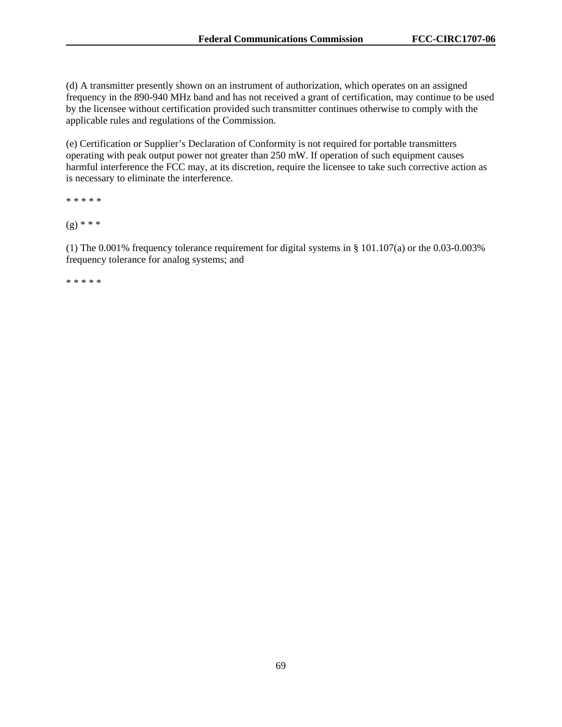(d) A transmitter presently shown on an instrument of authorization, which operates on an assigned frequency in the 890-940 MHz band and has not received a grant of certification, may continue to be used by the licensee without certification provided such transmitter continues otherwise to comply with the applicable rules and regulations of the Commission.

(e) Certification or Supplier's Declaration of Conformity is not required for portable transmitters operating with peak output power not greater than 250 mW. If operation of such equipment causes harmful interference the FCC may, at its discretion, require the licensee to take such corrective action as is necessary to eliminate the interference.

\* \* \* \* \*

(g) \* \* \*

(1) The 0.001% frequency tolerance requirement for digital systems in § 101.107(a) or the 0.03-0.003% frequency tolerance for analog systems; and

\* \* \* \* \*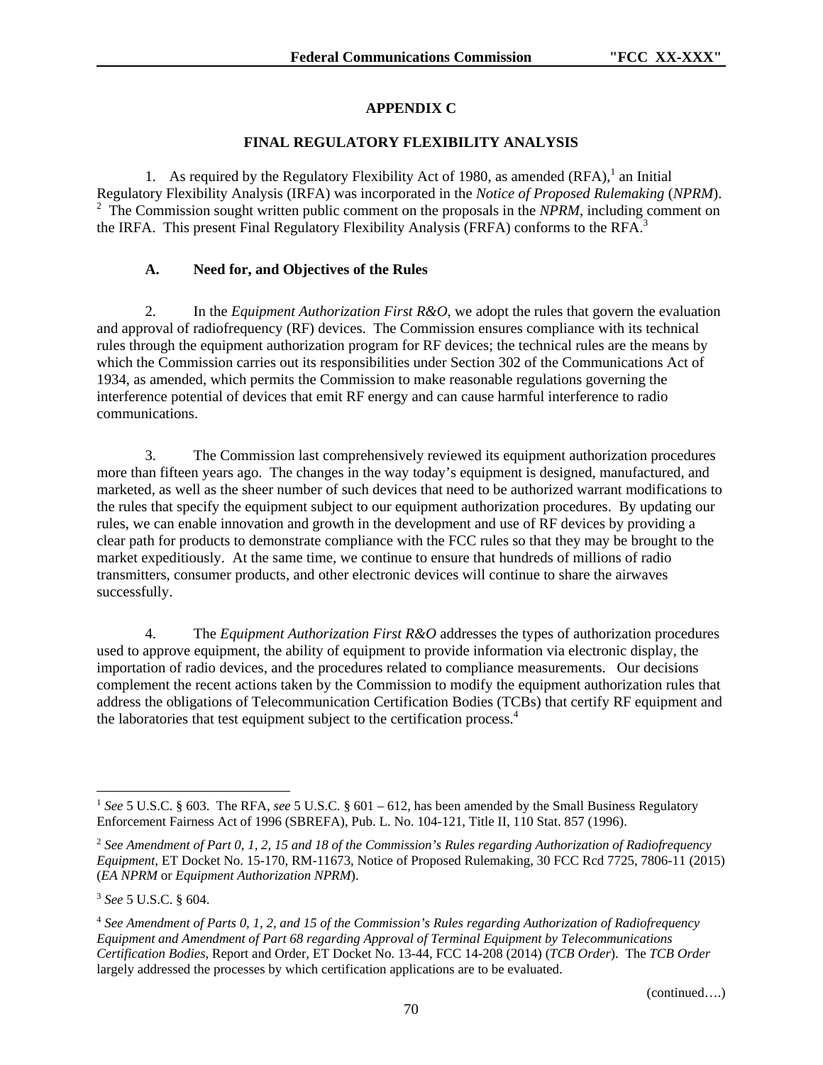## APPENDIX C

## FINAL REGULATORY FLEXIBILITY ANALYSIS

1. As required by the Regulatory Flexibility Act of 1980, as amended (RFA),[1] an Initial Regulatory Flexibility Analysis (IRFA) was incorporated in the *Notice of Proposed Rulemaking* (*NPRM*).[2] The Commission sought written public comment on the proposals in the *NPRM*, including comment on the IRFA. This present Final Regulatory Flexibility Analysis (FRFA) conforms to the RFA.[3]

### A. Need for, and Objectives of the Rules

2. In the *Equipment Authorization First R&O*, we adopt the rules that govern the evaluation and approval of radiofrequency (RF) devices. The Commission ensures compliance with its technical rules through the equipment authorization program for RF devices; the technical rules are the means by which the Commission carries out its responsibilities under Section 302 of the Communications Act of 1934, as amended, which permits the Commission to make reasonable regulations governing the interference potential of devices that emit RF energy and can cause harmful interference to radio communications.

3. The Commission last comprehensively reviewed its equipment authorization procedures more than fifteen years ago. The changes in the way today's equipment is designed, manufactured, and marketed, as well as the sheer number of such devices that need to be authorized warrant modifications to the rules that specify the equipment subject to our equipment authorization procedures. By updating our rules, we can enable innovation and growth in the development and use of RF devices by providing a clear path for products to demonstrate compliance with the FCC rules so that they may be brought to the market expeditiously. At the same time, we continue to ensure that hundreds of millions of radio transmitters, consumer products, and other electronic devices will continue to share the airwaves successfully.

4. The *Equipment Authorization First R&O* addresses the types of authorization procedures used to approve equipment, the ability of equipment to provide information via electronic display, the importation of radio devices, and the procedures related to compliance measurements. Our decisions complement the recent actions taken by the Commission to modify the equipment authorization rules that address the obligations of Telecommunication Certification Bodies (TCBs) that certify RF equipment and the laboratories that test equipment subject to the certification process.[4]

---

[1] *See* 5 U.S.C. § 603. The RFA, *see* 5 U.S.C. § 601 – 612, has been amended by the Small Business Regulatory Enforcement Fairness Act of 1996 (SBREFA), Pub. L. No. 104-121, Title II, 110 Stat. 857 (1996).

[2] *See Amendment of Part 0, 1, 2, 15 and 18 of the Commission's Rules regarding Authorization of Radiofrequency Equipment*, ET Docket No. 15-170, RM-11673, Notice of Proposed Rulemaking, 30 FCC Rcd 7725, 7806-11 (2015) (*EA NPRM* or *Equipment Authorization NPRM*).

[3] *See* 5 U.S.C. § 604.

[4] *See Amendment of Parts 0, 1, 2, and 15 of the Commission's Rules regarding Authorization of Radiofrequency Equipment and Amendment of Part 68 regarding Approval of Terminal Equipment by Telecommunications Certification Bodies,* Report and Order, ET Docket No. 13-44, FCC 14-208 (2014) (*TCB Order*). The *TCB Order* largely addressed the processes by which certification applications are to be evaluated.

(continued….)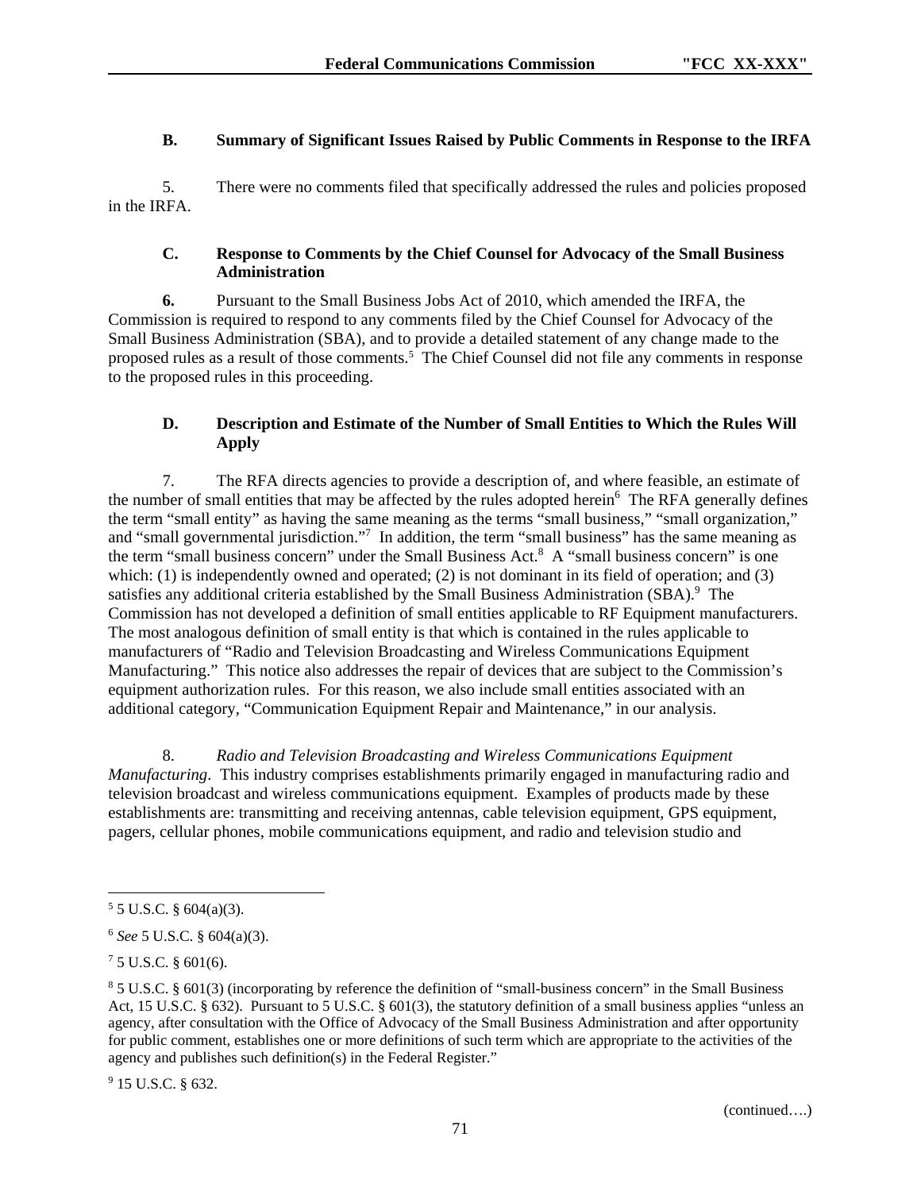### B. Summary of Significant Issues Raised by Public Comments in Response to the IRFA

5. There were no comments filed that specifically addressed the rules and policies proposed in the IRFA.

### C. Response to Comments by the Chief Counsel for Advocacy of the Small Business Administration

**6.** Pursuant to the Small Business Jobs Act of 2010, which amended the IRFA, the Commission is required to respond to any comments filed by the Chief Counsel for Advocacy of the Small Business Administration (SBA), and to provide a detailed statement of any change made to the proposed rules as a result of those comments.[5] The Chief Counsel did not file any comments in response to the proposed rules in this proceeding.

### D. Description and Estimate of the Number of Small Entities to Which the Rules Will Apply

7. The RFA directs agencies to provide a description of, and where feasible, an estimate of the number of small entities that may be affected by the rules adopted herein[6] The RFA generally defines the term "small entity" as having the same meaning as the terms "small business," "small organization," and "small governmental jurisdiction."[7] In addition, the term "small business" has the same meaning as the term "small business concern" under the Small Business Act.[8] A "small business concern" is one which: (1) is independently owned and operated; (2) is not dominant in its field of operation; and (3) satisfies any additional criteria established by the Small Business Administration (SBA).[9] The Commission has not developed a definition of small entities applicable to RF Equipment manufacturers. The most analogous definition of small entity is that which is contained in the rules applicable to manufacturers of "Radio and Television Broadcasting and Wireless Communications Equipment Manufacturing." This notice also addresses the repair of devices that are subject to the Commission's equipment authorization rules. For this reason, we also include small entities associated with an additional category, "Communication Equipment Repair and Maintenance," in our analysis.

8. *Radio and Television Broadcasting and Wireless Communications Equipment Manufacturing*. This industry comprises establishments primarily engaged in manufacturing radio and television broadcast and wireless communications equipment. Examples of products made by these establishments are: transmitting and receiving antennas, cable television equipment, GPS equipment, pagers, cellular phones, mobile communications equipment, and radio and television studio and

---

[5] 5 U.S.C. § 604(a)(3).

[6] *See* 5 U.S.C. § 604(a)(3).

[7] 5 U.S.C. § 601(6).

[8] 5 U.S.C. § 601(3) (incorporating by reference the definition of "small-business concern" in the Small Business Act, 15 U.S.C. § 632). Pursuant to 5 U.S.C. § 601(3), the statutory definition of a small business applies "unless an agency, after consultation with the Office of Advocacy of the Small Business Administration and after opportunity for public comment, establishes one or more definitions of such term which are appropriate to the activities of the agency and publishes such definition(s) in the Federal Register."

[9] 15 U.S.C. § 632.

(continued….)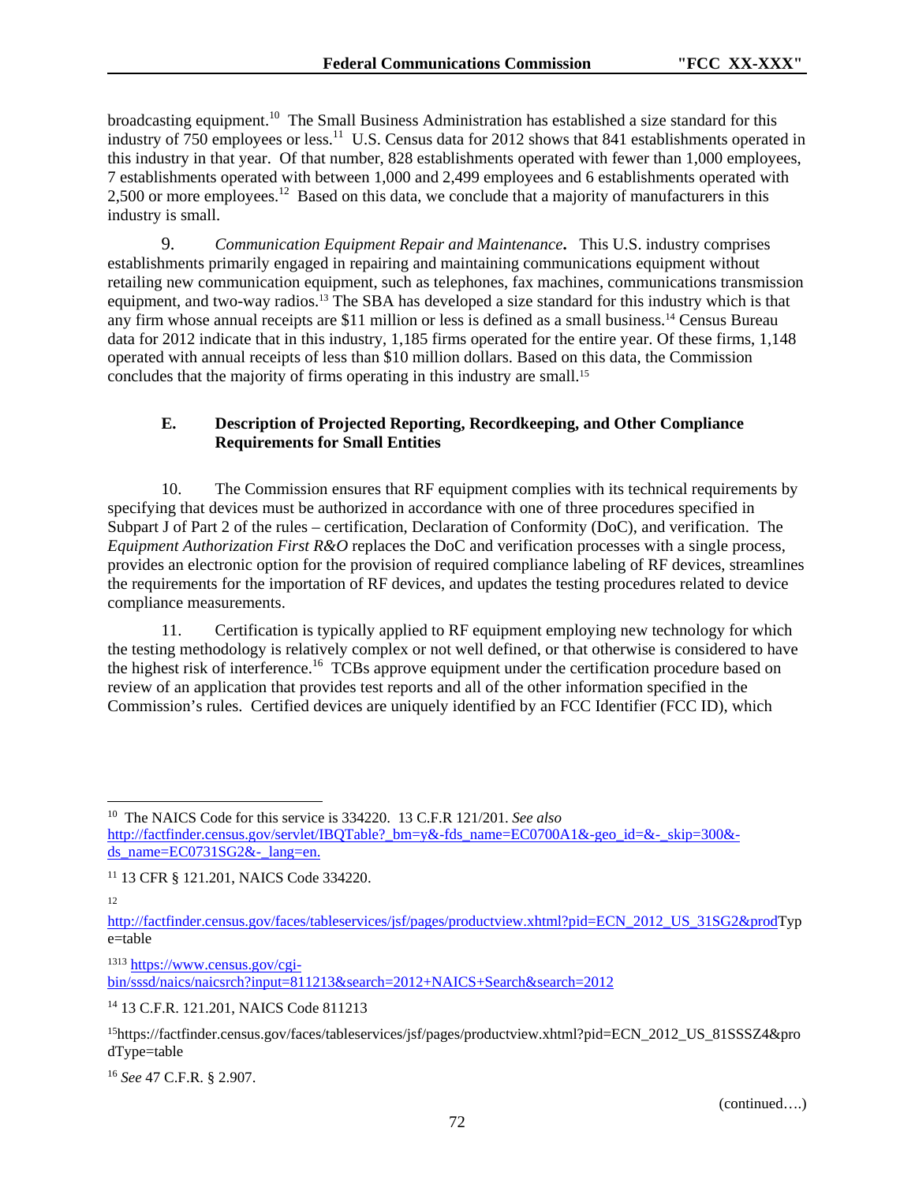broadcasting equipment.[10] The Small Business Administration has established a size standard for this industry of 750 employees or less.[11] U.S. Census data for 2012 shows that 841 establishments operated in this industry in that year. Of that number, 828 establishments operated with fewer than 1,000 employees, 7 establishments operated with between 1,000 and 2,499 employees and 6 establishments operated with 2,500 or more employees.[12] Based on this data, we conclude that a majority of manufacturers in this industry is small.

9. *Communication Equipment Repair and Maintenance***.** This U.S. industry comprises establishments primarily engaged in repairing and maintaining communications equipment without retailing new communication equipment, such as telephones, fax machines, communications transmission equipment, and two-way radios.[13] The SBA has developed a size standard for this industry which is that any firm whose annual receipts are $11 million or less is defined as a small business.[14] Census Bureau data for 2012 indicate that in this industry, 1,185 firms operated for the entire year. Of these firms, 1,148 operated with annual receipts of less than $10 million dollars. Based on this data, the Commission concludes that the majority of firms operating in this industry are small.[15]

### E. Description of Projected Reporting, Recordkeeping, and Other Compliance Requirements for Small Entities

10. The Commission ensures that RF equipment complies with its technical requirements by specifying that devices must be authorized in accordance with one of three procedures specified in Subpart J of Part 2 of the rules – certification, Declaration of Conformity (DoC), and verification. The *Equipment Authorization First R&O* replaces the DoC and verification processes with a single process, provides an electronic option for the provision of required compliance labeling of RF devices, streamlines the requirements for the importation of RF devices, and updates the testing procedures related to device compliance measurements.

11. Certification is typically applied to RF equipment employing new technology for which the testing methodology is relatively complex or not well defined, or that otherwise is considered to have the highest risk of interference.[16] TCBs approve equipment under the certification procedure based on review of an application that provides test reports and all of the other information specified in the Commission's rules. Certified devices are uniquely identified by an FCC Identifier (FCC ID), which

---

[10] The NAICS Code for this service is 334220. 13 C.F.R 121/201. *See also* http://factfinder.census.gov/servlet/IBQTable?_bm=y&-fds_name=EC0700A1&-geo_id=&-_skip=300&-ds_name=EC0731SG2&-_lang=en.

[11] 13 CFR § 121.201, NAICS Code 334220.

[12] http://factfinder.census.gov/faces/tableservices/jsf/pages/productview.xhtml?pid=ECN_2012_US_31SG2&prodType=table

[13] [13] https://www.census.gov/cgi-bin/sssd/naics/naicsrch?input=811213&search=2012+NAICS+Search&search=2012

[14] 13 C.F.R. 121.201, NAICS Code 811213

[15] https://factfinder.census.gov/faces/tableservices/jsf/pages/productview.xhtml?pid=ECN_2012_US_81SSSZ4&prodType=table

[16] *See* 47 C.F.R. § 2.907.

(continued….)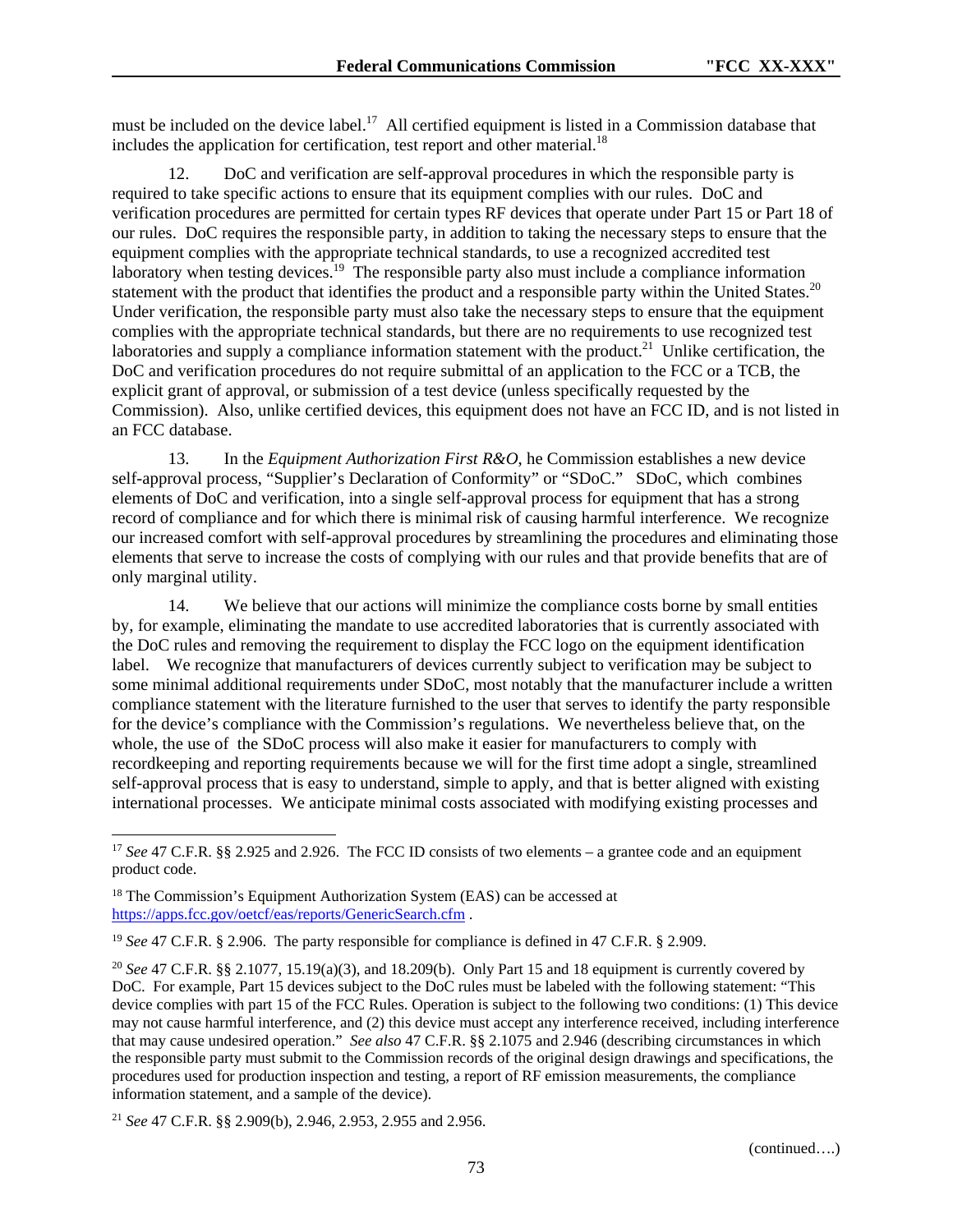must be included on the device label.[17] All certified equipment is listed in a Commission database that includes the application for certification, test report and other material.[18]

12. DoC and verification are self-approval procedures in which the responsible party is required to take specific actions to ensure that its equipment complies with our rules. DoC and verification procedures are permitted for certain types RF devices that operate under Part 15 or Part 18 of our rules. DoC requires the responsible party, in addition to taking the necessary steps to ensure that the equipment complies with the appropriate technical standards, to use a recognized accredited test laboratory when testing devices.[19] The responsible party also must include a compliance information statement with the product that identifies the product and a responsible party within the United States.[20] Under verification, the responsible party must also take the necessary steps to ensure that the equipment complies with the appropriate technical standards, but there are no requirements to use recognized test laboratories and supply a compliance information statement with the product.[21] Unlike certification, the DoC and verification procedures do not require submittal of an application to the FCC or a TCB, the explicit grant of approval, or submission of a test device (unless specifically requested by the Commission). Also, unlike certified devices, this equipment does not have an FCC ID, and is not listed in an FCC database.

13. In the *Equipment Authorization First R&O*, he Commission establishes a new device self-approval process, "Supplier's Declaration of Conformity" or "SDoC." SDoC, which combines elements of DoC and verification, into a single self-approval process for equipment that has a strong record of compliance and for which there is minimal risk of causing harmful interference. We recognize our increased comfort with self-approval procedures by streamlining the procedures and eliminating those elements that serve to increase the costs of complying with our rules and that provide benefits that are of only marginal utility.

14. We believe that our actions will minimize the compliance costs borne by small entities by, for example, eliminating the mandate to use accredited laboratories that is currently associated with the DoC rules and removing the requirement to display the FCC logo on the equipment identification label. We recognize that manufacturers of devices currently subject to verification may be subject to some minimal additional requirements under SDoC, most notably that the manufacturer include a written compliance statement with the literature furnished to the user that serves to identify the party responsible for the device's compliance with the Commission's regulations. We nevertheless believe that, on the whole, the use of the SDoC process will also make it easier for manufacturers to comply with recordkeeping and reporting requirements because we will for the first time adopt a single, streamlined self-approval process that is easy to understand, simple to apply, and that is better aligned with existing international processes. We anticipate minimal costs associated with modifying existing processes and

---

[17] *See* 47 C.F.R. §§ 2.925 and 2.926. The FCC ID consists of two elements – a grantee code and an equipment product code.

[18] The Commission's Equipment Authorization System (EAS) can be accessed at https://apps.fcc.gov/oetcf/eas/reports/GenericSearch.cfm .

[19] *See* 47 C.F.R. § 2.906. The party responsible for compliance is defined in 47 C.F.R. § 2.909.

[20] *See* 47 C.F.R. §§ 2.1077, 15.19(a)(3), and 18.209(b). Only Part 15 and 18 equipment is currently covered by DoC. For example, Part 15 devices subject to the DoC rules must be labeled with the following statement: "This device complies with part 15 of the FCC Rules. Operation is subject to the following two conditions: (1) This device may not cause harmful interference, and (2) this device must accept any interference received, including interference that may cause undesired operation." *See also* 47 C.F.R. §§ 2.1075 and 2.946 (describing circumstances in which the responsible party must submit to the Commission records of the original design drawings and specifications, the procedures used for production inspection and testing, a report of RF emission measurements, the compliance information statement, and a sample of the device).

[21] *See* 47 C.F.R. §§ 2.909(b), 2.946, 2.953, 2.955 and 2.956.

(continued….)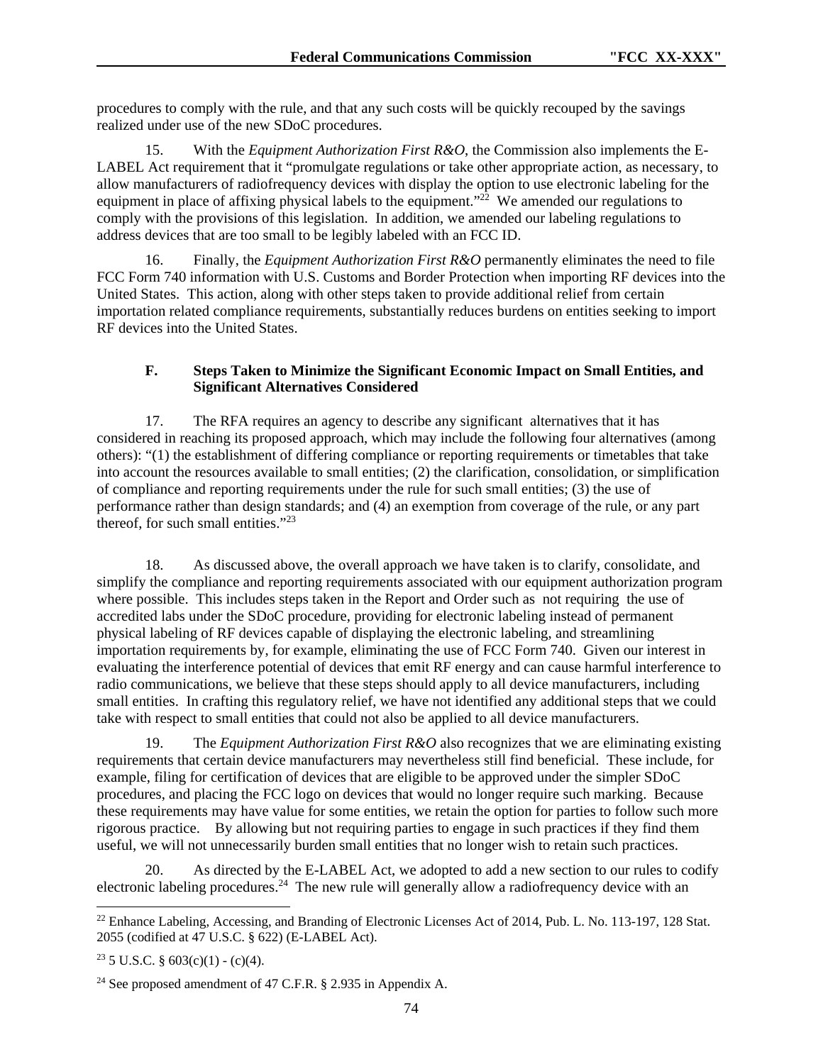procedures to comply with the rule, and that any such costs will be quickly recouped by the savings realized under use of the new SDoC procedures.

15. With the *Equipment Authorization First R&O*, the Commission also implements the E-LABEL Act requirement that it "promulgate regulations or take other appropriate action, as necessary, to allow manufacturers of radiofrequency devices with display the option to use electronic labeling for the equipment in place of affixing physical labels to the equipment."[22] We amended our regulations to comply with the provisions of this legislation. In addition, we amended our labeling regulations to address devices that are too small to be legibly labeled with an FCC ID.

16. Finally, the *Equipment Authorization First R&O* permanently eliminates the need to file FCC Form 740 information with U.S. Customs and Border Protection when importing RF devices into the United States. This action, along with other steps taken to provide additional relief from certain importation related compliance requirements, substantially reduces burdens on entities seeking to import RF devices into the United States.

### F. Steps Taken to Minimize the Significant Economic Impact on Small Entities, and Significant Alternatives Considered

17. The RFA requires an agency to describe any significant alternatives that it has considered in reaching its proposed approach, which may include the following four alternatives (among others): "(1) the establishment of differing compliance or reporting requirements or timetables that take into account the resources available to small entities; (2) the clarification, consolidation, or simplification of compliance and reporting requirements under the rule for such small entities; (3) the use of performance rather than design standards; and (4) an exemption from coverage of the rule, or any part thereof, for such small entities."[23]

18. As discussed above, the overall approach we have taken is to clarify, consolidate, and simplify the compliance and reporting requirements associated with our equipment authorization program where possible. This includes steps taken in the Report and Order such as not requiring the use of accredited labs under the SDoC procedure, providing for electronic labeling instead of permanent physical labeling of RF devices capable of displaying the electronic labeling, and streamlining importation requirements by, for example, eliminating the use of FCC Form 740. Given our interest in evaluating the interference potential of devices that emit RF energy and can cause harmful interference to radio communications, we believe that these steps should apply to all device manufacturers, including small entities. In crafting this regulatory relief, we have not identified any additional steps that we could take with respect to small entities that could not also be applied to all device manufacturers.

19. The *Equipment Authorization First R&O* also recognizes that we are eliminating existing requirements that certain device manufacturers may nevertheless still find beneficial. These include, for example, filing for certification of devices that are eligible to be approved under the simpler SDoC procedures, and placing the FCC logo on devices that would no longer require such marking. Because these requirements may have value for some entities, we retain the option for parties to follow such more rigorous practice. By allowing but not requiring parties to engage in such practices if they find them useful, we will not unnecessarily burden small entities that no longer wish to retain such practices.

20. As directed by the E-LABEL Act, we adopted to add a new section to our rules to codify electronic labeling procedures.[24] The new rule will generally allow a radiofrequency device with an

---

[22] Enhance Labeling, Accessing, and Branding of Electronic Licenses Act of 2014, Pub. L. No. 113-197, 128 Stat. 2055 (codified at 47 U.S.C. § 622) (E-LABEL Act).

[23] 5 U.S.C. § 603(c)(1) - (c)(4).

[24] See proposed amendment of 47 C.F.R. § 2.935 in Appendix A.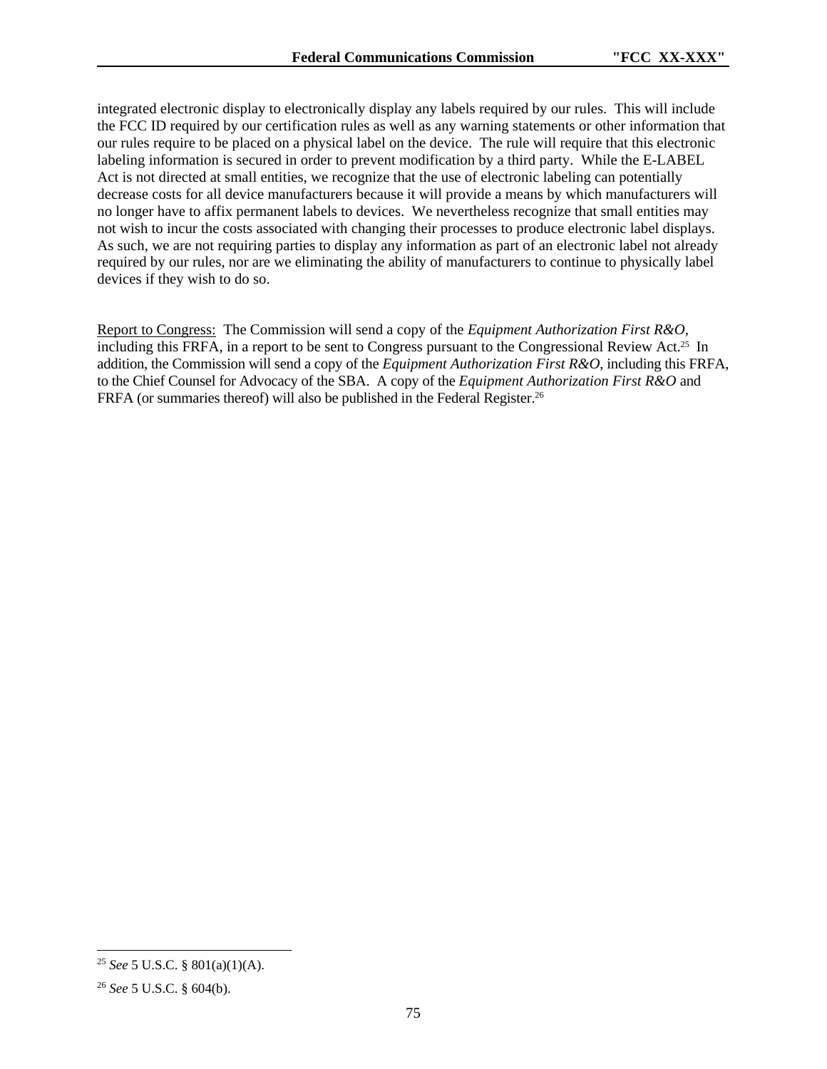integrated electronic display to electronically display any labels required by our rules. This will include the FCC ID required by our certification rules as well as any warning statements or other information that our rules require to be placed on a physical label on the device. The rule will require that this electronic labeling information is secured in order to prevent modification by a third party. While the E-LABEL Act is not directed at small entities, we recognize that the use of electronic labeling can potentially decrease costs for all device manufacturers because it will provide a means by which manufacturers will no longer have to affix permanent labels to devices. We nevertheless recognize that small entities may not wish to incur the costs associated with changing their processes to produce electronic label displays. As such, we are not requiring parties to display any information as part of an electronic label not already required by our rules, nor are we eliminating the ability of manufacturers to continue to physically label devices if they wish to do so.

Report to Congress: The Commission will send a copy of the *Equipment Authorization First R&O*, including this FRFA, in a report to be sent to Congress pursuant to the Congressional Review Act.[25] In addition, the Commission will send a copy of the *Equipment Authorization First R&O*, including this FRFA, to the Chief Counsel for Advocacy of the SBA. A copy of the *Equipment Authorization First R&O* and FRFA (or summaries thereof) will also be published in the Federal Register.[26]

---

[25] *See* 5 U.S.C. § 801(a)(1)(A).

[26] *See* 5 U.S.C. § 604(b).